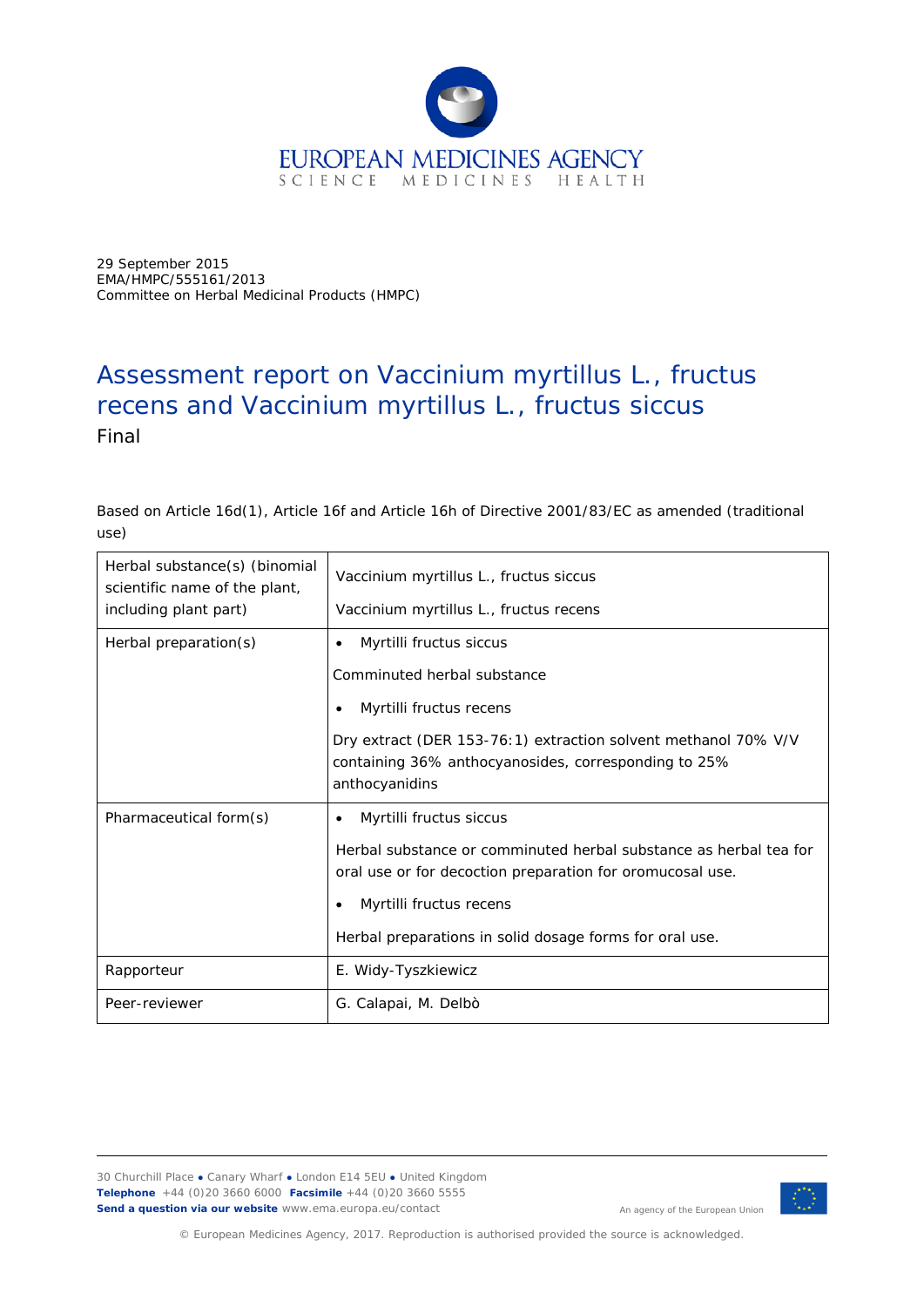EUROPEAN MEDICINES AGENCY
SCIENCE MEDICINES HEALTH

29 September 2015
EMA/HMPC/555161/2013
Committee on Herbal Medicinal Products (HMPC)

# Assessment report on Vaccinium myrtillus L., fructus recens and Vaccinium myrtillus L., fructus siccus

Final

Based on Article 16d(1), Article 16f and Article 16h of Directive 2001/83/EC as amended (traditional use)

| Herbal substance(s) (binomial scientific name of the plant, including plant part) | Vaccinium myrtillus L., fructus siccus<br><br>Vaccinium myrtillus L., fructus recens |
|---|---|
| Herbal preparation(s) | • Myrtilli fructus siccus<br><br>Comminuted herbal substance<br><br>• Myrtilli fructus recens<br><br>Dry extract (DER 153-76:1) extraction solvent methanol 70% V/V containing 36% anthocyanosides, corresponding to 25% anthocyanidins |
| Pharmaceutical form(s) | • Myrtilli fructus siccus<br><br>Herbal substance or comminuted herbal substance as herbal tea for oral use or for decoction preparation for oromucosal use.<br><br>• Myrtilli fructus recens<br><br>Herbal preparations in solid dosage forms for oral use. |
| Rapporteur | E. Widy-Tyszkiewicz |
| Peer-reviewer | G. Calapai, M. Delbò |

30 Churchill Place ● Canary Wharf ● London E14 5EU ● United Kingdom
**Telephone** +44 (0)20 3660 6000 **Facsimile** +44 (0)20 3660 5555
**Send a question via our website** www.ema.europa.eu/contact

An agency of the European Union

© European Medicines Agency, 2017. Reproduction is authorised provided the source is acknowledged.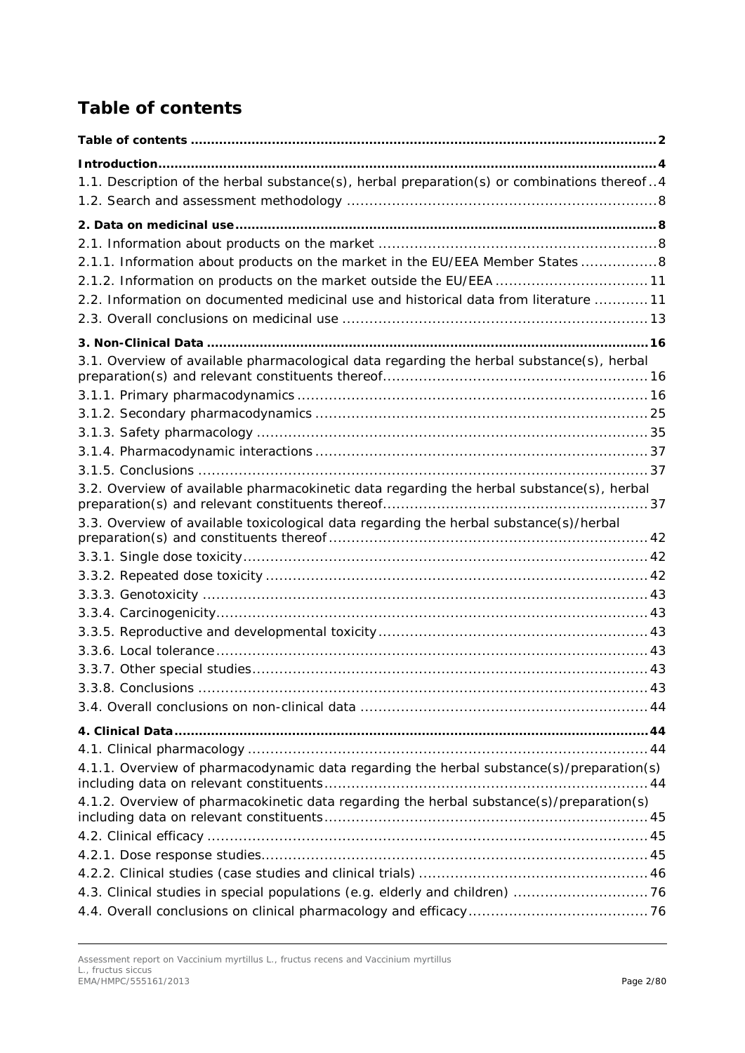# Table of contents

**Table of contents** ... 2

**Introduction** ... 4

1.1. Description of the herbal substance(s), herbal preparation(s) or combinations thereof ... 4

1.2. Search and assessment methodology ... 8

**2. Data on medicinal use** ... 8

2.1. Information about products on the market ... 8

2.1.1. Information about products on the market in the EU/EEA Member States ... 8

2.1.2. Information on products on the market outside the EU/EEA ... 11

2.2. Information on documented medicinal use and historical data from literature ... 11

2.3. Overall conclusions on medicinal use ... 13

**3. Non-Clinical Data** ... 16

3.1. Overview of available pharmacological data regarding the herbal substance(s), herbal preparation(s) and relevant constituents thereof ... 16

3.1.1. Primary pharmacodynamics ... 16

3.1.2. Secondary pharmacodynamics ... 25

3.1.3. Safety pharmacology ... 35

3.1.4. Pharmacodynamic interactions ... 37

3.1.5. Conclusions ... 37

3.2. Overview of available pharmacokinetic data regarding the herbal substance(s), herbal preparation(s) and relevant constituents thereof ... 37

3.3. Overview of available toxicological data regarding the herbal substance(s)/herbal preparation(s) and constituents thereof ... 42

3.3.1. Single dose toxicity ... 42

3.3.2. Repeated dose toxicity ... 42

3.3.3. Genotoxicity ... 43

3.3.4. Carcinogenicity ... 43

3.3.5. Reproductive and developmental toxicity ... 43

3.3.6. Local tolerance ... 43

3.3.7. Other special studies ... 43

3.3.8. Conclusions ... 43

3.4. Overall conclusions on non-clinical data ... 44

**4. Clinical Data** ... 44

4.1. Clinical pharmacology ... 44

4.1.1. Overview of pharmacodynamic data regarding the herbal substance(s)/preparation(s) including data on relevant constituents ... 44

4.1.2. Overview of pharmacokinetic data regarding the herbal substance(s)/preparation(s) including data on relevant constituents ... 45

4.2. Clinical efficacy ... 45

4.2.1. Dose response studies ... 45

4.2.2. Clinical studies (case studies and clinical trials) ... 46

4.3. Clinical studies in special populations (e.g. elderly and children) ... 76

4.4. Overall conclusions on clinical pharmacology and efficacy ... 76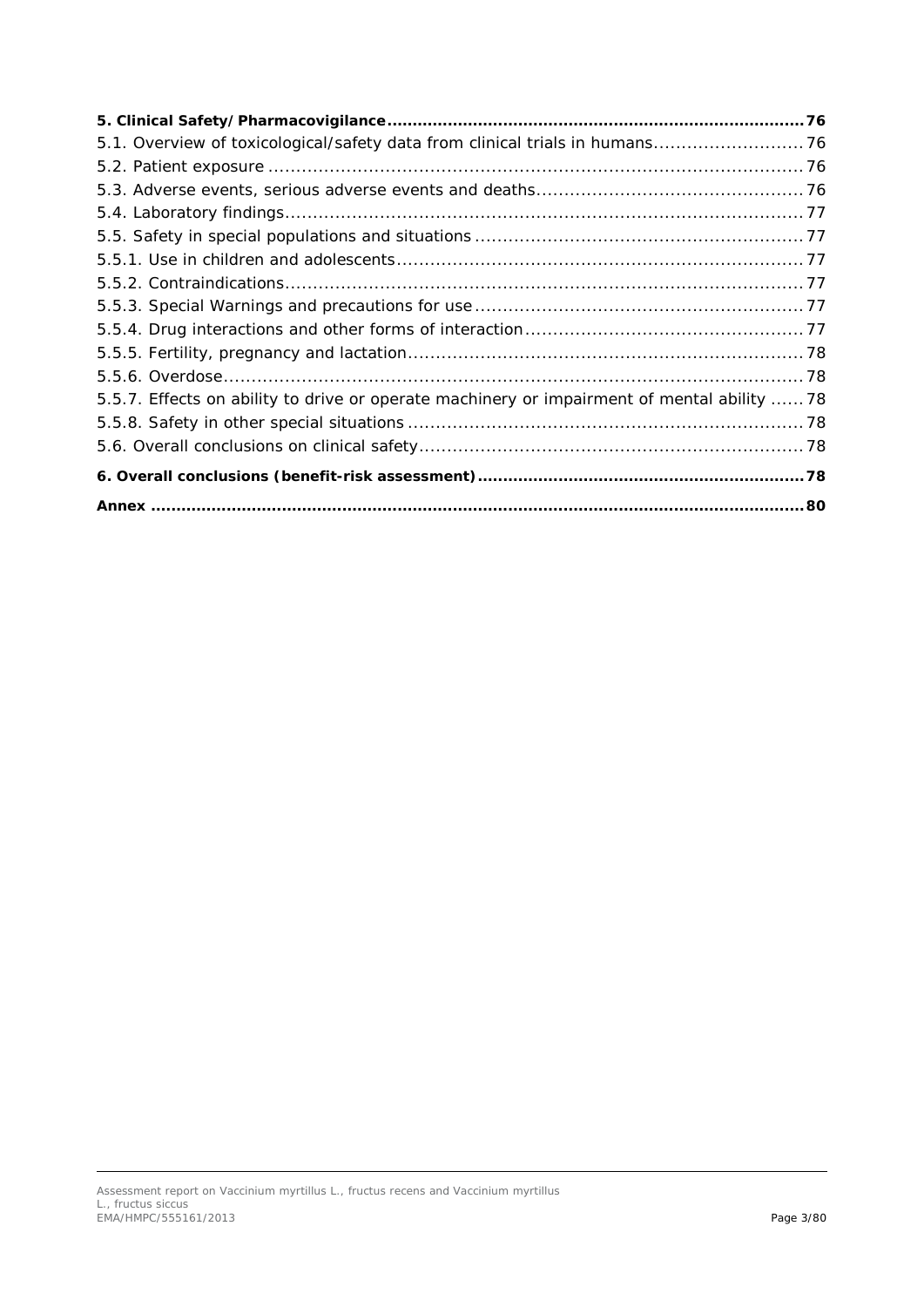**5. Clinical Safety/Pharmacovigilance ... 76**

5.1. Overview of toxicological/safety data from clinical trials in humans ... 76

5.2. Patient exposure ... 76

5.3. Adverse events, serious adverse events and deaths ... 76

5.4. Laboratory findings ... 77

5.5. Safety in special populations and situations ... 77

5.5.1. Use in children and adolescents ... 77

5.5.2. Contraindications ... 77

5.5.3. Special Warnings and precautions for use ... 77

5.5.4. Drug interactions and other forms of interaction ... 77

5.5.5. Fertility, pregnancy and lactation ... 78

5.5.6. Overdose ... 78

5.5.7. Effects on ability to drive or operate machinery or impairment of mental ability ... 78

5.5.8. Safety in other special situations ... 78

5.6. Overall conclusions on clinical safety ... 78

**6. Overall conclusions (benefit-risk assessment) ... 78**

**Annex ... 80**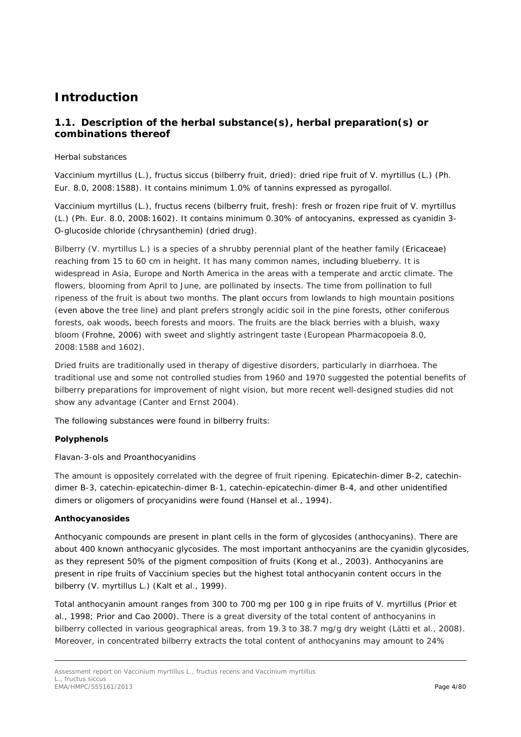# Introduction

## 1.1. Description of the herbal substance(s), herbal preparation(s) or combinations thereof

Herbal substances

*Vaccinium myrtillus* (L.), fructus siccus (bilberry fruit, dried): dried ripe fruit of *V. myrtillus* (L.) (Ph. Eur. 8.0, 2008:1588). It contains minimum 1.0% of tannins expressed as pyrogallol.

*Vaccinium myrtillus* (L.), fructus recens (bilberry fruit, fresh): fresh or frozen ripe fruit of *V. myrtillus* (L.) (Ph. Eur. 8.0, 2008:1602). It contains minimum 0.30% of antocyanins, expressed as cyanidin 3-O-glucoside chloride (chrysanthemin) (dried drug).

Bilberry (*V. myrtillus* L.) is a species of a shrubby perennial plant of the heather family (Ericaceae) reaching from 15 to 60 cm in height. It has many common names, including blueberry. It is widespread in Asia, Europe and North America in the areas with a temperate and arctic climate. The flowers, blooming from April to June, are pollinated by insects. The time from pollination to full ripeness of the fruit is about two months. The plant occurs from lowlands to high mountain positions (even above the tree line) and plant prefers strongly acidic soil in the pine forests, other coniferous forests, oak woods, beech forests and moors. The fruits are the black berries with a bluish, waxy bloom (Frohne, 2006) with sweet and slightly astringent taste (European Pharmacopoeia 8.0, 2008:1588 and 1602).

Dried fruits are traditionally used in therapy of digestive disorders, particularly in diarrhoea. The traditional use and some not controlled studies from 1960 and 1970 suggested the potential benefits of bilberry preparations for improvement of night vision, but more recent well-designed studies did not show any advantage (Canter and Ernst 2004).

The following substances were found in bilberry fruits:

**Polyphenols**

Flavan-3-ols and Proanthocyanidins

The amount is oppositely correlated with the degree of fruit ripening. Epicatechin-dimer B-2, catechin-dimer B-3, catechin-epicatechin-dimer B-1, catechin-epicatechin-dimer B-4, and other unidentified dimers or oligomers of procyanidins were found (Hansel et al., 1994).

**Anthocyanosides**

Anthocyanic compounds are present in plant cells in the form of glycosides (anthocyanins). There are about 400 known anthocyanic glycosides. The most important anthocyanins are the cyanidin glycosides, as they represent 50% of the pigment composition of fruits (Kong et al., 2003). Anthocyanins are present in ripe fruits of *Vaccinium* species but the highest total anthocyanin content occurs in the bilberry (*V. myrtillus* L.) (Kalt et al., 1999).

Total anthocyanin amount ranges from 300 to 700 mg per 100 g in ripe fruits of *V. myrtillus* (Prior et al., 1998; Prior and Cao 2000). There is a great diversity of the total content of anthocyanins in bilberry collected in various geographical areas, from 19.3 to 38.7 mg/g dry weight (Lätti et al., 2008). Moreover, in concentrated bilberry extracts the total content of anthocyanins may amount to 24%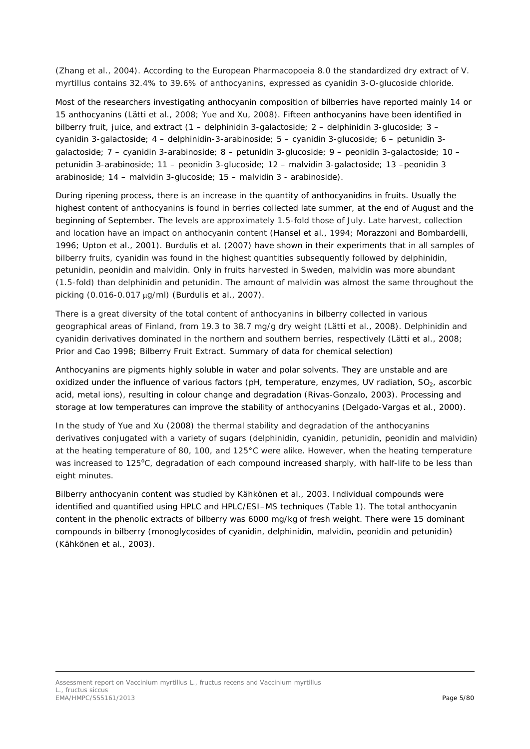(Zhang et al., 2004). According to the European Pharmacopoeia 8.0 the standardized dry extract of *V. myrtillus* contains 32.4% to 39.6% of anthocyanins, expressed as cyanidin 3-O-glucoside chloride.

Most of the researchers investigating anthocyanin composition of bilberries have reported mainly 14 or 15 anthocyanins (Lätti et al., 2008; Yue and Xu, 2008). Fifteen anthocyanins have been identified in bilberry fruit, juice, and extract (1 – delphinidin 3-galactoside; 2 – delphinidin 3-glucoside; 3 – cyanidin 3-galactoside; 4 – delphinidin-3-arabinoside; 5 – cyanidin 3-glucoside; 6 – petunidin 3-galactoside; 7 – cyanidin 3-arabinoside; 8 – petunidin 3-glucoside; 9 – peonidin 3-galactoside; 10 – petunidin 3-arabinoside; 11 – peonidin 3-glucoside; 12 – malvidin 3-galactoside; 13 –peonidin 3 arabinoside; 14 – malvidin 3-glucoside; 15 – malvidin 3 - arabinoside).

During ripening process, there is an increase in the quantity of anthocyanidins in fruits. Usually the highest content of anthocyanins is found in berries collected late summer, at the end of August and the beginning of September. The levels are approximately 1.5-fold those of July. Late harvest, collection and location have an impact on anthocyanin content (Hansel et al., 1994; Morazzoni and Bombardelli, 1996; Upton et al., 2001). Burdulis et al. (2007) have shown in their experiments that in all samples of bilberry fruits, cyanidin was found in the highest quantities subsequently followed by delphinidin, petunidin, peonidin and malvidin. Only in fruits harvested in Sweden, malvidin was more abundant (1.5-fold) than delphinidin and petunidin. The amount of malvidin was almost the same throughout the picking (0.016-0.017 μg/ml) (Burdulis et al., 2007).

There is a great diversity of the total content of anthocyanins in bilberry collected in various geographical areas of Finland, from 19.3 to 38.7 mg/g dry weight (Lätti et al., 2008). Delphinidin and cyanidin derivatives dominated in the northern and southern berries, respectively (Lätti et al., 2008; Prior and Cao 1998; Bilberry Fruit Extract. Summary of data for chemical selection)

Anthocyanins are pigments highly soluble in water and polar solvents. They are unstable and are oxidized under the influence of various factors (pH, temperature, enzymes, UV radiation, $SO_2$, ascorbic acid, metal ions), resulting in colour change and degradation (Rivas-Gonzalo, 2003). Processing and storage at low temperatures can improve the stability of anthocyanins (Delgado-Vargas et al., 2000).

In the study of Yue and Xu (2008) the thermal stability and degradation of the anthocyanins derivatives conjugated with a variety of sugars (delphinidin, cyanidin, petunidin, peonidin and malvidin) at the heating temperature of 80, 100, and 125°C were alike. However, when the heating temperature was increased to 125°C, degradation of each compound increased sharply, with half-life to be less than eight minutes.

Bilberry anthocyanin content was studied by Kähkönen et al., 2003. Individual compounds were identified and quantified using HPLC and HPLC/ESI–MS techniques (Table 1). The total anthocyanin content in the phenolic extracts of bilberry was 6000 mg/kg of fresh weight. There were 15 dominant compounds in bilberry (monoglycosides of cyanidin, delphinidin, malvidin, peonidin and petunidin) (Kähkönen et al., 2003).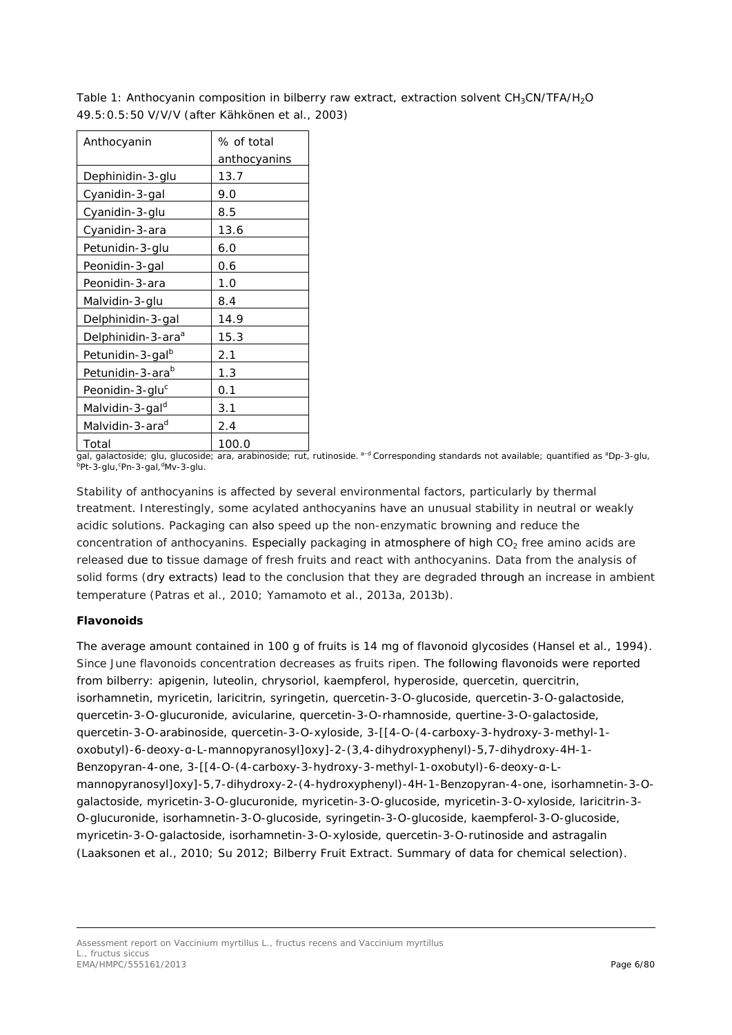Table 1: Anthocyanin composition in bilberry raw extract, extraction solvent $CH_3CN/TFA/H_2O$ 49.5:0.5:50 V/V/V (after Kähkönen et al., 2003)

| Anthocyanin | % of total anthocyanins |
|---|---|
| Dephinidin-3-glu | 13.7 |
| Cyanidin-3-gal | 9.0 |
| Cyanidin-3-glu | 8.5 |
| Cyanidin-3-ara | 13.6 |
| Petunidin-3-glu | 6.0 |
| Peonidin-3-gal | 0.6 |
| Peonidin-3-ara | 1.0 |
| Malvidin-3-glu | 8.4 |
| Delphinidin-3-gal | 14.9 |
| Delphinidin-3-ara[a] | 15.3 |
| Petunidin-3-gal[b] | 2.1 |
| Petunidin-3-ara[b] | 1.3 |
| Peonidin-3-glu[c] | 0.1 |
| Malvidin-3-gal[d] | 3.1 |
| Malvidin-3-ara[d] | 2.4 |
| Total | 100.0 |

gal, galactoside; glu, glucoside; ara, arabinoside; rut, rutinoside. [a–d] Corresponding standards not available; quantified as [a]Dp-3-glu, [b]Pt-3-glu,[c]Pn-3-gal,[d]Mv-3-glu.

Stability of anthocyanins is affected by several environmental factors, particularly by thermal treatment. Interestingly, some acylated anthocyanins have an unusual stability in neutral or weakly acidic solutions. Packaging can also speed up the non-enzymatic browning and reduce the concentration of anthocyanins. Especially packaging in atmosphere of high $CO_2$ free amino acids are released due to tissue damage of fresh fruits and react with anthocyanins. Data from the analysis of solid forms (dry extracts) lead to the conclusion that they are degraded through an increase in ambient temperature (Patras et al., 2010; Yamamoto et al., 2013a, 2013b).

**Flavonoids**

The average amount contained in 100 g of fruits is 14 mg of flavonoid glycosides (Hansel et al., 1994). Since June flavonoids concentration decreases as fruits ripen. The following flavonoids were reported from bilberry: apigenin, luteolin, chrysoriol, kaempferol, hyperoside, quercetin, quercitrin, isorhamnetin, myricetin, laricitrin, syringetin, quercetin-3-O-glucoside, quercetin-3-O-galactoside, quercetin-3-O-glucuronide, avicularine, quercetin-3-O-rhamnoside, quertine-3-O-galactoside, quercetin-3-O-arabinoside, quercetin-3-O-xyloside, 3-[[4-O-(4-carboxy-3-hydroxy-3-methyl-1-oxobutyl)-6-deoxy-α-L-mannopyranosyl]oxy]-2-(3,4-dihydroxyphenyl)-5,7-dihydroxy-4H-1-Benzopyran-4-one, 3-[[4-O-(4-carboxy-3-hydroxy-3-methyl-1-oxobutyl)-6-deoxy-α-L-mannopyranosyl]oxy]-5,7-dihydroxy-2-(4-hydroxyphenyl)-4H-1-Benzopyran-4-one, isorhamnetin-3-O-galactoside, myricetin-3-O-glucuronide, myricetin-3-O-glucoside, myricetin-3-O-xyloside, laricitrin-3-O-glucuronide, isorhamnetin-3-O-glucoside, syringetin-3-O-glucoside, kaempferol-3-O-glucoside, myricetin-3-O-galactoside, isorhamnetin-3-O-xyloside, quercetin-3-O-rutinoside and astragalin (Laaksonen et al., 2010; Su 2012; Bilberry Fruit Extract. Summary of data for chemical selection).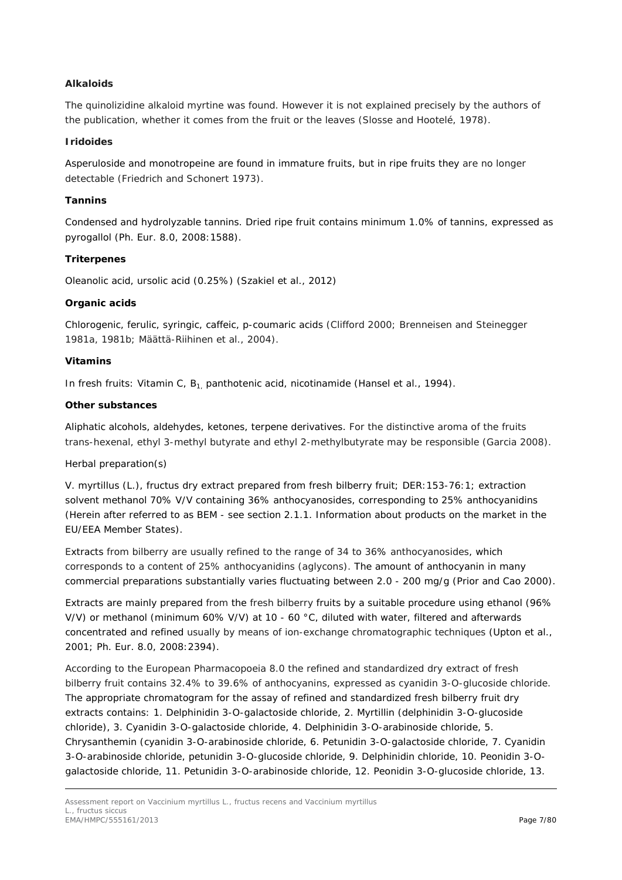**Alkaloids**

The quinolizidine alkaloid myrtine was found. However it is not explained precisely by the authors of the publication, whether it comes from the fruit or the leaves (Slosse and Hootelé, 1978).

**Iridoides**

Asperuloside and monotropeine are found in immature fruits, but in ripe fruits they are no longer detectable (Friedrich and Schonert 1973).

**Tannins**

Condensed and hydrolyzable tannins. Dried ripe fruit contains minimum 1.0% of tannins, expressed as pyrogallol (Ph. Eur. 8.0, 2008:1588).

**Triterpenes**

Oleanolic acid, ursolic acid (0.25%) (Szakiel et al., 2012)

**Organic acids**

Chlorogenic, ferulic, syringic, caffeic, p-coumaric acids (Clifford 2000; Brenneisen and Steinegger 1981a, 1981b; Määttä-Riihinen et al., 2004).

**Vitamins**

In fresh fruits: Vitamin C, $B_1$, panthotenic acid, nicotinamide (Hansel et al., 1994).

**Other substances**

Aliphatic alcohols, aldehydes, ketones, terpene derivatives. For the distinctive aroma of the fruits trans-hexenal, ethyl 3-methyl butyrate and ethyl 2-methylbutyrate may be responsible (Garcia 2008).

Herbal preparation(s)

V. myrtillus (L.), fructus dry extract prepared from fresh bilberry fruit; DER:153-76:1; extraction solvent methanol 70% V/V containing 36% anthocyanosides, corresponding to 25% anthocyanidins (Herein after referred to as BEM - see section 2.1.1. Information about products on the market in the EU/EEA Member States).

Extracts from bilberry are usually refined to the range of 34 to 36% anthocyanosides, which corresponds to a content of 25% anthocyanidins (aglycons). The amount of anthocyanin in many commercial preparations substantially varies fluctuating between 2.0 - 200 mg/g (Prior and Cao 2000).

Extracts are mainly prepared from the fresh bilberry fruits by a suitable procedure using ethanol (96% V/V) or methanol (minimum 60% V/V) at 10 - 60 °C, diluted with water, filtered and afterwards concentrated and refined usually by means of ion-exchange chromatographic techniques (Upton et al., 2001; Ph. Eur. 8.0, 2008:2394).

According to the European Pharmacopoeia 8.0 the refined and standardized dry extract of fresh bilberry fruit contains 32.4% to 39.6% of anthocyanins, expressed as cyanidin 3-O-glucoside chloride. The appropriate chromatogram for the assay of refined and standardized fresh bilberry fruit dry extracts contains: 1. Delphinidin 3-O-galactoside chloride, 2. Myrtillin (delphinidin 3-O-glucoside chloride), 3. Cyanidin 3-O-galactoside chloride, 4. Delphinidin 3-O-arabinoside chloride, 5. Chrysanthemin (cyanidin 3-O-arabinoside chloride, 6. Petunidin 3-O-galactoside chloride, 7. Cyanidin 3-O-arabinoside chloride, petunidin 3-O-glucoside chloride, 9. Delphinidin chloride, 10. Peonidin 3-O-galactoside chloride, 11. Petunidin 3-O-arabinoside chloride, 12. Peonidin 3-O-glucoside chloride, 13.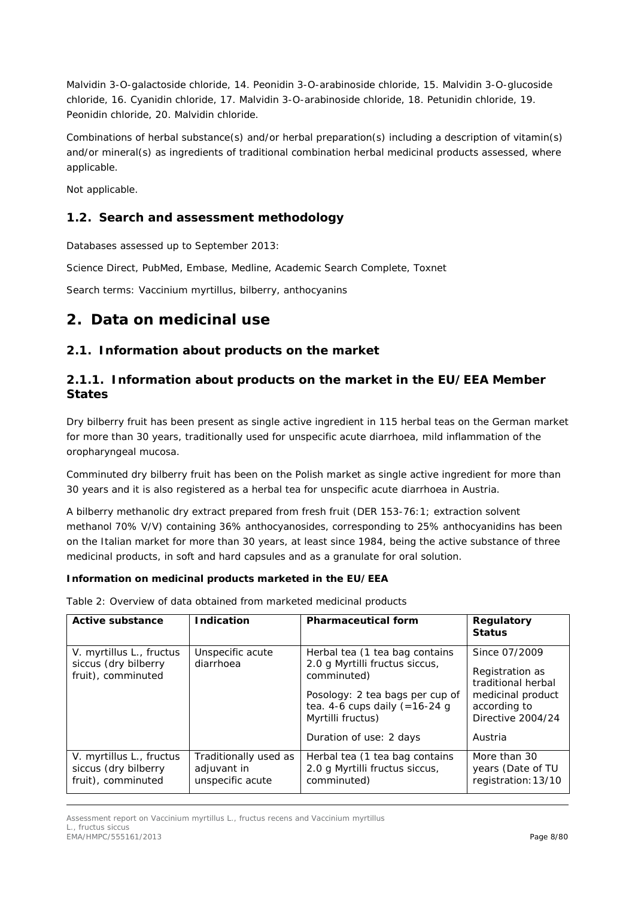Malvidin 3-O-galactoside chloride, 14. Peonidin 3-O-arabinoside chloride, 15. Malvidin 3-O-glucoside chloride, 16. Cyanidin chloride, 17. Malvidin 3-O-arabinoside chloride, 18. Petunidin chloride, 19. Peonidin chloride, 20. Malvidin chloride.

Combinations of herbal substance(s) and/or herbal preparation(s) including a description of vitamin(s) and/or mineral(s) as ingredients of traditional combination herbal medicinal products assessed, where applicable.

Not applicable.

## 1.2. Search and assessment methodology

Databases assessed up to September 2013:

Science Direct, PubMed, Embase, Medline, Academic Search Complete, Toxnet

Search terms: Vaccinium myrtillus, bilberry, anthocyanins

# 2. Data on medicinal use

## 2.1. Information about products on the market

### 2.1.1. Information about products on the market in the EU/EEA Member States

Dry bilberry fruit has been present as single active ingredient in 115 herbal teas on the German market for more than 30 years, traditionally used for unspecific acute diarrhoea, mild inflammation of the oropharyngeal mucosa.

Comminuted dry bilberry fruit has been on the Polish market as single active ingredient for more than 30 years and it is also registered as a herbal tea for unspecific acute diarrhoea in Austria.

A bilberry methanolic dry extract prepared from fresh fruit (DER 153-76:1; extraction solvent methanol 70% V/V) containing 36% anthocyanosides, corresponding to 25% anthocyanidins has been on the Italian market for more than 30 years, at least since 1984, being the active substance of three medicinal products, in soft and hard capsules and as a granulate for oral solution.

**Information on medicinal products marketed in the EU/EEA**

Table 2: Overview of data obtained from marketed medicinal products

| Active substance | Indication | Pharmaceutical form | Regulatory Status |
|---|---|---|---|
| V. myrtillus L., fructus siccus (dry bilberry fruit), comminuted | Unspecific acute diarrhoea | Herbal tea (1 tea bag contains 2.0 g Myrtilli fructus siccus, comminuted)<br><br>Posology: 2 tea bags per cup of tea. 4-6 cups daily (=16-24 g Myrtilli fructus)<br><br>Duration of use: 2 days | Since 07/2009<br><br>Registration as traditional herbal medicinal product according to Directive 2004/24<br><br>Austria |
| V. myrtillus L., fructus siccus (dry bilberry fruit), comminuted | Traditionally used as adjuvant in unspecific acute | Herbal tea (1 tea bag contains 2.0 g Myrtilli fructus siccus, comminuted) | More than 30 years (Date of TU registration: 13/10 |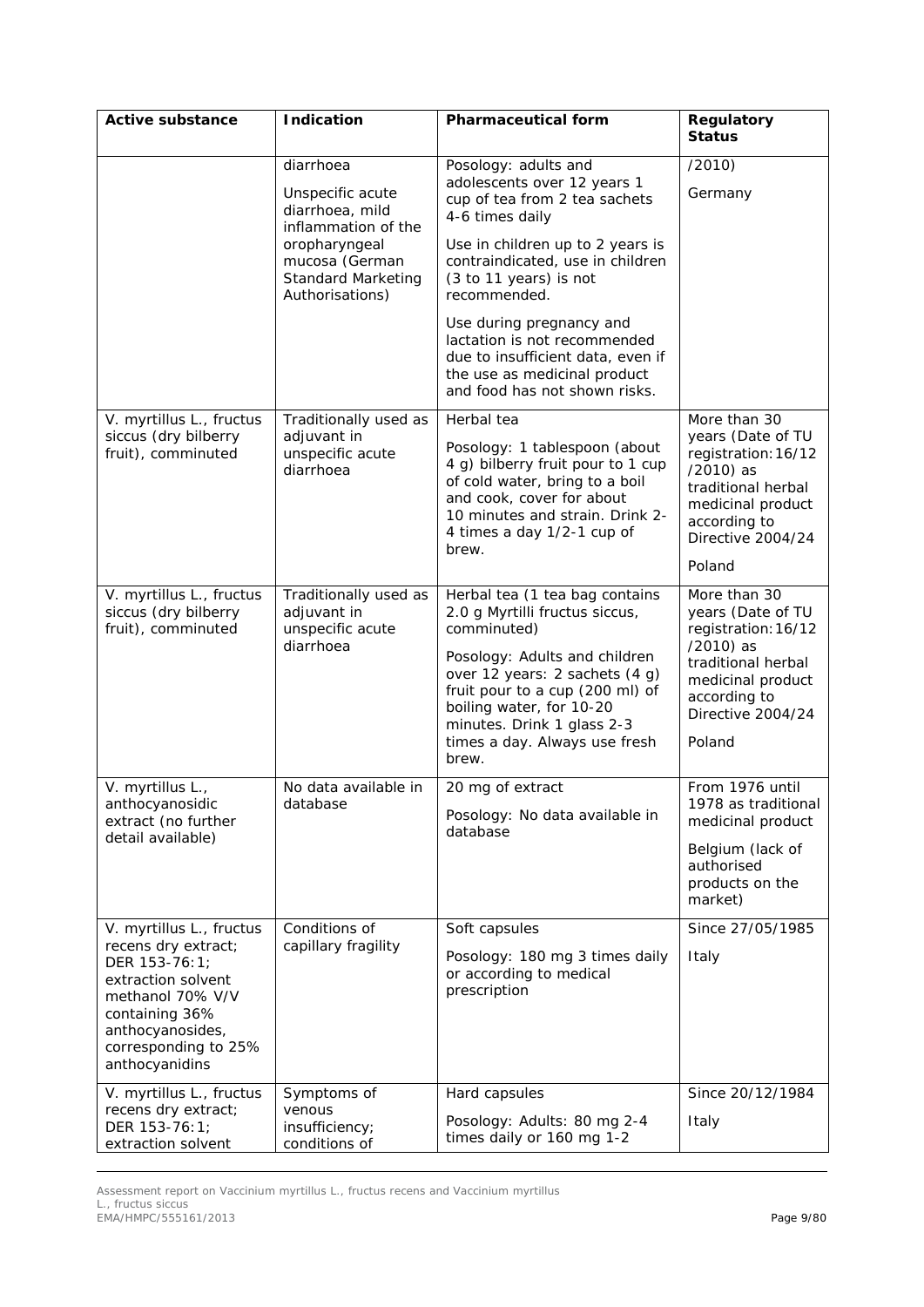| Active substance | Indication | Pharmaceutical form | Regulatory Status |
|---|---|---|---|
| | diarrhoea<br><br>Unspecific acute diarrhoea, mild inflammation of the oropharyngeal mucosa (German Standard Marketing Authorisations) | Posology: adults and adolescents over 12 years 1 cup of tea from 2 tea sachets 4-6 times daily<br><br>Use in children up to 2 years is contraindicated, use in children (3 to 11 years) is not recommended.<br><br>Use during pregnancy and lactation is not recommended due to insufficient data, even if the use as medicinal product and food has not shown risks. | /2010)<br><br>Germany |
| V. myrtillus L., fructus siccus (dry bilberry fruit), comminuted | Traditionally used as adjuvant in unspecific acute diarrhoea | Herbal tea<br><br>Posology: 1 tablespoon (about 4 g) bilberry fruit pour to 1 cup of cold water, bring to a boil and cook, cover for about 10 minutes and strain. Drink 2-4 times a day 1/2-1 cup of brew. | More than 30 years (Date of TU registration: 16/12 /2010) as traditional herbal medicinal product according to Directive 2004/24<br><br>Poland |
| V. myrtillus L., fructus siccus (dry bilberry fruit), comminuted | Traditionally used as adjuvant in unspecific acute diarrhoea | Herbal tea (1 tea bag contains 2.0 g Myrtilli fructus siccus, comminuted)<br><br>Posology: Adults and children over 12 years: 2 sachets (4 g) fruit pour to a cup (200 ml) of boiling water, for 10-20 minutes. Drink 1 glass 2-3 times a day. Always use fresh brew. | More than 30 years (Date of TU registration: 16/12 /2010) as traditional herbal medicinal product according to Directive 2004/24<br><br>Poland |
| V. myrtillus L., anthocyanosidic extract (no further detail available) | No data available in database | 20 mg of extract<br><br>Posology: No data available in database | From 1976 until 1978 as traditional medicinal product<br><br>Belgium (lack of authorised products on the market) |
| V. myrtillus L., fructus recens dry extract; DER 153-76:1; extraction solvent methanol 70% V/V containing 36% anthocyanosides, corresponding to 25% anthocyanidins | Conditions of capillary fragility | Soft capsules<br><br>Posology: 180 mg 3 times daily or according to medical prescription | Since 27/05/1985<br><br>Italy |
| V. myrtillus L., fructus recens dry extract; DER 153-76:1; extraction solvent | Symptoms of venous insufficiency; conditions of | Hard capsules<br><br>Posology: Adults: 80 mg 2-4 times daily or 160 mg 1-2 | Since 20/12/1984<br><br>Italy |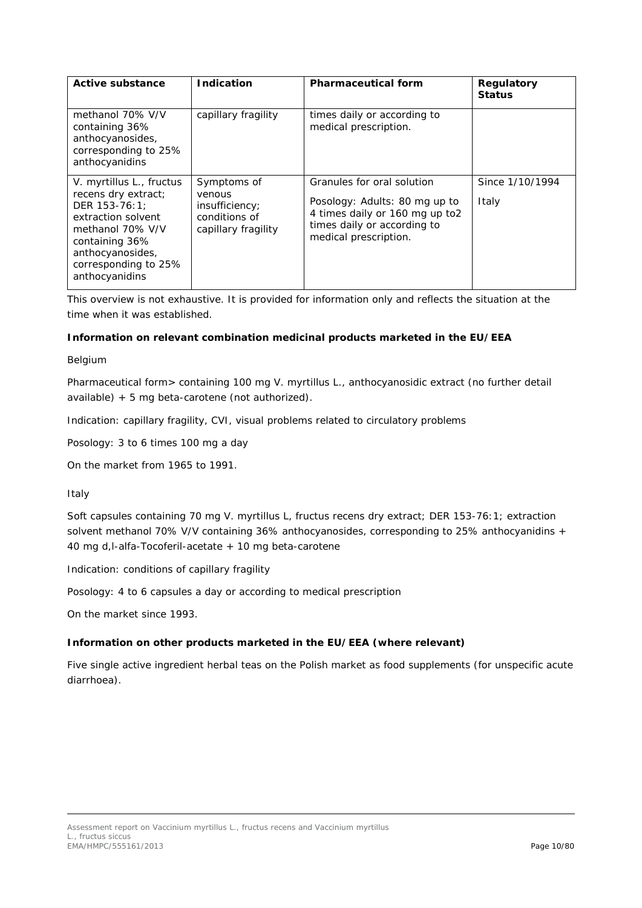| Active substance | Indication | Pharmaceutical form | Regulatory Status |
|---|---|---|---|
| methanol 70% V/V containing 36% anthocyanosides, corresponding to 25% anthocyanidins | capillary fragility | times daily or according to medical prescription. | |
| V. myrtillus L., fructus recens dry extract; DER 153-76:1; extraction solvent methanol 70% V/V containing 36% anthocyanosides, corresponding to 25% anthocyanidins | Symptoms of venous insufficiency; conditions of capillary fragility | Granules for oral solution<br><br>Posology: Adults: 80 mg up to 4 times daily or 160 mg up to2 times daily or according to medical prescription. | Since 1/10/1994<br><br>Italy |

This overview is not exhaustive. It is provided for information only and reflects the situation at the time when it was established.

**Information on relevant combination medicinal products marketed in the EU/EEA**

Belgium

Pharmaceutical form> containing 100 mg V. myrtillus L., anthocyanosidic extract (no further detail available) + 5 mg beta-carotene (not authorized).

Indication: capillary fragility, CVI, visual problems related to circulatory problems

Posology: 3 to 6 times 100 mg a day

On the market from 1965 to 1991.

Italy

Soft capsules containing 70 mg V. myrtillus L, fructus recens dry extract; DER 153-76:1; extraction solvent methanol 70% V/V containing 36% anthocyanosides, corresponding to 25% anthocyanidins + 40 mg d,l-alfa-Tocoferil-acetate + 10 mg beta-carotene

Indication: conditions of capillary fragility

Posology: 4 to 6 capsules a day or according to medical prescription

On the market since 1993.

**Information on other products marketed in the EU/EEA (where relevant)**

Five single active ingredient herbal teas on the Polish market as food supplements (for unspecific acute diarrhoea).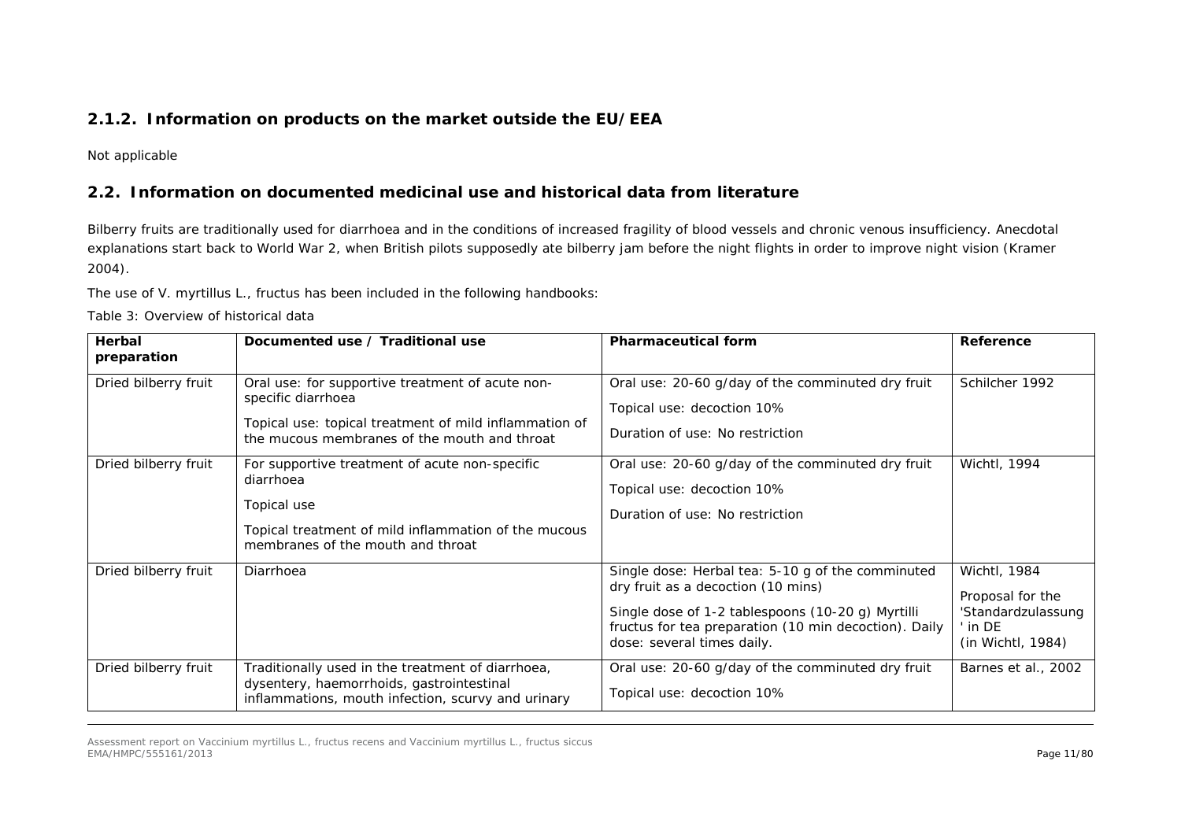### 2.1.2. Information on products on the market outside the EU/EEA

Not applicable

## 2.2. Information on documented medicinal use and historical data from literature

Bilberry fruits are traditionally used for diarrhoea and in the conditions of increased fragility of blood vessels and chronic venous insufficiency. Anecdotal explanations start back to World War 2, when British pilots supposedly ate bilberry jam before the night flights in order to improve night vision (Kramer 2004).

The use of V. myrtillus L., fructus has been included in the following handbooks:

Table 3: Overview of historical data

| Herbal preparation | Documented use / Traditional use | Pharmaceutical form | Reference |
|---|---|---|---|
| Dried bilberry fruit | Oral use: for supportive treatment of acute non-specific diarrhoea<br><br>Topical use: topical treatment of mild inflammation of the mucous membranes of the mouth and throat | Oral use: 20-60 g/day of the comminuted dry fruit<br><br>Topical use: decoction 10%<br><br>Duration of use: No restriction | Schilcher 1992 |
| Dried bilberry fruit | For supportive treatment of acute non-specific diarrhoea<br><br>Topical use<br><br>Topical treatment of mild inflammation of the mucous membranes of the mouth and throat | Oral use: 20-60 g/day of the comminuted dry fruit<br><br>Topical use: decoction 10%<br><br>Duration of use: No restriction | Wichtl, 1994 |
| Dried bilberry fruit | Diarrhoea | Single dose: Herbal tea: 5-10 g of the comminuted dry fruit as a decoction (10 mins)<br><br>Single dose of 1-2 tablespoons (10-20 g) Myrtilli fructus for tea preparation (10 min decoction). Daily dose: several times daily. | Wichtl, 1984<br><br>Proposal for the 'Standardzulassung ' in DE (in Wichtl, 1984) |
| Dried bilberry fruit | Traditionally used in the treatment of diarrhoea, dysentery, haemorrhoids, gastrointestinal inflammations, mouth infection, scurvy and urinary | Oral use: 20-60 g/day of the comminuted dry fruit<br><br>Topical use: decoction 10% | Barnes et al., 2002 |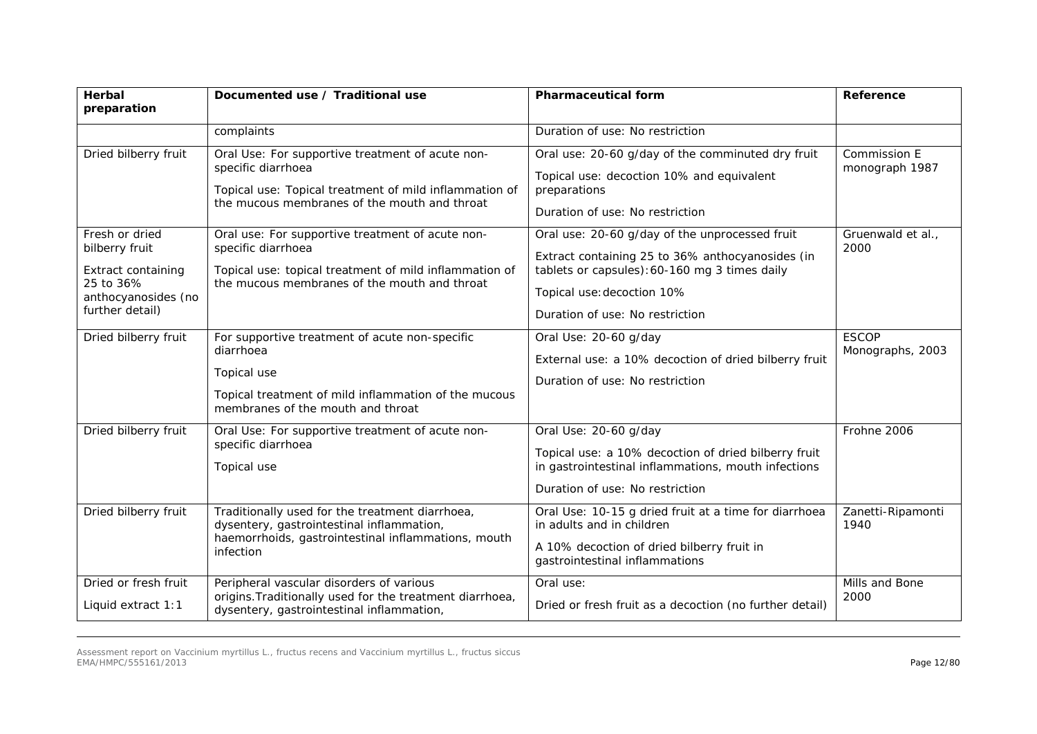| Herbal preparation | Documented use / Traditional use | Pharmaceutical form | Reference |
| --- | --- | --- | --- |
| | complaints | Duration of use: No restriction | |
| Dried bilberry fruit | Oral Use: For supportive treatment of acute non-specific diarrhoea<br><br>Topical use: Topical treatment of mild inflammation of the mucous membranes of the mouth and throat | Oral use: 20-60 g/day of the comminuted dry fruit<br><br>Topical use: decoction 10% and equivalent preparations<br><br>Duration of use: No restriction | Commission E monograph 1987 |
| Fresh or dried bilberry fruit<br><br>Extract containing 25 to 36% anthocyanosides (no further detail) | Oral use: For supportive treatment of acute non-specific diarrhoea<br><br>Topical use: topical treatment of mild inflammation of the mucous membranes of the mouth and throat | Oral use: 20-60 g/day of the unprocessed fruit<br><br>Extract containing 25 to 36% anthocyanosides (in tablets or capsules): 60-160 mg 3 times daily<br><br>Topical use: decoction 10%<br><br>Duration of use: No restriction | Gruenwald et al., 2000 |
| Dried bilberry fruit | For supportive treatment of acute non-specific diarrhoea<br><br>Topical use<br><br>Topical treatment of mild inflammation of the mucous membranes of the mouth and throat | Oral Use: 20-60 g/day<br><br>External use: a 10% decoction of dried bilberry fruit<br><br>Duration of use: No restriction | ESCOP Monographs, 2003 |
| Dried bilberry fruit | Oral Use: For supportive treatment of acute non-specific diarrhoea<br><br>Topical use | Oral Use: 20-60 g/day<br><br>Topical use: a 10% decoction of dried bilberry fruit in gastrointestinal inflammations, mouth infections<br><br>Duration of use: No restriction | Frohne 2006 |
| Dried bilberry fruit | Traditionally used for the treatment diarrhoea, dysentery, gastrointestinal inflammation, haemorrhoids, gastrointestinal inflammations, mouth infection | Oral Use: 10-15 g dried fruit at a time for diarrhoea in adults and in children<br><br>A 10% decoction of dried bilberry fruit in gastrointestinal inflammations | Zanetti-Ripamonti 1940 |
| Dried or fresh fruit<br><br>Liquid extract 1:1 | Peripheral vascular disorders of various origins.Traditionally used for the treatment diarrhoea, dysentery, gastrointestinal inflammation, | Oral use:<br><br>Dried or fresh fruit as a decoction (no further detail) | Mills and Bone 2000 |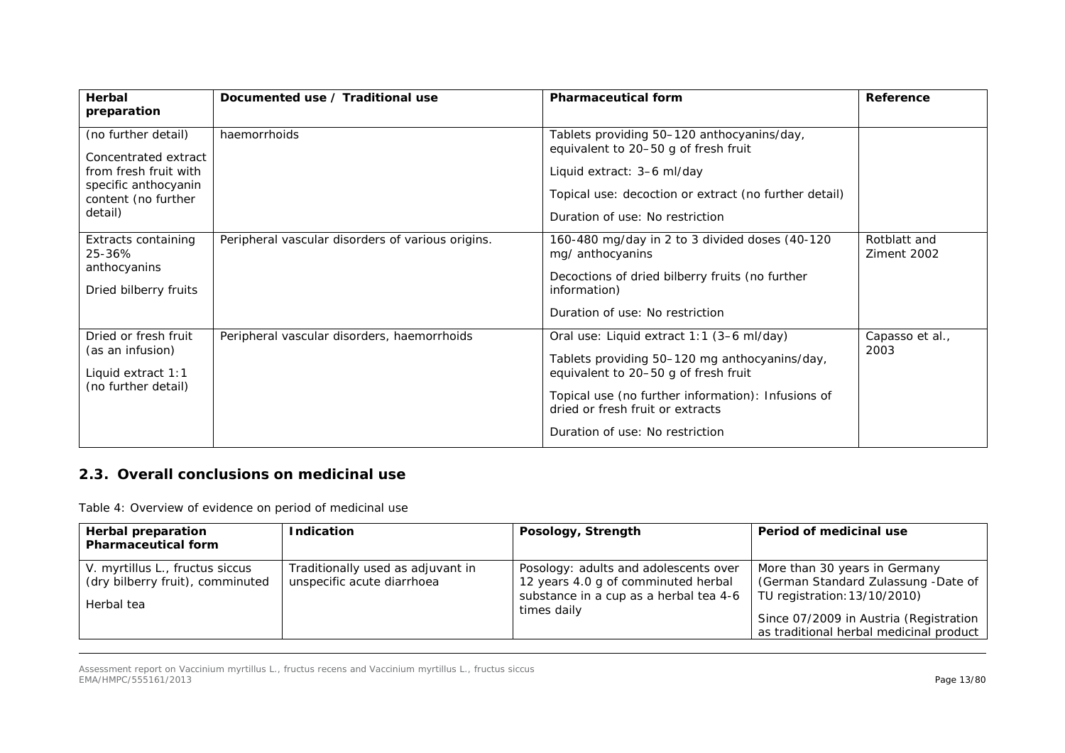| Herbal preparation | Documented use / Traditional use | Pharmaceutical form | Reference |
|---|---|---|---|
| (no further detail)<br><br>Concentrated extract from fresh fruit with specific anthocyanin content (no further detail) | haemorrhoids | Tablets providing 50–120 anthocyanins/day, equivalent to 20–50 g of fresh fruit<br><br>Liquid extract: 3–6 ml/day<br><br>Topical use: decoction or extract (no further detail)<br><br>Duration of use: No restriction | |
| Extracts containing 25-36% anthocyanins<br><br>Dried bilberry fruits | Peripheral vascular disorders of various origins. | 160-480 mg/day in 2 to 3 divided doses (40-120 mg/ anthocyanins<br><br>Decoctions of dried bilberry fruits (no further information)<br><br>Duration of use: No restriction | Rotblatt and Ziment 2002 |
| Dried or fresh fruit (as an infusion)<br><br>Liquid extract 1:1 (no further detail) | Peripheral vascular disorders, haemorrhoids | Oral use: Liquid extract 1:1 (3–6 ml/day)<br><br>Tablets providing 50–120 mg anthocyanins/day, equivalent to 20–50 g of fresh fruit<br><br>Topical use (no further information): Infusions of dried or fresh fruit or extracts<br><br>Duration of use: No restriction | Capasso et al., 2003 |

## 2.3. Overall conclusions on medicinal use

Table 4: Overview of evidence on period of medicinal use

| Herbal preparation<br>Pharmaceutical form | Indication | Posology, Strength | Period of medicinal use |
|---|---|---|---|
| V. myrtillus L., fructus siccus (dry bilberry fruit), comminuted<br><br>Herbal tea | Traditionally used as adjuvant in unspecific acute diarrhoea | Posology: adults and adolescents over 12 years 4.0 g of comminuted herbal substance in a cup as a herbal tea 4-6 times daily | More than 30 years in Germany (German Standard Zulassung -Date of TU registration: 13/10/2010)<br><br>Since 07/2009 in Austria (Registration as traditional herbal medicinal product |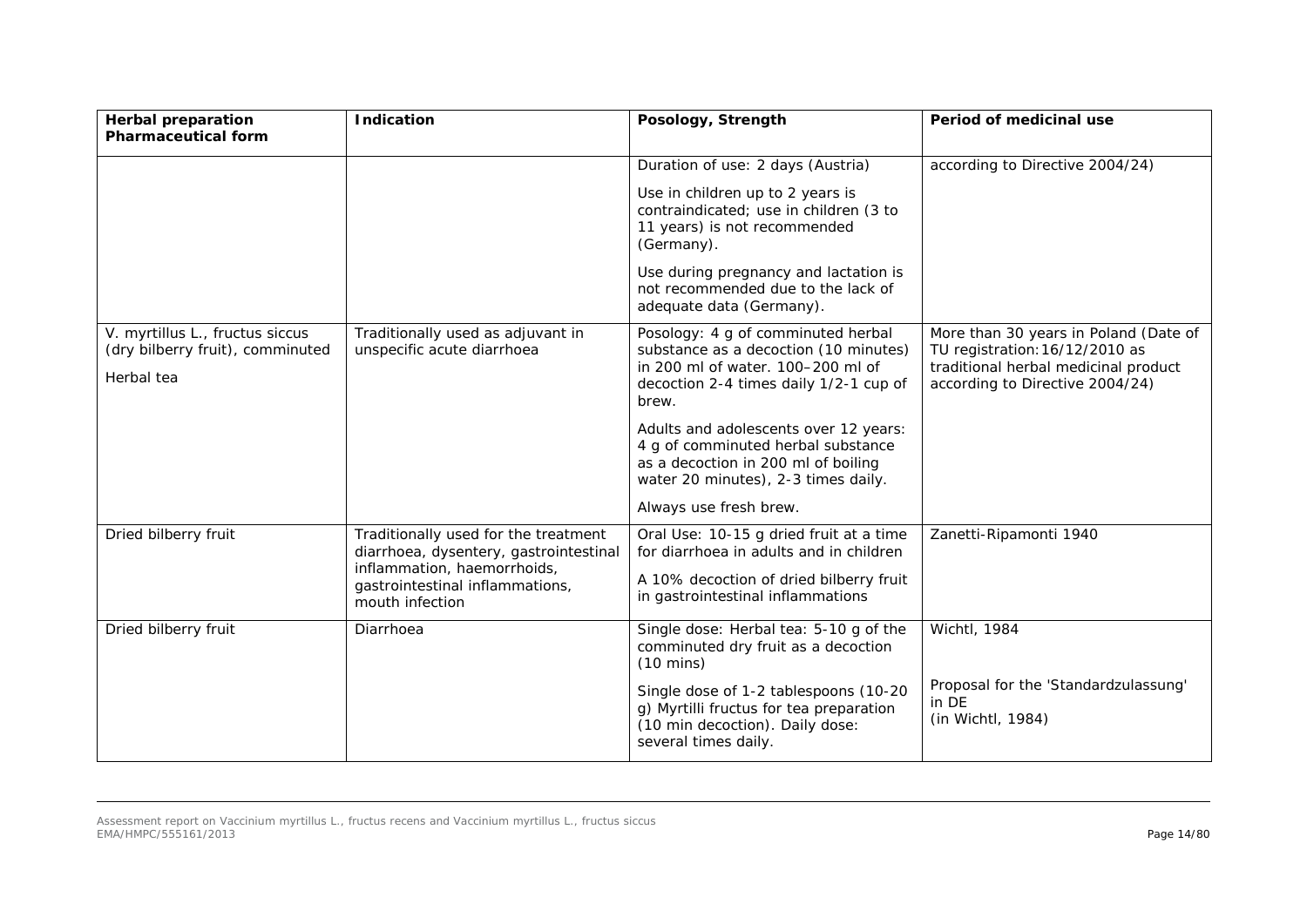| Herbal preparation Pharmaceutical form | Indication | Posology, Strength | Period of medicinal use |
|---|---|---|---|
| | | Duration of use: 2 days (Austria)<br><br>Use in children up to 2 years is contraindicated; use in children (3 to 11 years) is not recommended (Germany).<br><br>Use during pregnancy and lactation is not recommended due to the lack of adequate data (Germany). | according to Directive 2004/24) |
| V. myrtillus L., fructus siccus (dry bilberry fruit), comminuted<br><br>Herbal tea | Traditionally used as adjuvant in unspecific acute diarrhoea | Posology: 4 g of comminuted herbal substance as a decoction (10 minutes) in 200 ml of water. 100–200 ml of decoction 2-4 times daily 1/2-1 cup of brew.<br><br>Adults and adolescents over 12 years: 4 g of comminuted herbal substance as a decoction in 200 ml of boiling water 20 minutes), 2-3 times daily.<br><br>Always use fresh brew. | More than 30 years in Poland (Date of TU registration:16/12/2010 as traditional herbal medicinal product according to Directive 2004/24) |
| Dried bilberry fruit | Traditionally used for the treatment diarrhoea, dysentery, gastrointestinal inflammation, haemorrhoids, gastrointestinal inflammations, mouth infection | Oral Use: 10-15 g dried fruit at a time for diarrhoea in adults and in children<br><br>A 10% decoction of dried bilberry fruit in gastrointestinal inflammations | Zanetti-Ripamonti 1940 |
| Dried bilberry fruit | Diarrhoea | Single dose: Herbal tea: 5-10 g of the comminuted dry fruit as a decoction (10 mins)<br><br>Single dose of 1-2 tablespoons (10-20 g) Myrtilli fructus for tea preparation (10 min decoction). Daily dose: several times daily. | Wichtl, 1984<br><br>Proposal for the 'Standardzulassung' in DE (in Wichtl, 1984) |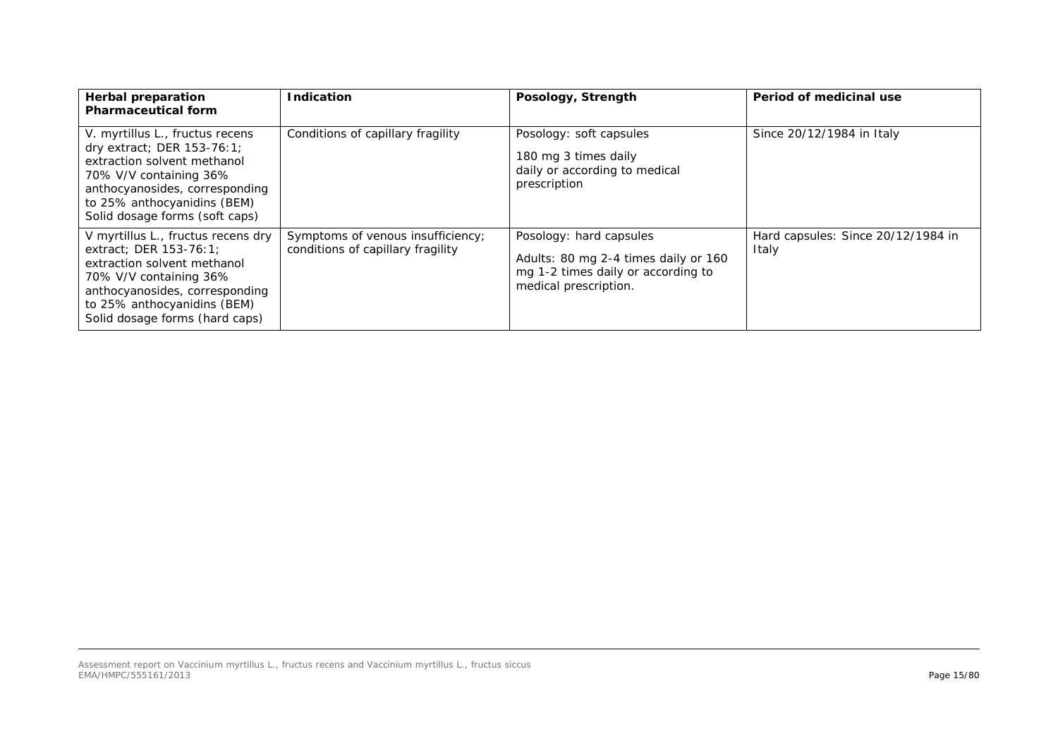| **Herbal preparation Pharmaceutical form** | **Indication** | **Posology, Strength** | **Period of medicinal use** |
|---|---|---|---|
| V. myrtillus L., fructus recens dry extract; DER 153-76:1; extraction solvent methanol 70% V/V containing 36% anthocyanosides, corresponding to 25% anthocyanidins (BEM) Solid dosage forms (soft caps) | Conditions of capillary fragility | Posology: soft capsules<br><br>180 mg 3 times daily daily or according to medical prescription | Since 20/12/1984 in Italy |
| V myrtillus L., fructus recens dry extract; DER 153-76:1; extraction solvent methanol 70% V/V containing 36% anthocyanosides, corresponding to 25% anthocyanidins (BEM) Solid dosage forms (hard caps) | Symptoms of venous insufficiency; conditions of capillary fragility | Posology: hard capsules<br><br>Adults: 80 mg 2-4 times daily or 160 mg 1-2 times daily or according to medical prescription. | Hard capsules: Since 20/12/1984 in Italy |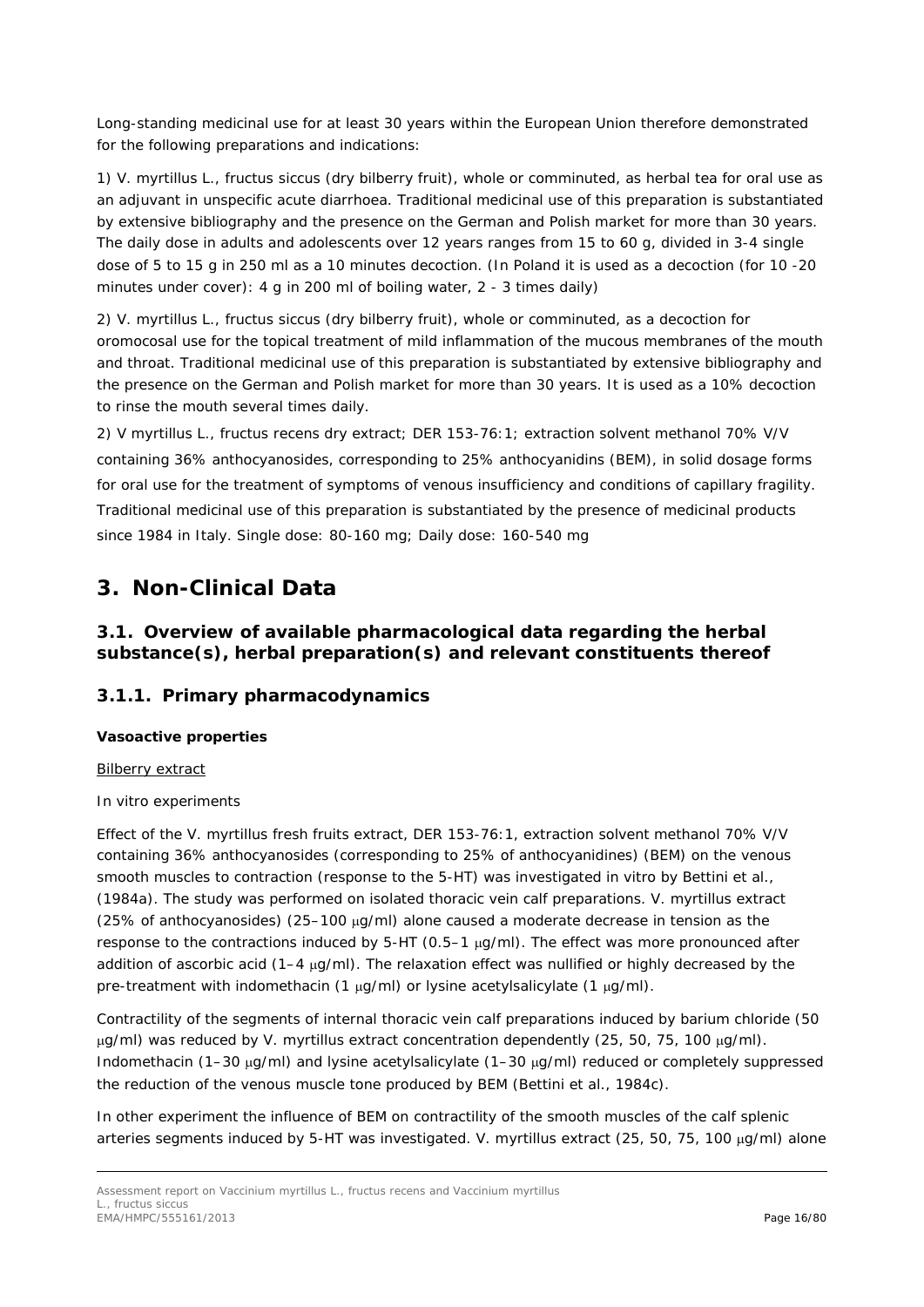Long-standing medicinal use for at least 30 years within the European Union therefore demonstrated for the following preparations and indications:

1) V. myrtillus L., fructus siccus (dry bilberry fruit), whole or comminuted, as herbal tea for oral use as an adjuvant in unspecific acute diarrhoea. Traditional medicinal use of this preparation is substantiated by extensive bibliography and the presence on the German and Polish market for more than 30 years. The daily dose in adults and adolescents over 12 years ranges from 15 to 60 g, divided in 3-4 single dose of 5 to 15 g in 250 ml as a 10 minutes decoction. (In Poland it is used as a decoction (for 10 -20 minutes under cover): 4 g in 200 ml of boiling water, 2 - 3 times daily)

2) V. myrtillus L., fructus siccus (dry bilberry fruit), whole or comminuted, as a decoction for oromocosal use for the topical treatment of mild inflammation of the mucous membranes of the mouth and throat. Traditional medicinal use of this preparation is substantiated by extensive bibliography and the presence on the German and Polish market for more than 30 years. It is used as a 10% decoction to rinse the mouth several times daily.

2) V myrtillus L., fructus recens dry extract; DER 153-76:1; extraction solvent methanol 70% V/V containing 36% anthocyanosides, corresponding to 25% anthocyanidins (BEM), in solid dosage forms for oral use for the treatment of symptoms of venous insufficiency and conditions of capillary fragility. Traditional medicinal use of this preparation is substantiated by the presence of medicinal products since 1984 in Italy. Single dose: 80-160 mg; Daily dose: 160-540 mg

# 3. Non-Clinical Data

## 3.1. Overview of available pharmacological data regarding the herbal substance(s), herbal preparation(s) and relevant constituents thereof

### 3.1.1. Primary pharmacodynamics

**Vasoactive properties**

Bilberry extract

In vitro experiments

Effect of the V. myrtillus fresh fruits extract, DER 153-76:1, extraction solvent methanol 70% V/V containing 36% anthocyanosides (corresponding to 25% of anthocyanidines) (BEM) on the venous smooth muscles to contraction (response to the 5-HT) was investigated in vitro by Bettini et al., (1984a). The study was performed on isolated thoracic vein calf preparations. V. myrtillus extract (25% of anthocyanosides) (25–100 μg/ml) alone caused a moderate decrease in tension as the response to the contractions induced by 5-HT (0.5–1 μg/ml). The effect was more pronounced after addition of ascorbic acid (1–4 μg/ml). The relaxation effect was nullified or highly decreased by the pre-treatment with indomethacin (1 μg/ml) or lysine acetylsalicylate (1 μg/ml).

Contractility of the segments of internal thoracic vein calf preparations induced by barium chloride (50 μg/ml) was reduced by V. myrtillus extract concentration dependently (25, 50, 75, 100 μg/ml). Indomethacin (1–30 μg/ml) and lysine acetylsalicylate (1–30 μg/ml) reduced or completely suppressed the reduction of the venous muscle tone produced by BEM (Bettini et al., 1984c).

In other experiment the influence of BEM on contractility of the smooth muscles of the calf splenic arteries segments induced by 5-HT was investigated. V. myrtillus extract (25, 50, 75, 100 μg/ml) alone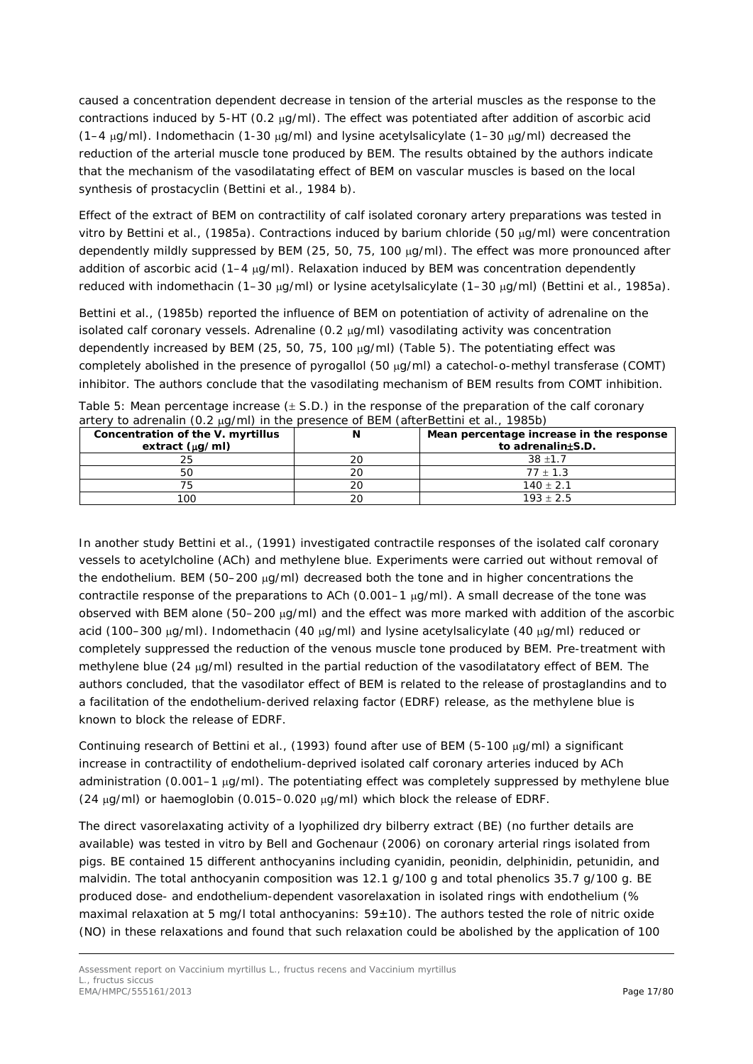caused a concentration dependent decrease in tension of the arterial muscles as the response to the contractions induced by 5-HT (0.2 μg/ml). The effect was potentiated after addition of ascorbic acid (1–4 μg/ml). Indomethacin (1-30 μg/ml) and lysine acetylsalicylate (1–30 μg/ml) decreased the reduction of the arterial muscle tone produced by BEM. The results obtained by the authors indicate that the mechanism of the vasodilatating effect of BEM on vascular muscles is based on the local synthesis of prostacyclin (Bettini et al., 1984 b).

Effect of the extract of BEM on contractility of calf isolated coronary artery preparations was tested in vitro by Bettini et al., (1985a). Contractions induced by barium chloride (50 μg/ml) were concentration dependently mildly suppressed by BEM (25, 50, 75, 100 μg/ml). The effect was more pronounced after addition of ascorbic acid (1–4 μg/ml). Relaxation induced by BEM was concentration dependently reduced with indomethacin (1–30 μg/ml) or lysine acetylsalicylate (1–30 μg/ml) (Bettini et al., 1985a).

Bettini et al., (1985b) reported the influence of BEM on potentiation of activity of adrenaline on the isolated calf coronary vessels. Adrenaline (0.2 μg/ml) vasodilating activity was concentration dependently increased by BEM (25, 50, 75, 100 μg/ml) (Table 5). The potentiating effect was completely abolished in the presence of pyrogallol (50 μg/ml) a catechol-o-methyl transferase (COMT) inhibitor. The authors conclude that the vasodilating mechanism of BEM results from COMT inhibition.

Table 5: Mean percentage increase (± S.D.) in the response of the preparation of the calf coronary artery to adrenalin (0.2 μg/ml) in the presence of BEM (afterBettini et al., 1985b)

| Concentration of the V. myrtillus extract (μg/ml) | N | Mean percentage increase in the response to adrenalin±S.D. |
|---|---|---|
| 25 | 20 | 38 ±1.7 |
| 50 | 20 | 77 ± 1.3 |
| 75 | 20 | 140 ± 2.1 |
| 100 | 20 | 193 ± 2.5 |

In another study Bettini et al., (1991) investigated contractile responses of the isolated calf coronary vessels to acetylcholine (ACh) and methylene blue. Experiments were carried out without removal of the endothelium. BEM (50–200 μg/ml) decreased both the tone and in higher concentrations the contractile response of the preparations to ACh (0.001–1 μg/ml). A small decrease of the tone was observed with BEM alone (50–200 μg/ml) and the effect was more marked with addition of the ascorbic acid (100–300 μg/ml). Indomethacin (40 μg/ml) and lysine acetylsalicylate (40 μg/ml) reduced or completely suppressed the reduction of the venous muscle tone produced by BEM. Pre-treatment with methylene blue (24 μg/ml) resulted in the partial reduction of the vasodilatatory effect of BEM. The authors concluded, that the vasodilator effect of BEM is related to the release of prostaglandins and to a facilitation of the endothelium-derived relaxing factor (EDRF) release, as the methylene blue is known to block the release of EDRF.

Continuing research of Bettini et al., (1993) found after use of BEM (5-100 μg/ml) a significant increase in contractility of endothelium-deprived isolated calf coronary arteries induced by ACh administration (0.001–1 μg/ml). The potentiating effect was completely suppressed by methylene blue (24 μg/ml) or haemoglobin (0.015–0.020 μg/ml) which block the release of EDRF.

The direct vasorelaxating activity of a lyophilized dry bilberry extract (BE) (no further details are available) was tested in vitro by Bell and Gochenaur (2006) on coronary arterial rings isolated from pigs. BE contained 15 different anthocyanins including cyanidin, peonidin, delphinidin, petunidin, and malvidin. The total anthocyanin composition was 12.1 g/100 g and total phenolics 35.7 g/100 g. BE produced dose- and endothelium-dependent vasorelaxation in isolated rings with endothelium (% maximal relaxation at 5 mg/l total anthocyanins: 59±10). The authors tested the role of nitric oxide (NO) in these relaxations and found that such relaxation could be abolished by the application of 100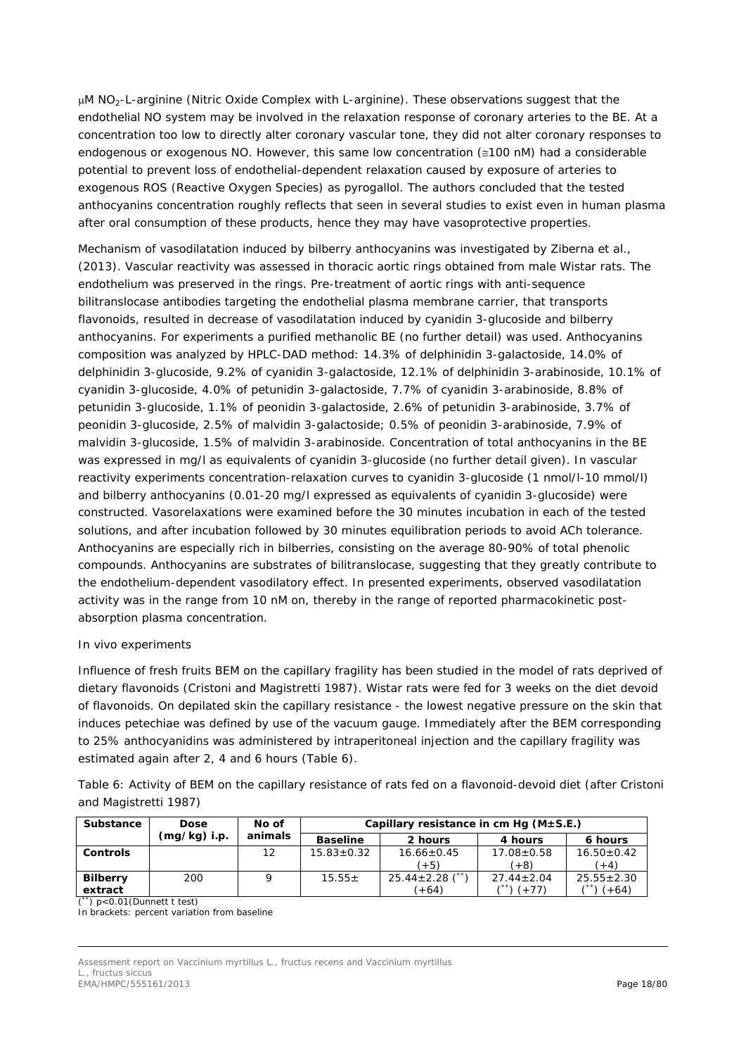μM $NO_2$-L-arginine (Nitric Oxide Complex with L-arginine). These observations suggest that the endothelial NO system may be involved in the relaxation response of coronary arteries to the BE. At a concentration too low to directly alter coronary vascular tone, they did not alter coronary responses to endogenous or exogenous NO. However, this same low concentration (≅100 nM) had a considerable potential to prevent loss of endothelial-dependent relaxation caused by exposure of arteries to exogenous ROS (Reactive Oxygen Species) as pyrogallol. The authors concluded that the tested anthocyanins concentration roughly reflects that seen in several studies to exist even in human plasma after oral consumption of these products, hence they may have vasoprotective properties.

Mechanism of vasodilatation induced by bilberry anthocyanins was investigated by Ziberna et al., (2013). Vascular reactivity was assessed in thoracic aortic rings obtained from male Wistar rats. The endothelium was preserved in the rings. Pre-treatment of aortic rings with anti-sequence bilitranslocase antibodies targeting the endothelial plasma membrane carrier, that transports flavonoids, resulted in decrease of vasodilatation induced by cyanidin 3-glucoside and bilberry anthocyanins. For experiments a purified methanolic BE (no further detail) was used. Anthocyanins composition was analyzed by HPLC-DAD method: 14.3% of delphinidin 3-galactoside, 14.0% of delphinidin 3-glucoside, 9.2% of cyanidin 3-galactoside, 12.1% of delphinidin 3-arabinoside, 10.1% of cyanidin 3-glucoside, 4.0% of petunidin 3-galactoside, 7.7% of cyanidin 3-arabinoside, 8.8% of petunidin 3-glucoside, 1.1% of peonidin 3-galactoside, 2.6% of petunidin 3-arabinoside, 3.7% of peonidin 3-glucoside, 2.5% of malvidin 3-galactoside; 0.5% of peonidin 3-arabinoside, 7.9% of malvidin 3-glucoside, 1.5% of malvidin 3-arabinoside. Concentration of total anthocyanins in the BE was expressed in mg/l as equivalents of cyanidin 3-glucoside (no further detail given). In vascular reactivity experiments concentration-relaxation curves to cyanidin 3-glucoside (1 nmol/l-10 mmol/l) and bilberry anthocyanins (0.01-20 mg/l expressed as equivalents of cyanidin 3-glucoside) were constructed. Vasorelaxations were examined before the 30 minutes incubation in each of the tested solutions, and after incubation followed by 30 minutes equilibration periods to avoid ACh tolerance. Anthocyanins are especially rich in bilberries, consisting on the average 80-90% of total phenolic compounds. Anthocyanins are substrates of bilitranslocase, suggesting that they greatly contribute to the endothelium-dependent vasodilatory effect. In presented experiments, observed vasodilatation activity was in the range from 10 nM on, thereby in the range of reported pharmacokinetic post-absorption plasma concentration.

*In vivo experiments*

Influence of fresh fruits BEM on the capillary fragility has been studied in the model of rats deprived of dietary flavonoids (Cristoni and Magistretti 1987). Wistar rats were fed for 3 weeks on the diet devoid of flavonoids. On depilated skin the capillary resistance - the lowest negative pressure on the skin that induces petechiae was defined by use of the vacuum gauge. Immediately after the BEM corresponding to 25% anthocyanidins was administered by intraperitoneal injection and the capillary fragility was estimated again after 2, 4 and 6 hours (Table 6).

Table 6: Activity of BEM on the capillary resistance of rats fed on a flavonoid-devoid diet (after Cristoni and Magistretti 1987)

| Substance | Dose (mg/kg) i.p. | No of animals | Capillary resistance in cm Hg (M±S.E.) | | | |
|---|---|---|---|---|---|---|
| | | | **Baseline** | **2 hours** | **4 hours** | **6 hours** |
| **Controls** | | 12 | 15.83±0.32 | 16.66±0.45 (+5) | 17.08±0.58 (+8) | 16.50±0.42 (+4) |
| **Bilberry extract** | 200 | 9 | 15.55± | 25.44±2.28 (**) (+64) | 27.44±2.04 (**) (+77) | 25.55±2.30 (**) (+64) |

(**) p<0.01(Dunnett t test)
In brackets: percent variation from baseline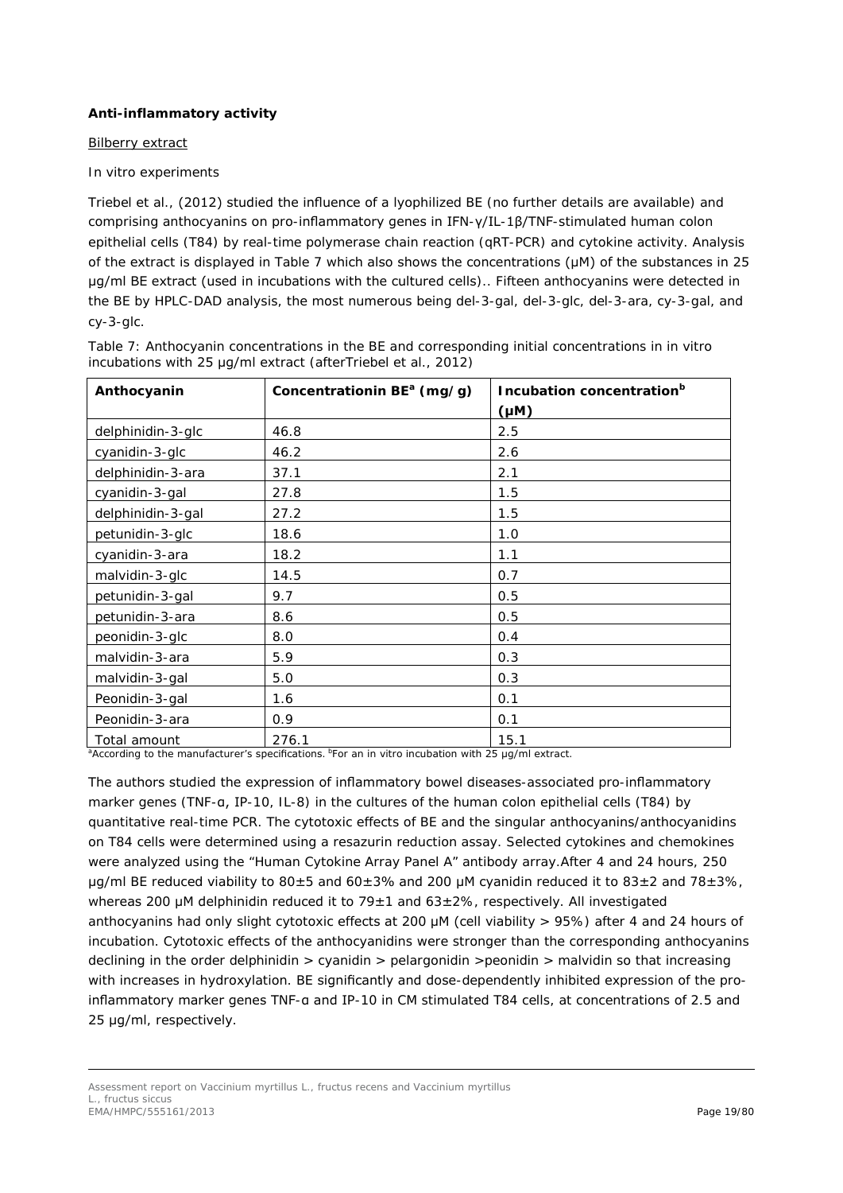**Anti-inflammatory activity**

Bilberry extract

*In vitro experiments*

Triebel et al., (2012) studied the influence of a lyophilized BE (no further details are available) and comprising anthocyanins on pro-inflammatory genes in IFN-γ/IL-1β/TNF-stimulated human colon epithelial cells (T84) by real-time polymerase chain reaction (qRT-PCR) and cytokine activity. Analysis of the extract is displayed in Table 7 which also shows the concentrations (μM) of the substances in 25 μg/ml BE extract (used in incubations with the cultured cells).. Fifteen anthocyanins were detected in the BE by HPLC-DAD analysis, the most numerous being del-3-gal, del-3-glc, del-3-ara, cy-3-gal, and cy-3-glc.

Table 7: Anthocyanin concentrations in the BE and corresponding initial concentrations in in vitro incubations with 25 μg/ml extract (afterTriebel et al., 2012)

| Anthocyanin | Concentrationin BE[a] (mg/g) | Incubation concentration[b] (μM) |
|---|---|---|
| delphinidin-3-glc | 46.8 | 2.5 |
| cyanidin-3-glc | 46.2 | 2.6 |
| delphinidin-3-ara | 37.1 | 2.1 |
| cyanidin-3-gal | 27.8 | 1.5 |
| delphinidin-3-gal | 27.2 | 1.5 |
| petunidin-3-glc | 18.6 | 1.0 |
| cyanidin-3-ara | 18.2 | 1.1 |
| malvidin-3-glc | 14.5 | 0.7 |
| petunidin-3-gal | 9.7 | 0.5 |
| petunidin-3-ara | 8.6 | 0.5 |
| peonidin-3-glc | 8.0 | 0.4 |
| malvidin-3-ara | 5.9 | 0.3 |
| malvidin-3-gal | 5.0 | 0.3 |
| Peonidin-3-gal | 1.6 | 0.1 |
| Peonidin-3-ara | 0.9 | 0.1 |
| Total amount | 276.1 | 15.1 |

[a]According to the manufacturer's specifications. [b]For an in vitro incubation with 25 μg/ml extract.

The authors studied the expression of inflammatory bowel diseases-associated pro-inflammatory marker genes (TNF-α, IP-10, IL-8) in the cultures of the human colon epithelial cells (T84) by quantitative real-time PCR. The cytotoxic effects of BE and the singular anthocyanins/anthocyanidins on T84 cells were determined using a resazurin reduction assay. Selected cytokines and chemokines were analyzed using the "Human Cytokine Array Panel A" antibody array.After 4 and 24 hours, 250 μg/ml BE reduced viability to 80±5 and 60±3% and 200 μM cyanidin reduced it to 83±2 and 78±3%, whereas 200 μM delphinidin reduced it to 79±1 and 63±2%, respectively. All investigated anthocyanins had only slight cytotoxic effects at 200 μM (cell viability > 95%) after 4 and 24 hours of incubation. Cytotoxic effects of the anthocyanidins were stronger than the corresponding anthocyanins declining in the order delphinidin > cyanidin > pelargonidin >peonidin > malvidin so that increasing with increases in hydroxylation. BE significantly and dose-dependently inhibited expression of the pro-inflammatory marker genes TNF-α and IP-10 in CM stimulated T84 cells, at concentrations of 2.5 and 25 μg/ml, respectively.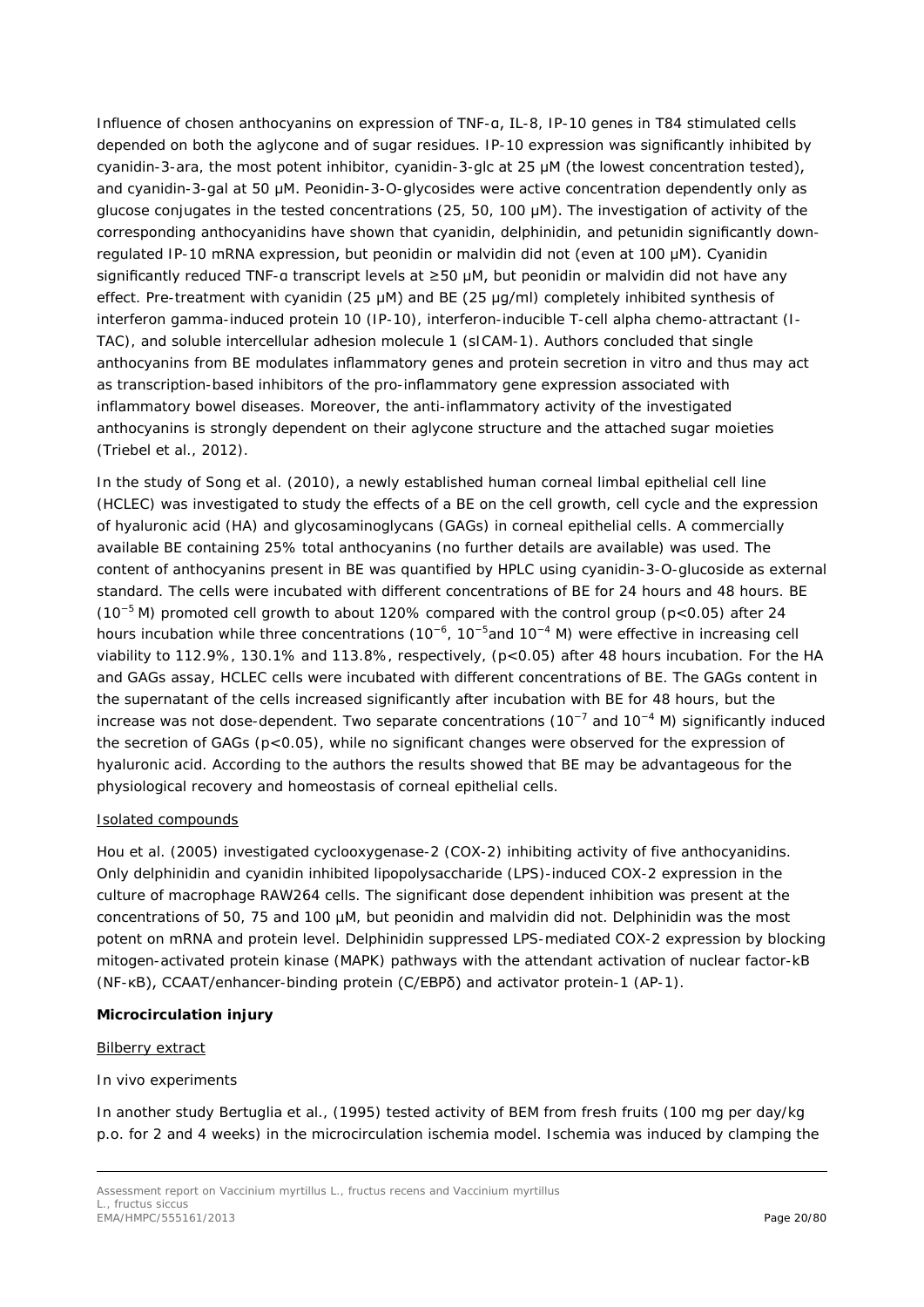Influence of chosen anthocyanins on expression of TNF-α, IL-8, IP-10 genes in T84 stimulated cells depended on both the aglycone and of sugar residues. IP-10 expression was significantly inhibited by cyanidin-3-ara, the most potent inhibitor, cyanidin-3-glc at 25 μM (the lowest concentration tested), and cyanidin-3-gal at 50 μM. Peonidin-3-O-glycosides were active concentration dependently only as glucose conjugates in the tested concentrations (25, 50, 100 μM). The investigation of activity of the corresponding anthocyanidins have shown that cyanidin, delphinidin, and petunidin significantly down-regulated IP-10 mRNA expression, but peonidin or malvidin did not (even at 100 μM). Cyanidin significantly reduced TNF-α transcript levels at ≥50 μM, but peonidin or malvidin did not have any effect. Pre-treatment with cyanidin (25 μM) and BE (25 μg/ml) completely inhibited synthesis of interferon gamma-induced protein 10 (IP-10), interferon-inducible T-cell alpha chemo-attractant (I-TAC), and soluble intercellular adhesion molecule 1 (sICAM-1). Authors concluded that single anthocyanins from BE modulates inflammatory genes and protein secretion in vitro and thus may act as transcription-based inhibitors of the pro-inflammatory gene expression associated with inflammatory bowel diseases. Moreover, the anti-inflammatory activity of the investigated anthocyanins is strongly dependent on their aglycone structure and the attached sugar moieties (Triebel et al., 2012).

In the study of Song et al. (2010), a newly established human corneal limbal epithelial cell line (HCLEC) was investigated to study the effects of a BE on the cell growth, cell cycle and the expression of hyaluronic acid (HA) and glycosaminoglycans (GAGs) in corneal epithelial cells. A commercially available BE containing 25% total anthocyanins (no further details are available) was used. The content of anthocyanins present in BE was quantified by HPLC using cyanidin-3-O-glucoside as external standard. The cells were incubated with different concentrations of BE for 24 hours and 48 hours. BE ($10^{-5}$ M) promoted cell growth to about 120% compared with the control group ($p<0.05$) after 24 hours incubation while three concentrations ($10^{-6}$, $10^{-5}$and $10^{-4}$ M) were effective in increasing cell viability to 112.9%, 130.1% and 113.8%, respectively, ($p<0.05$) after 48 hours incubation. For the HA and GAGs assay, HCLEC cells were incubated with different concentrations of BE. The GAGs content in the supernatant of the cells increased significantly after incubation with BE for 48 hours, but the increase was not dose-dependent. Two separate concentrations ($10^{-7}$ and $10^{-4}$ M) significantly induced the secretion of GAGs ($p<0.05$), while no significant changes were observed for the expression of hyaluronic acid. According to the authors the results showed that BE may be advantageous for the physiological recovery and homeostasis of corneal epithelial cells.

Isolated compounds

Hou et al. (2005) investigated cyclooxygenase-2 (COX-2) inhibiting activity of five anthocyanidins. Only delphinidin and cyanidin inhibited lipopolysaccharide (LPS)-induced COX-2 expression in the culture of macrophage RAW264 cells. The significant dose dependent inhibition was present at the concentrations of 50, 75 and 100 μM, but peonidin and malvidin did not. Delphinidin was the most potent on mRNA and protein level. Delphinidin suppressed LPS-mediated COX-2 expression by blocking mitogen-activated protein kinase (MAPK) pathways with the attendant activation of nuclear factor-kB (NF-κB), CCAAT/enhancer-binding protein (C/EBPδ) and activator protein-1 (AP-1).

**Microcirculation injury**

Bilberry extract

*In vivo experiments*

In another study Bertuglia et al., (1995) tested activity of BEM from fresh fruits (100 mg per day/kg p.o. for 2 and 4 weeks) in the microcirculation ischemia model. Ischemia was induced by clamping the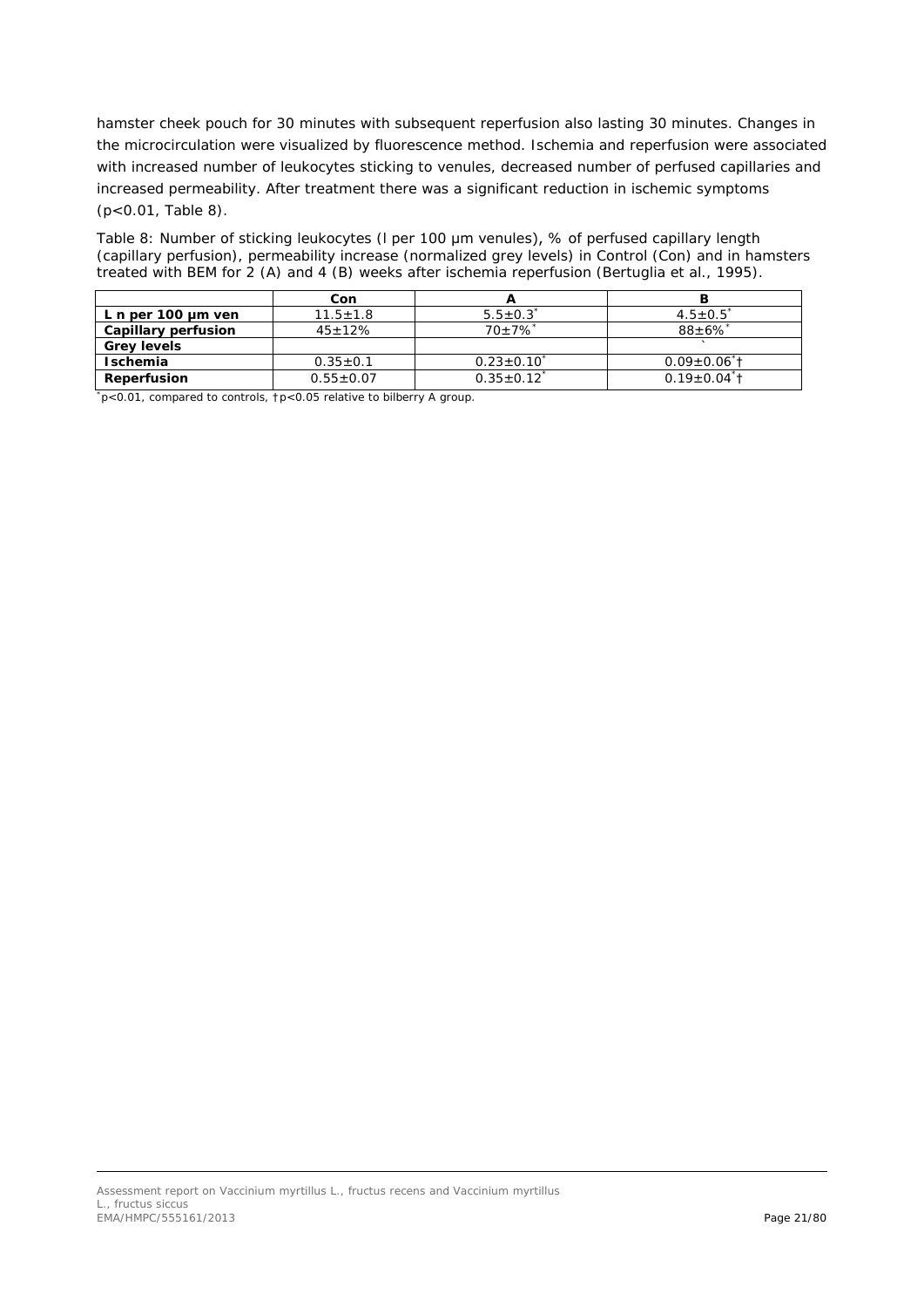hamster cheek pouch for 30 minutes with subsequent reperfusion also lasting 30 minutes. Changes in the microcirculation were visualized by fluorescence method. Ischemia and reperfusion were associated with increased number of leukocytes sticking to venules, decreased number of perfused capillaries and increased permeability. After treatment there was a significant reduction in ischemic symptoms ($p<0.01$, Table 8).

Table 8: Number of sticking leukocytes (l per 100 µm venules), % of perfused capillary length (capillary perfusion), permeability increase (normalized grey levels) in Control (Con) and in hamsters treated with BEM for 2 (A) and 4 (B) weeks after ischemia reperfusion (Bertuglia et al., 1995).

| | Con | A | B |
|---|---|---|---|
| **L n per 100 µm ven** | 11.5±1.8 | 5.5±0.3* | 4.5±0.5* |
| **Capillary perfusion** | 45±12% | 70±7%* | 88±6%* |
| **Grey levels** | | | |
| **Ischemia** | 0.35±0.1 | 0.23±0.10* | 0.09±0.06*† |
| **Reperfusion** | 0.55±0.07 | 0.35±0.12* | 0.19±0.04*† |

*$p<0.01$, compared to controls, †$p<0.05$ relative to bilberry A group.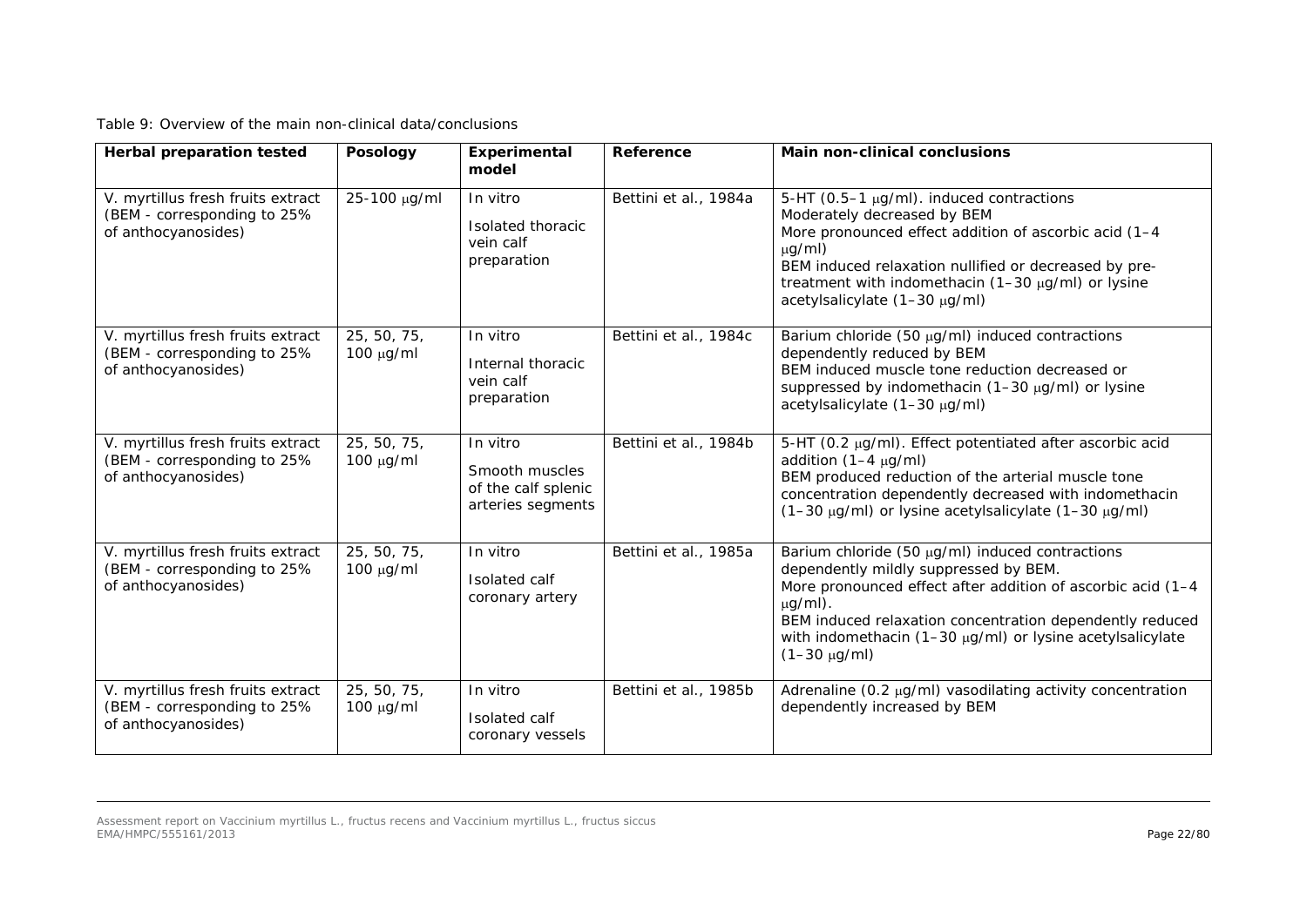Table 9: Overview of the main non-clinical data/conclusions

| Herbal preparation tested | Posology | Experimental model | Reference | Main non-clinical conclusions |
|---|---|---|---|---|
| V. myrtillus fresh fruits extract (BEM - corresponding to 25% of anthocyanosides) | 25-100 μg/ml | In vitro<br>Isolated thoracic vein calf preparation | Bettini et al., 1984a | 5-HT (0.5–1 μg/ml). induced contractions<br>Moderately decreased by BEM<br>More pronounced effect addition of ascorbic acid (1–4 μg/ml)<br>BEM induced relaxation nullified or decreased by pre-treatment with indomethacin (1–30 μg/ml) or lysine acetylsalicylate (1–30 μg/ml) |
| V. myrtillus fresh fruits extract (BEM - corresponding to 25% of anthocyanosides) | 25, 50, 75, 100 μg/ml | In vitro<br>Internal thoracic vein calf preparation | Bettini et al., 1984c | Barium chloride (50 μg/ml) induced contractions dependently reduced by BEM<br>BEM induced muscle tone reduction decreased or suppressed by indomethacin (1–30 μg/ml) or lysine acetylsalicylate (1–30 μg/ml) |
| V. myrtillus fresh fruits extract (BEM - corresponding to 25% of anthocyanosides) | 25, 50, 75, 100 μg/ml | In vitro<br>Smooth muscles of the calf splenic arteries segments | Bettini et al., 1984b | 5-HT (0.2 μg/ml). Effect potentiated after ascorbic acid addition (1–4 μg/ml)<br>BEM produced reduction of the arterial muscle tone concentration dependently decreased with indomethacin (1–30 μg/ml) or lysine acetylsalicylate (1–30 μg/ml) |
| V. myrtillus fresh fruits extract (BEM - corresponding to 25% of anthocyanosides) | 25, 50, 75, 100 μg/ml | In vitro<br>Isolated calf coronary artery | Bettini et al., 1985a | Barium chloride (50 μg/ml) induced contractions dependently mildly suppressed by BEM.<br>More pronounced effect after addition of ascorbic acid (1–4 μg/ml).<br>BEM induced relaxation concentration dependently reduced with indomethacin (1–30 μg/ml) or lysine acetylsalicylate (1–30 μg/ml) |
| V. myrtillus fresh fruits extract (BEM - corresponding to 25% of anthocyanosides) | 25, 50, 75, 100 μg/ml | In vitro<br>Isolated calf coronary vessels | Bettini et al., 1985b | Adrenaline (0.2 μg/ml) vasodilating activity concentration dependently increased by BEM |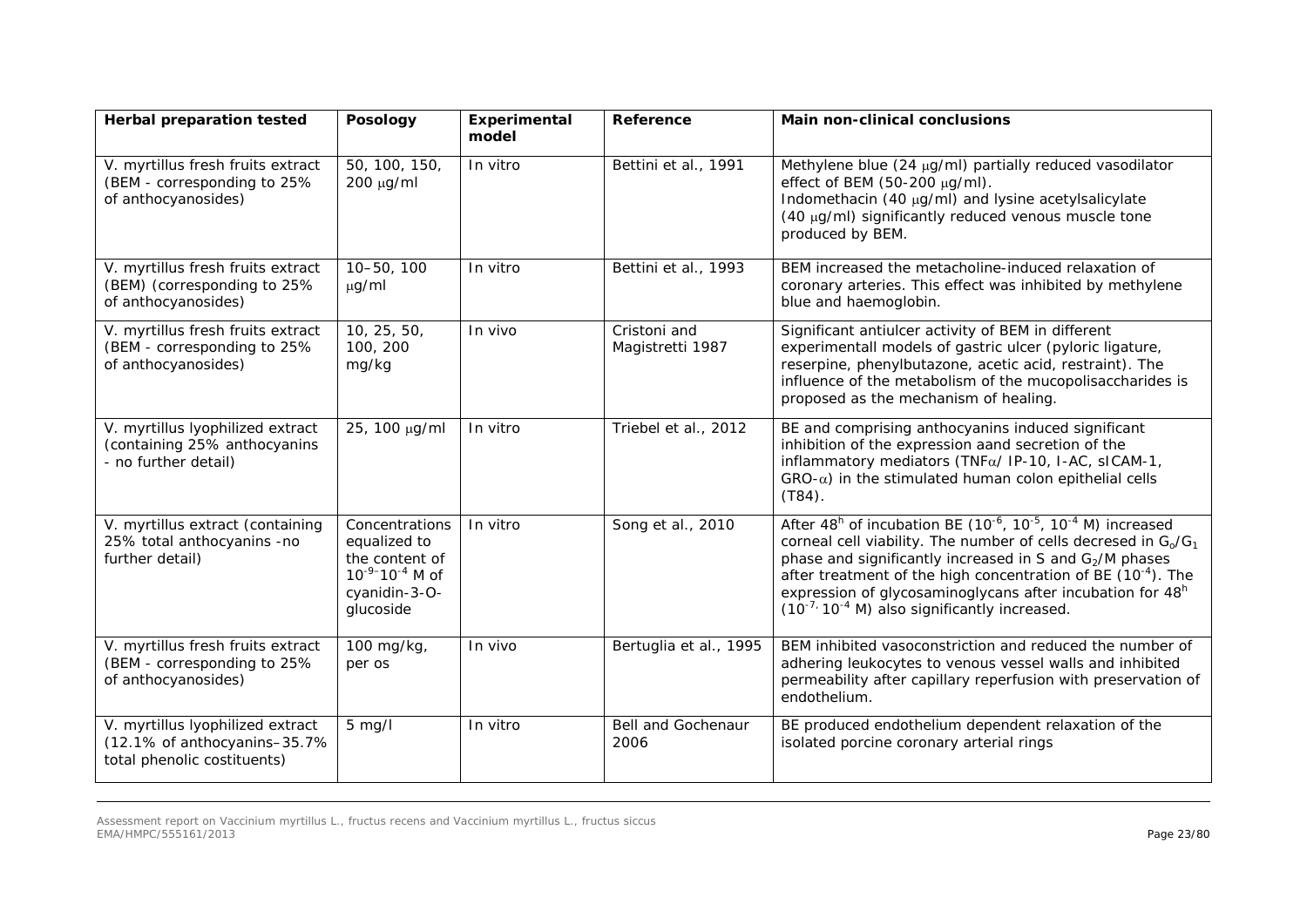| Herbal preparation tested | Posology | Experimental model | Reference | Main non-clinical conclusions |
|---|---|---|---|---|
| V. myrtillus fresh fruits extract (BEM - corresponding to 25% of anthocyanosides) | 50, 100, 150, 200 μg/ml | In vitro | Bettini et al., 1991 | Methylene blue (24 μg/ml) partially reduced vasodilator effect of BEM (50-200 μg/ml). Indomethacin (40 μg/ml) and lysine acetylsalicylate (40 μg/ml) significantly reduced venous muscle tone produced by BEM. |
| V. myrtillus fresh fruits extract (BEM) (corresponding to 25% of anthocyanosides) | 10–50, 100 μg/ml | In vitro | Bettini et al., 1993 | BEM increased the metacholine-induced relaxation of coronary arteries. This effect was inhibited by methylene blue and haemoglobin. |
| V. myrtillus fresh fruits extract (BEM - corresponding to 25% of anthocyanosides) | 10, 25, 50, 100, 200 mg/kg | In vivo | Cristoni and Magistretti 1987 | Significant antiulcer activity of BEM in different experimentall models of gastric ulcer (pyloric ligature, reserpine, phenylbutazone, acetic acid, restraint). The influence of the metabolism of the mucopolisaccharides is proposed as the mechanism of healing. |
| V. myrtillus lyophilized extract (containing 25% anthocyanins - no further detail) | 25, 100 μg/ml | In vitro | Triebel et al., 2012 | BE and comprising anthocyanins induced significant inhibition of the expression aand secretion of the inflammatory mediators (TNFα/ IP-10, I-AC, sICAM-1, GRO-α) in the stimulated human colon epithelial cells (T84). |
| V. myrtillus extract (containing 25% total anthocyanins -no further detail) | Concentrations equalized to the content of $10^{-9}$-$10^{-4}$ M of cyanidin-3-O-glucoside | In vitro | Song et al., 2010 | After $48^{h}$ of incubation BE ($10^{-6}$, $10^{-5}$, $10^{-4}$ M) increased corneal cell viability. The number of cells decresed in $G_o/G_1$ phase and significantly increased in S and $G_2$/M phases after treatment of the high concentration of BE ($10^{-4}$). The expression of glycosaminoglycans after incubation for $48^{h}$ ($10^{-7}$, $10^{-4}$ M) also significantly increased. |
| V. myrtillus fresh fruits extract (BEM - corresponding to 25% of anthocyanosides) | 100 mg/kg, per os | In vivo | Bertuglia et al., 1995 | BEM inhibited vasoconstriction and reduced the number of adhering leukocytes to venous vessel walls and inhibited permeability after capillary reperfusion with preservation of endothelium. |
| V. myrtillus lyophilized extract (12.1% of anthocyanins–35.7% total phenolic costituents) | 5 mg/l | In vitro | Bell and Gochenaur 2006 | BE produced endothelium dependent relaxation of the isolated porcine coronary arterial rings |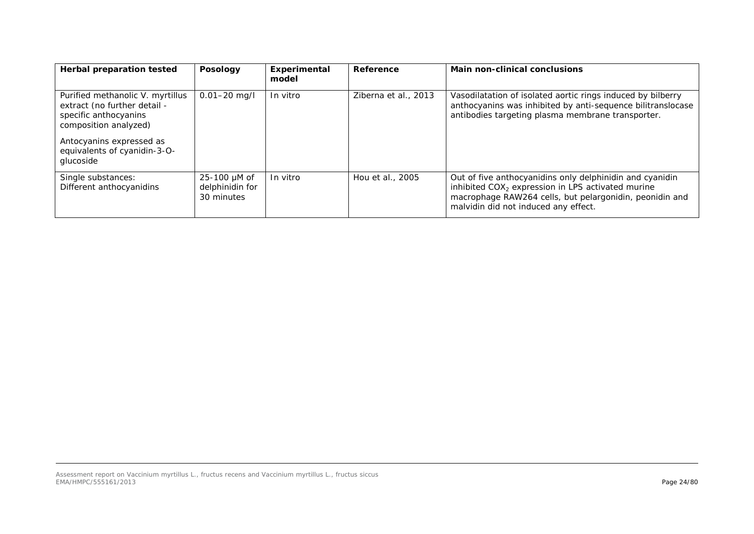| Herbal preparation tested | Posology | Experimental model | Reference | Main non-clinical conclusions |
|---|---|---|---|---|
| Purified methanolic V. myrtillus extract (no further detail - specific anthocyanins composition analyzed)<br><br>Antocyanins expressed as equivalents of cyanidin-3-O-glucoside | 0.01–20 mg/l | In vitro | Ziberna et al., 2013 | Vasodilatation of isolated aortic rings induced by bilberry anthocyanins was inhibited by anti-sequence bilitranslocase antibodies targeting plasma membrane transporter. |
| Single substances:<br>Different anthocyanidins | 25-100 μM of delphinidin for 30 minutes | In vitro | Hou et al., 2005 | Out of five anthocyanidins only delphinidin and cyanidin inhibited $COX_2$ expression in LPS activated murine macrophage RAW264 cells, but pelargonidin, peonidin and malvidin did not induced any effect. |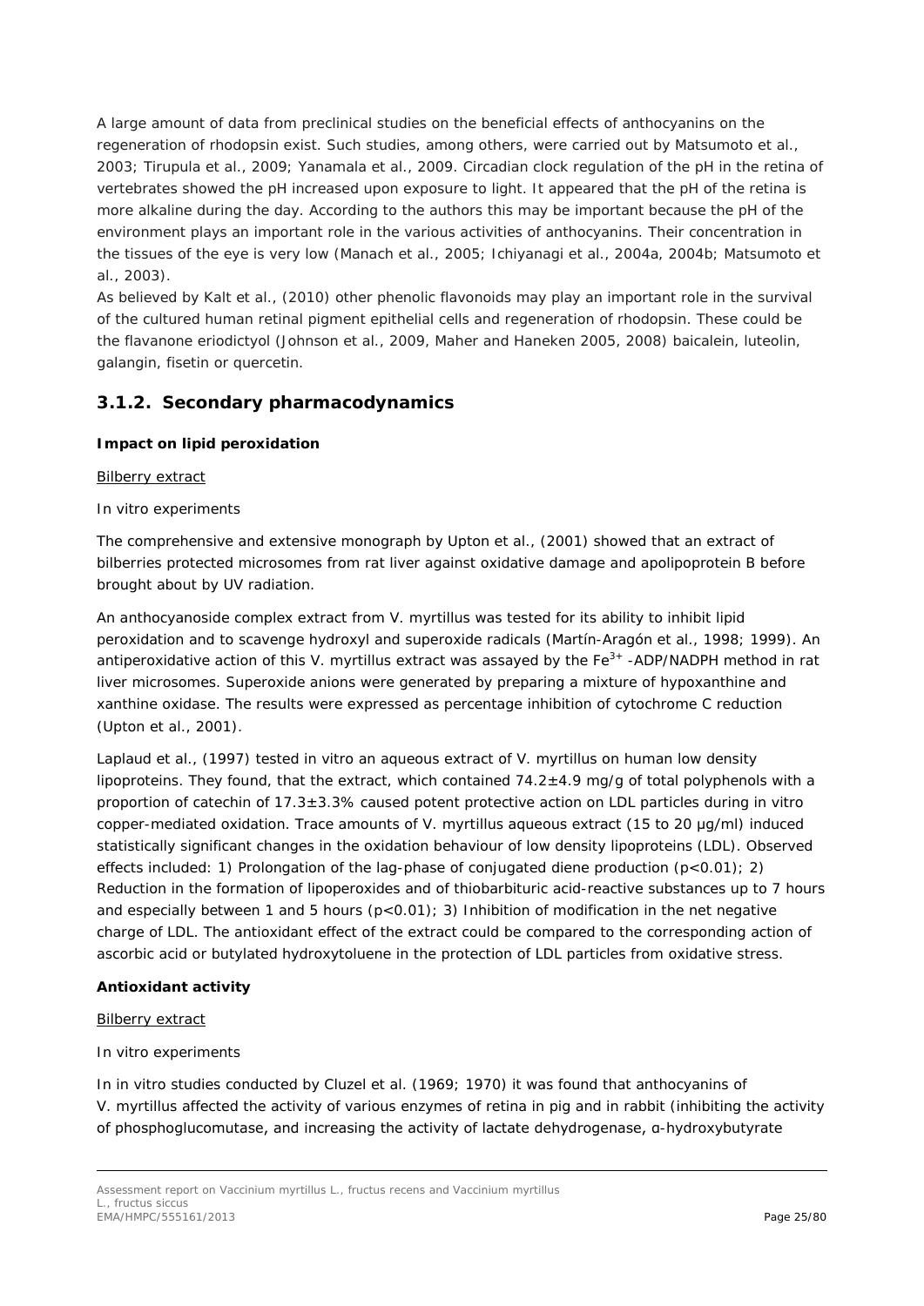A large amount of data from preclinical studies on the beneficial effects of anthocyanins on the regeneration of rhodopsin exist. Such studies, among others, were carried out by Matsumoto et al., 2003; Tirupula et al., 2009; Yanamala et al., 2009. Circadian clock regulation of the pH in the retina of vertebrates showed the pH increased upon exposure to light. It appeared that the pH of the retina is more alkaline during the day. According to the authors this may be important because the pH of the environment plays an important role in the various activities of anthocyanins. Their concentration in the tissues of the eye is very low (Manach et al., 2005; Ichiyanagi et al., 2004a, 2004b; Matsumoto et al., 2003).

As believed by Kalt et al., (2010) other phenolic flavonoids may play an important role in the survival of the cultured human retinal pigment epithelial cells and regeneration of rhodopsin. These could be the flavanone eriodictyol (Johnson et al., 2009, Maher and Haneken 2005, 2008) baicalein, luteolin, galangin, fisetin or quercetin.

## 3.1.2. Secondary pharmacodynamics

**Impact on lipid peroxidation**

Bilberry extract

*In vitro experiments*

The comprehensive and extensive monograph by Upton et al., (2001) showed that an extract of bilberries protected microsomes from rat liver against oxidative damage and apolipoprotein B before brought about by UV radiation.

An anthocyanoside complex extract from *V. myrtillus* was tested for its ability to inhibit lipid peroxidation and to scavenge hydroxyl and superoxide radicals (Martín-Aragón et al., 1998; 1999). An antiperoxidative action of this *V. myrtillus* extract was assayed by the $Fe^{3+}$ -ADP/NADPH method in rat liver microsomes. Superoxide anions were generated by preparing a mixture of hypoxanthine and xanthine oxidase. The results were expressed as percentage inhibition of cytochrome C reduction (Upton et al., 2001).

Laplaud et al., (1997) tested *in vitro* an aqueous extract of *V. myrtillus* on human low density lipoproteins. They found, that the extract, which contained 74.2±4.9 mg/g of total polyphenols with a proportion of catechin of 17.3±3.3% caused potent protective action on LDL particles during *in vitro* copper-mediated oxidation. Trace amounts of *V. myrtillus* aqueous extract (15 to 20 µg/ml) induced statistically significant changes in the oxidation behaviour of low density lipoproteins (LDL). Observed effects included: 1) Prolongation of the lag-phase of conjugated diene production ($p<0.01$); 2) Reduction in the formation of lipoperoxides and of thiobarbituric acid-reactive substances up to 7 hours and especially between 1 and 5 hours ($p<0.01$); 3) Inhibition of modification in the net negative charge of LDL. The antioxidant effect of the extract could be compared to the corresponding action of ascorbic acid or butylated hydroxytoluene in the protection of LDL particles from oxidative stress.

**Antioxidant activity**

Bilberry extract

*In vitro experiments*

In *in vitro* studies conducted by Cluzel et al. (1969; 1970) it was found that anthocyanins of *V. myrtillus* affected the activity of various enzymes of retina in pig and in rabbit (inhibiting the activity of phosphoglucomutase, and increasing the activity of lactate dehydrogenase, α-hydroxybutyrate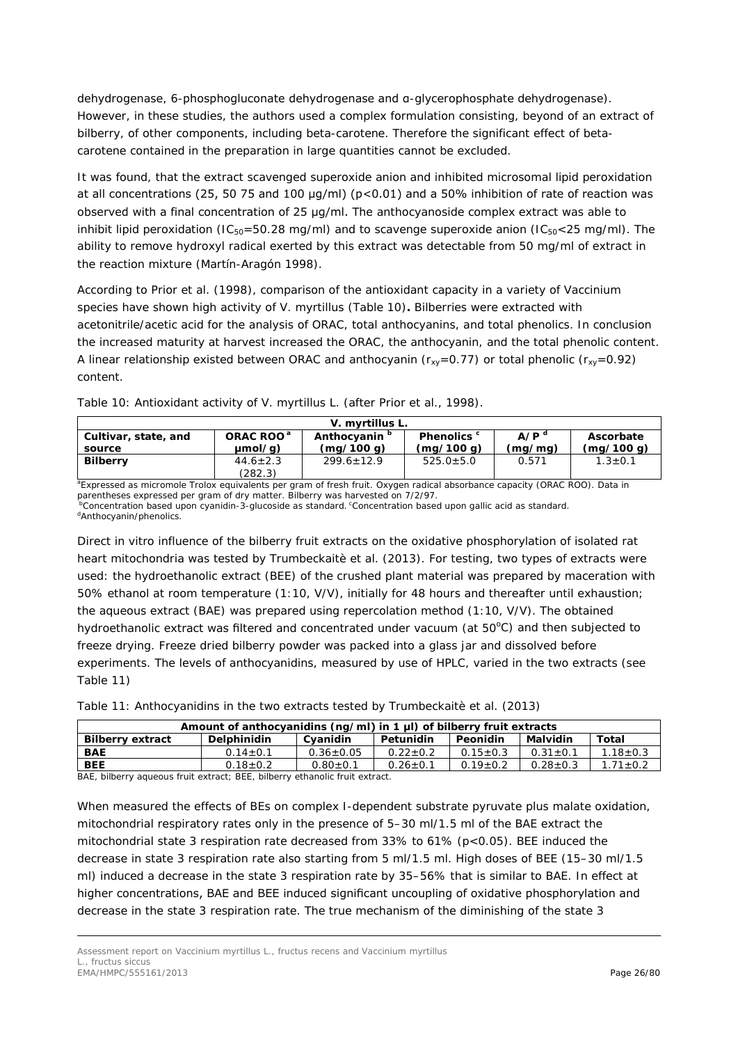dehydrogenase, 6-phosphogluconate dehydrogenase and α-glycerophosphate dehydrogenase). However, in these studies, the authors used a complex formulation consisting, beyond of an extract of bilberry, of other components, including beta-carotene. Therefore the significant effect of beta-carotene contained in the preparation in large quantities cannot be excluded.

It was found, that the extract scavenged superoxide anion and inhibited microsomal lipid peroxidation at all concentrations (25, 50 75 and 100 µg/ml) ($p<0.01$) and a 50% inhibition of rate of reaction was observed with a final concentration of 25 µg/ml. The anthocyanoside complex extract was able to inhibit lipid peroxidation ($IC_{50}$=50.28 mg/ml) and to scavenge superoxide anion ($IC_{50}$<25 mg/ml). The ability to remove hydroxyl radical exerted by this extract was detectable from 50 mg/ml of extract in the reaction mixture (Martín-Aragón 1998).

According to Prior et al. (1998), comparison of the antioxidant capacity in a variety of Vaccinium species have shown high activity of V. myrtillus (Table 10)**.** Bilberries were extracted with acetonitrile/acetic acid for the analysis of ORAC, total anthocyanins, and total phenolics. In conclusion the increased maturity at harvest increased the ORAC, the anthocyanin, and the total phenolic content. A linear relationship existed between ORAC and anthocyanin ($r_{xy}$=0.77) or total phenolic ($r_{xy}$=0.92) content.

Table 10: Antioxidant activity of V. myrtillus L. (after Prior et al., 1998).

| V. myrtillus L. | | | | | |
|---|---|---|---|---|---|
| **Cultivar, state, and source** | **ORAC ROO [a] µmol/g)** | **Anthocyanin [b] (mg/100 g)** | **Phenolics [c] (mg/100 g)** | **A/P [d] (mg/mg)** | **Ascorbate (mg/100 g)** |
| **Bilberry** | 44.6±2.3 (282.3) | 299.6±12.9 | 525.0±5.0 | 0.571 | 1.3±0.1 |

[a]Expressed as micromole Trolox equivalents per gram of fresh fruit. Oxygen radical absorbance capacity (ORAC ROO). Data in parentheses expressed per gram of dry matter. Bilberry was harvested on 7/2/97.
[b]Concentration based upon cyanidin-3-glucoside as standard. [c]Concentration based upon gallic acid as standard.
[d]Anthocyanin/phenolics.

Direct in vitro influence of the bilberry fruit extracts on the oxidative phosphorylation of isolated rat heart mitochondria was tested by Trumbeckaitė et al. (2013). For testing, two types of extracts were used: the hydroethanolic extract (BEE) of the crushed plant material was prepared by maceration with 50% ethanol at room temperature (1:10, V/V), initially for 48 hours and thereafter until exhaustion; the aqueous extract (BAE) was prepared using repercolation method (1:10, V/V). The obtained hydroethanolic extract was filtered and concentrated under vacuum (at 50°C) and then subjected to freeze drying. Freeze dried bilberry powder was packed into a glass jar and dissolved before experiments. The levels of anthocyanidins, measured by use of HPLC, varied in the two extracts (see Table 11)

Table 11: Anthocyanidins in the two extracts tested by Trumbeckaitė et al. (2013)

| Amount of anthocyanidins (ng/ml) in 1 µl) of bilberry fruit extracts | | | | | | |
|---|---|---|---|---|---|---|
| **Bilberry extract** | **Delphinidin** | **Cyanidin** | **Petunidin** | **Peonidin** | **Malvidin** | **Total** |
| **BAE** | 0.14±0.1 | 0.36±0.05 | 0.22±0.2 | 0.15±0.3 | 0.31±0.1 | 1.18±0.3 |
| **BEE** | 0.18±0.2 | 0.80±0.1 | 0.26±0.1 | 0.19±0.2 | 0.28±0.3 | 1.71±0.2 |

BAE, bilberry aqueous fruit extract; BEE, bilberry ethanolic fruit extract.

When measured the effects of BEs on complex I-dependent substrate pyruvate plus malate oxidation, mitochondrial respiratory rates only in the presence of 5–30 ml/1.5 ml of the BAE extract the mitochondrial state 3 respiration rate decreased from 33% to 61% ($p<0.05$). BEE induced the decrease in state 3 respiration rate also starting from 5 ml/1.5 ml. High doses of BEE (15–30 ml/1.5 ml) induced a decrease in the state 3 respiration rate by 35–56% that is similar to BAE. In effect at higher concentrations, BAE and BEE induced significant uncoupling of oxidative phosphorylation and decrease in the state 3 respiration rate. The true mechanism of the diminishing of the state 3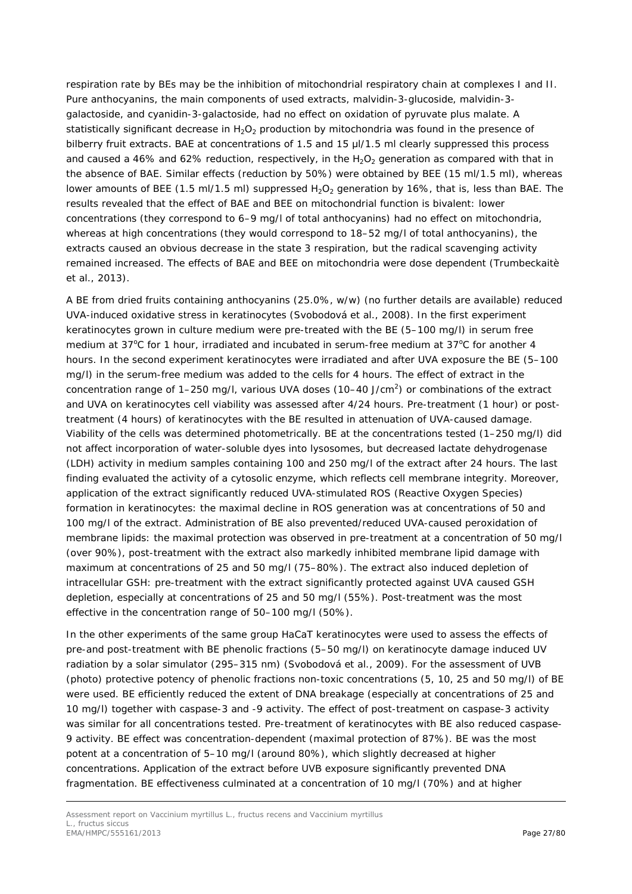respiration rate by BEs may be the inhibition of mitochondrial respiratory chain at complexes I and II. Pure anthocyanins, the main components of used extracts, malvidin-3-glucoside, malvidin-3-galactoside, and cyanidin-3-galactoside, had no effect on oxidation of pyruvate plus malate. A statistically significant decrease in $H_2O_2$ production by mitochondria was found in the presence of bilberry fruit extracts. BAE at concentrations of 1.5 and 15 µl/1.5 ml clearly suppressed this process and caused a 46% and 62% reduction, respectively, in the $H_2O_2$ generation as compared with that in the absence of BAE. Similar effects (reduction by 50%) were obtained by BEE (15 ml/1.5 ml), whereas lower amounts of BEE (1.5 ml/1.5 ml) suppressed $H_2O_2$ generation by 16%, that is, less than BAE. The results revealed that the effect of BAE and BEE on mitochondrial function is bivalent: lower concentrations (they correspond to 6–9 mg/l of total anthocyanins) had no effect on mitochondria, whereas at high concentrations (they would correspond to 18–52 mg/l of total anthocyanins), the extracts caused an obvious decrease in the state 3 respiration, but the radical scavenging activity remained increased. The effects of BAE and BEE on mitochondria were dose dependent (Trumbeckaitè et al., 2013).

A BE from dried fruits containing anthocyanins (25.0%, w/w) (no further details are available) reduced UVA-induced oxidative stress in keratinocytes (Svobodová et al., 2008). In the first experiment keratinocytes grown in culture medium were pre-treated with the BE (5–100 mg/l) in serum free medium at 37°C for 1 hour, irradiated and incubated in serum-free medium at 37°C for another 4 hours. In the second experiment keratinocytes were irradiated and after UVA exposure the BE (5–100 mg/l) in the serum-free medium was added to the cells for 4 hours. The effect of extract in the concentration range of 1–250 mg/l, various UVA doses (10–40 J/cm$^2$) or combinations of the extract and UVA on keratinocytes cell viability was assessed after 4/24 hours. Pre-treatment (1 hour) or post-treatment (4 hours) of keratinocytes with the BE resulted in attenuation of UVA-caused damage. Viability of the cells was determined photometrically. BE at the concentrations tested (1–250 mg/l) did not affect incorporation of water-soluble dyes into lysosomes, but decreased lactate dehydrogenase (LDH) activity in medium samples containing 100 and 250 mg/l of the extract after 24 hours. The last finding evaluated the activity of a cytosolic enzyme, which reflects cell membrane integrity. Moreover, application of the extract significantly reduced UVA-stimulated ROS (Reactive Oxygen Species) formation in keratinocytes: the maximal decline in ROS generation was at concentrations of 50 and 100 mg/l of the extract. Administration of BE also prevented/reduced UVA-caused peroxidation of membrane lipids: the maximal protection was observed in pre-treatment at a concentration of 50 mg/l (over 90%), post-treatment with the extract also markedly inhibited membrane lipid damage with maximum at concentrations of 25 and 50 mg/l (75–80%). The extract also induced depletion of intracellular GSH: pre-treatment with the extract significantly protected against UVA caused GSH depletion, especially at concentrations of 25 and 50 mg/l (55%). Post-treatment was the most effective in the concentration range of 50–100 mg/l (50%).

In the other experiments of the same group HaCaT keratinocytes were used to assess the effects of pre-and post-treatment with BE phenolic fractions (5–50 mg/l) on keratinocyte damage induced UV radiation by a solar simulator (295–315 nm) (Svobodová et al., 2009). For the assessment of UVB (photo) protective potency of phenolic fractions non-toxic concentrations (5, 10, 25 and 50 mg/l) of BE were used. BE efficiently reduced the extent of DNA breakage (especially at concentrations of 25 and 10 mg/l) together with caspase-3 and -9 activity. The effect of post-treatment on caspase-3 activity was similar for all concentrations tested. Pre-treatment of keratinocytes with BE also reduced caspase-9 activity. BE effect was concentration-dependent (maximal protection of 87%). BE was the most potent at a concentration of 5–10 mg/l (around 80%), which slightly decreased at higher concentrations. Application of the extract before UVB exposure significantly prevented DNA fragmentation. BE effectiveness culminated at a concentration of 10 mg/l (70%) and at higher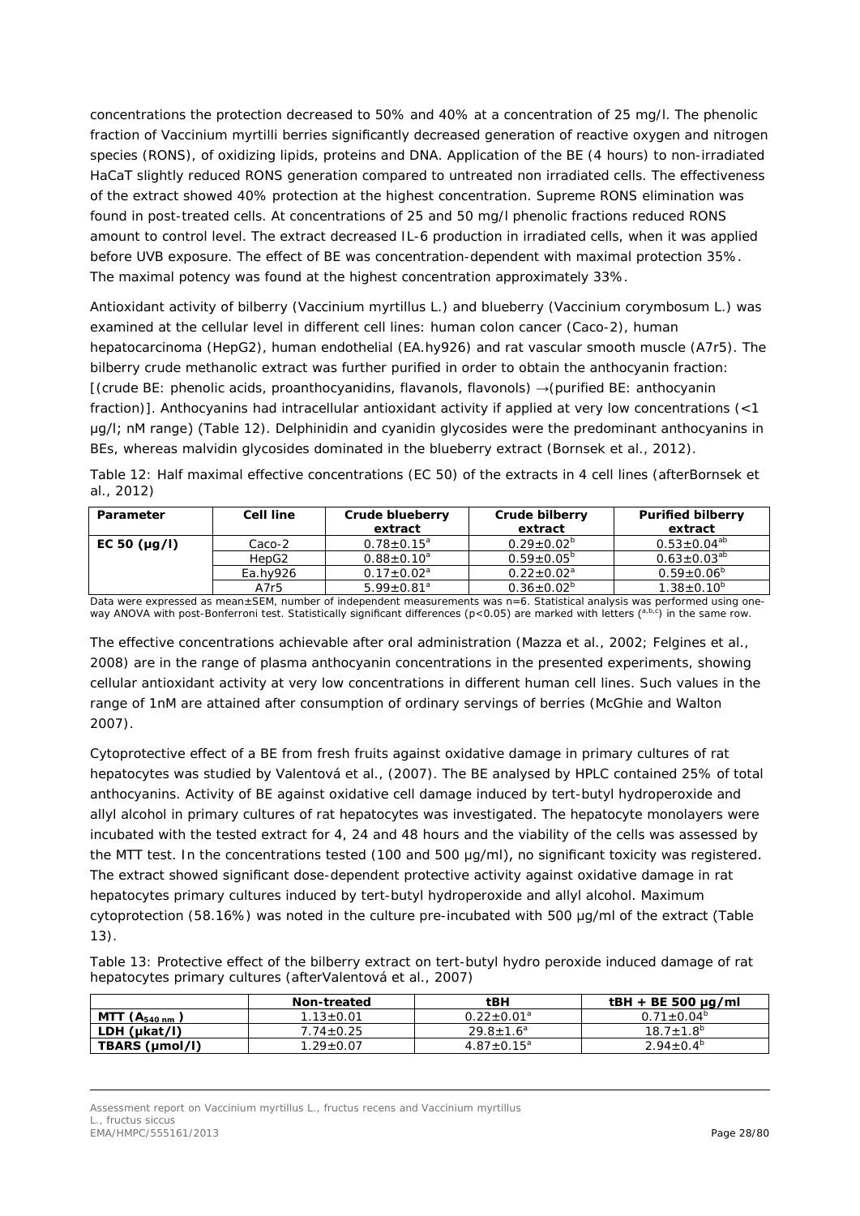concentrations the protection decreased to 50% and 40% at a concentration of 25 mg/l. The phenolic fraction of Vaccinium myrtilli berries significantly decreased generation of reactive oxygen and nitrogen species (RONS), of oxidizing lipids, proteins and DNA. Application of the BE (4 hours) to non-irradiated HaCaT slightly reduced RONS generation compared to untreated non irradiated cells. The effectiveness of the extract showed 40% protection at the highest concentration. Supreme RONS elimination was found in post-treated cells. At concentrations of 25 and 50 mg/l phenolic fractions reduced RONS amount to control level. The extract decreased IL-6 production in irradiated cells, when it was applied before UVB exposure. The effect of BE was concentration-dependent with maximal protection 35%. The maximal potency was found at the highest concentration approximately 33%.

Antioxidant activity of bilberry (Vaccinium myrtillus L.) and blueberry (Vaccinium corymbosum L.) was examined at the cellular level in different cell lines: human colon cancer (Caco-2), human hepatocarcinoma (HepG2), human endothelial (EA.hy926) and rat vascular smooth muscle (A7r5). The bilberry crude methanolic extract was further purified in order to obtain the anthocyanin fraction: [(crude BE: phenolic acids, proanthocyanidins, flavanols, flavonols) →(purified BE: anthocyanin fraction)]. Anthocyanins had intracellular antioxidant activity if applied at very low concentrations (<1 µg/l; nM range) (Table 12). Delphinidin and cyanidin glycosides were the predominant anthocyanins in BEs, whereas malvidin glycosides dominated in the blueberry extract (Bornsek et al., 2012).

Table 12: Half maximal effective concentrations (EC 50) of the extracts in 4 cell lines (afterBornsek et al., 2012)

| Parameter | Cell line | Crude blueberry extract | Crude bilberry extract | Purified bilberry extract |
|---|---|---|---|---|
| EC 50 (µg/l) | Caco-2 | 0.78±0.15[a] | 0.29±0.02[b] | 0.53±0.04[ab] |
| | HepG2 | 0.88±0.10[a] | 0.59±0.05[b] | 0.63±0.03[ab] |
| | Ea.hy926 | 0.17±0.02[a] | 0.22±0.02[a] | 0.59±0.06[b] |
| | A7r5 | 5.99±0.81[a] | 0.36±0.02[b] | 1.38±0.10[b] |

Data were expressed as mean±SEM, number of independent measurements was n=6. Statistical analysis was performed using one-way ANOVA with post-Bonferroni test. Statistically significant differences ($p<0.05$) are marked with letters ([a,b,c]) in the same row.

The effective concentrations achievable after oral administration (Mazza et al., 2002; Felgines et al., 2008) are in the range of plasma anthocyanin concentrations in the presented experiments, showing cellular antioxidant activity at very low concentrations in different human cell lines. Such values in the range of 1nM are attained after consumption of ordinary servings of berries (McGhie and Walton 2007).

Cytoprotective effect of a BE from fresh fruits against oxidative damage in primary cultures of rat hepatocytes was studied by Valentová et al., (2007). The BE analysed by HPLC contained 25% of total anthocyanins. Activity of BE against oxidative cell damage induced by tert-butyl hydroperoxide and allyl alcohol in primary cultures of rat hepatocytes was investigated. The hepatocyte monolayers were incubated with the tested extract for 4, 24 and 48 hours and the viability of the cells was assessed by the MTT test. In the concentrations tested (100 and 500 µg/ml), no significant toxicity was registered. The extract showed significant dose-dependent protective activity against oxidative damage in rat hepatocytes primary cultures induced by tert-butyl hydroperoxide and allyl alcohol. Maximum cytoprotection (58.16%) was noted in the culture pre-incubated with 500 µg/ml of the extract (Table 13).

Table 13: Protective effect of the bilberry extract on tert-butyl hydro peroxide induced damage of rat hepatocytes primary cultures (afterValentová et al., 2007)

| | Non-treated | tBH | tBH + BE 500 µg/ml |
|---|---|---|---|
| MTT ($A_{540\ nm}$) | 1.13±0.01 | 0.22±0.01[a] | 0.71±0.04[b] |
| LDH (µkat/l) | 7.74±0.25 | 29.8±1.6[a] | 18.7±1.8[b] |
| TBARS (µmol/l) | 1.29±0.07 | 4.87±0.15[a] | 2.94±0.4[b] |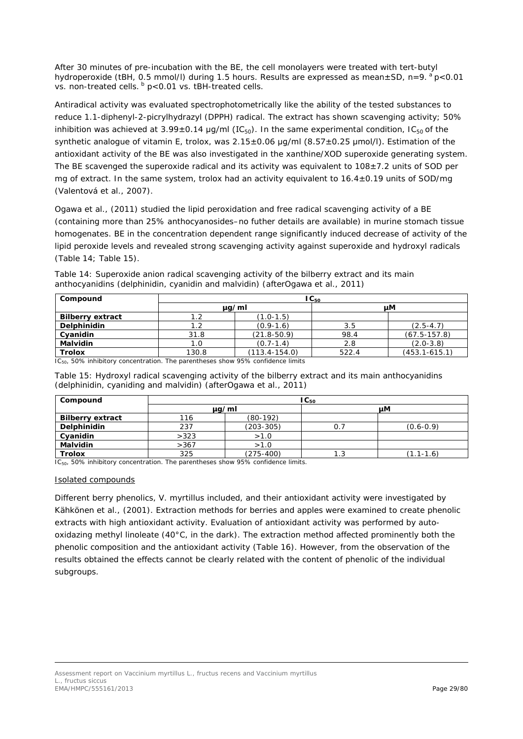After 30 minutes of pre-incubation with the BE, the cell monolayers were treated with tert-butyl hydroperoxide (tBH, 0.5 mmol/l) during 1.5 hours. Results are expressed as mean±SD, n=9. [a] p<0.01 vs. non-treated cells. [b] p<0.01 vs. tBH-treated cells.

Antiradical activity was evaluated spectrophotometrically like the ability of the tested substances to reduce 1.1-diphenyl-2-picrylhydrazyl (DPPH) radical. The extract has shown scavenging activity; 50% inhibition was achieved at 3.99±0.14 µg/ml ($IC_{50}$). In the same experimental condition, $IC_{50}$ of the synthetic analogue of vitamin E, trolox, was 2.15±0.06 µg/ml (8.57±0.25 µmol/l). Estimation of the antioxidant activity of the BE was also investigated in the xanthine/XOD superoxide generating system. The BE scavenged the superoxide radical and its activity was equivalent to 108±7.2 units of SOD per mg of extract. In the same system, trolox had an activity equivalent to 16.4±0.19 units of SOD/mg (Valentová et al., 2007).

Ogawa et al., (2011) studied the lipid peroxidation and free radical scavenging activity of a BE (containing more than 25% anthocyanosides–no futher details are available) in murine stomach tissue homogenates. BE in the concentration dependent range significantly induced decrease of activity of the lipid peroxide levels and revealed strong scavenging activity against superoxide and hydroxyl radicals (Table 14; Table 15).

Table 14: Superoxide anion radical scavenging activity of the bilberry extract and its main anthocyanidins (delphinidin, cyanidin and malvidin) (afterOgawa et al., 2011)

| Compound | $IC_{50}$ | | | |
|---|---|---|---|---|
| | µg/ml | | µM | |
| **Bilberry extract** | 1.2 | (1.0-1.5) | | |
| **Delphinidin** | 1.2 | (0.9-1.6) | 3.5 | (2.5-4.7) |
| **Cyanidin** | 31.8 | (21.8-50.9) | 98.4 | (67.5-157.8) |
| **Malvidin** | 1.0 | (0.7-1.4) | 2.8 | (2.0-3.8) |
| **Trolox** | 130.8 | (113.4-154.0) | 522.4 | (453.1-615.1) |

$IC_{50}$, 50% inhibitory concentration. The parentheses show 95% confidence limits

Table 15: Hydroxyl radical scavenging activity of the bilberry extract and its main anthocyanidins (delphinidin, cyaniding and malvidin) (afterOgawa et al., 2011)

| Compound | $IC_{50}$ | | | |
|---|---|---|---|---|
| | µg/ml | | µM | |
| **Bilberry extract** | 116 | (80-192) | | |
| **Delphinidin** | 237 | (203-305) | 0.7 | (0.6-0.9) |
| **Cyanidin** | >323 | >1.0 | | |
| **Malvidin** | >367 | >1.0 | | |
| **Trolox** | 325 | (275-400) | 1.3 | (1.1-1.6) |

$IC_{50}$, 50% inhibitory concentration. The parentheses show 95% confidence limits.

Isolated compounds

Different berry phenolics, V. myrtillus included, and their antioxidant activity were investigated by Kähkönen et al., (2001). Extraction methods for berries and apples were examined to create phenolic extracts with high antioxidant activity. Evaluation of antioxidant activity was performed by auto-oxidazing methyl linoleate (40°C, in the dark). The extraction method affected prominently both the phenolic composition and the antioxidant activity (Table 16). However, from the observation of the results obtained the effects cannot be clearly related with the content of phenolic of the individual subgroups.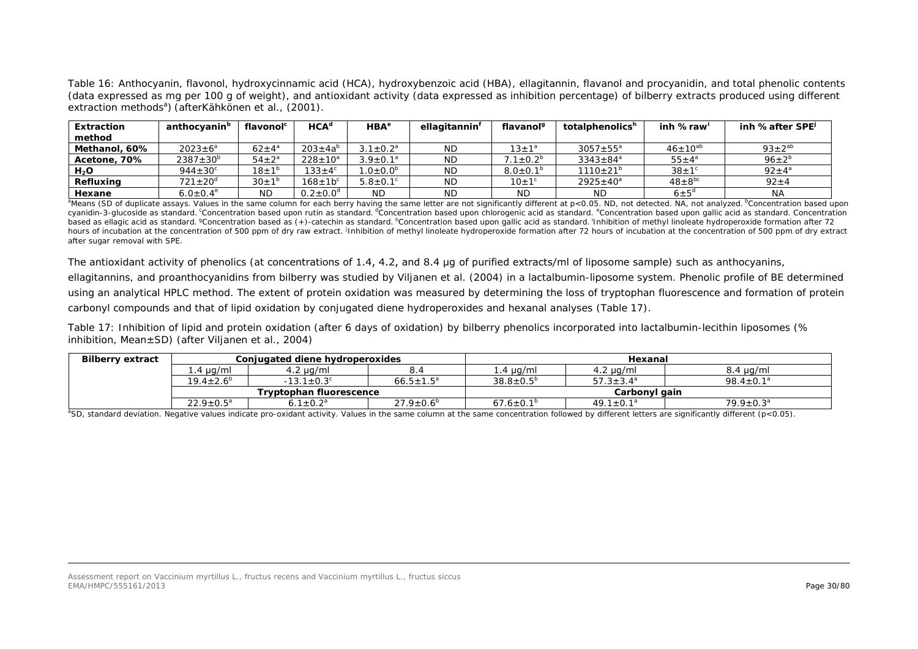Table 16: Anthocyanin, flavonol, hydroxycinnamic acid (HCA), hydroxybenzoic acid (HBA), ellagitannin, flavanol and procyanidin, and total phenolic contents (data expressed as mg per 100 g of weight), and antioxidant activity (data expressed as inhibition percentage) of bilberry extracts produced using different extraction methods[a]) (afterKähkönen et al., (2001).

| Extraction method | anthocyanin[b] | flavonol[c] | HCA[d] | HBA[e] | ellagitannin[f] | flavanol[g] | totalphenolics[h] | inh % raw[i] | inh % after SPE[j] |
|---|---|---|---|---|---|---|---|---|---|
| Methanol, 60% | 2023±6[a] | 62±4[a] | 203±4a[b] | 3.1±0.2[a] | ND | 13±1[a] | 3057±55[a] | 46±10[ab] | 93±2[ab] |
| Acetone, 70% | 2387±30[b] | 54±2[a] | 228±10[a] | 3.9±0.1[a] | ND | 7.1±0.2[b] | 3343±84[a] | 55±4[a] | 96±2[b] |
| $H_2O$ | 944±30[c] | 18±1[b] | 133±4[c] | 1.0±0.0[b] | ND | 8.0±0.1[b] | 1110±21[b] | 38±1[c] | 92±4[a] |
| Refluxing | 721±20[d] | 30±1[b] | 168±1b[c] | 5.8±0.1[c] | ND | 10±1[c] | 2925±40[a] | 48±8[bc] | 92±4 |
| Hexane | 6.0±0.4[e] | ND | 0.2±0.0[d] | ND | ND | ND | ND | 6±5[d] | NA |

[a]Means (SD of duplicate assays. Values in the same column for each berry having the same letter are not significantly different at p<0.05. ND, not detected. NA, not analyzed. [b]Concentration based upon cyanidin-3-glucoside as standard. [c]Concentration based upon rutin as standard. [d]Concentration based upon chlorogenic acid as standard. [e]Concentration based upon gallic acid as standard. Concentration based as ellagic acid as standard. [g]Concentration based as (+)-catechin as standard. [h]Concentration based upon gallic acid as standard. [i]Inhibition of methyl linoleate hydroperoxide formation after 72 hours of incubation at the concentration of 500 ppm of dry raw extract. [j]Inhibition of methyl linoleate hydroperoxide formation after 72 hours of incubation at the concentration of 500 ppm of dry extract after sugar removal with SPE.

The antioxidant activity of phenolics (at concentrations of 1.4, 4.2, and 8.4 µg of purified extracts/ml of liposome sample) such as anthocyanins, ellagitannins, and proanthocyanidins from bilberry was studied by Viljanen et al. (2004) in a lactalbumin-liposome system. Phenolic profile of BE determined using an analytical HPLC method. The extent of protein oxidation was measured by determining the loss of tryptophan fluorescence and formation of protein carbonyl compounds and that of lipid oxidation by conjugated diene hydroperoxides and hexanal analyses (Table 17).

Table 17: Inhibition of lipid and protein oxidation (after 6 days of oxidation) by bilberry phenolics incorporated into lactalbumin-lecithin liposomes (% inhibition, Mean±SD) (after Viljanen et al., 2004)

| Bilberry extract | Conjugated diene hydroperoxides | | | Hexanal | | |
|---|---|---|---|---|---|---|
| | 1.4 µg/ml | 4.2 µg/ml | 8.4 | 1.4 µg/ml | 4.2 µg/ml | 8.4 µg/ml |
| | 19.4±2.6[b] | -13.1±0.3[c] | 66.5±1.5[a] | 38.8±0.5[b] | 57.3±3.4[a] | 98.4±0.1[a] |
| | Tryptophan fluorescence | | | Carbonyl gain | | |
| | 22.9±0.5[a] | 6.1±0.2[a] | 27.9±0.6[b] | 67.6±0.1[b] | 49.1±0.1[a] | 79.9±0.3[a] |

[a]SD, standard deviation. Negative values indicate pro-oxidant activity. Values in the same column at the same concentration followed by different letters are significantly different (p<0.05).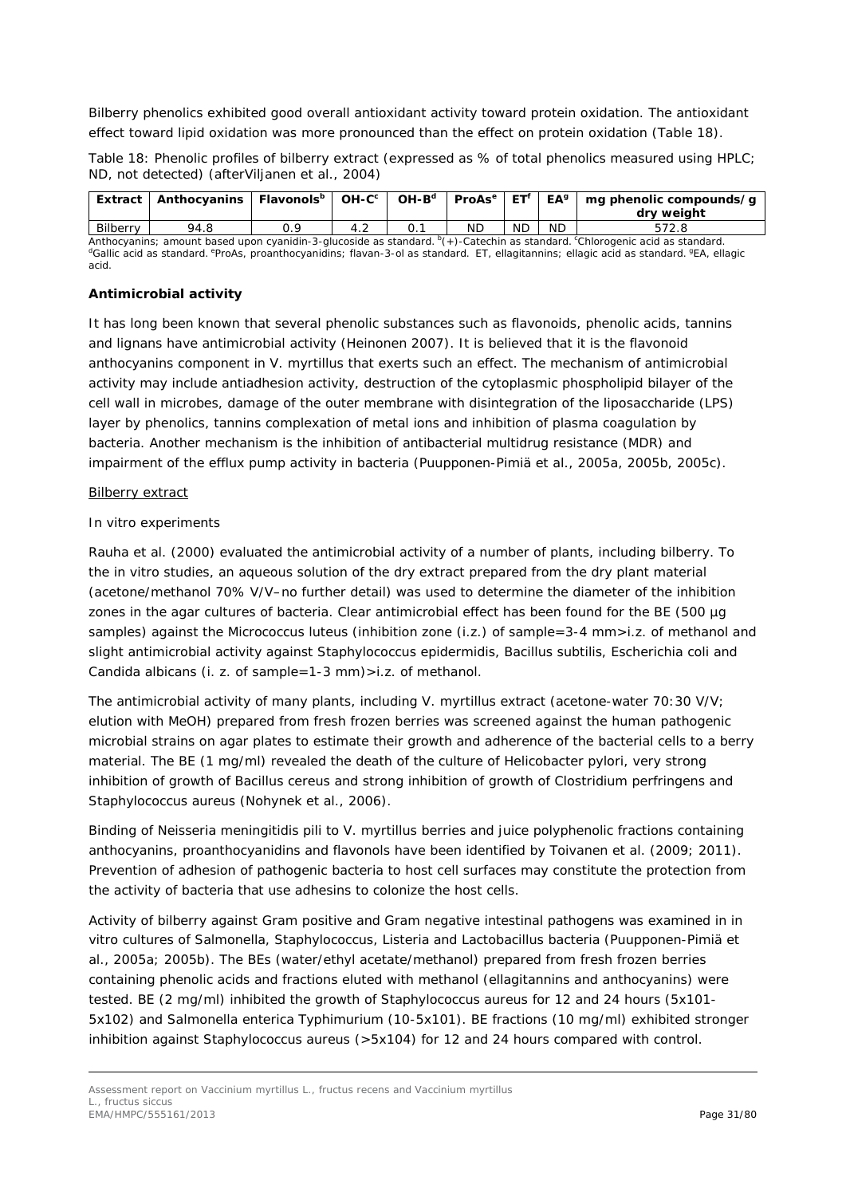Bilberry phenolics exhibited good overall antioxidant activity toward protein oxidation. The antioxidant effect toward lipid oxidation was more pronounced than the effect on protein oxidation (Table 18).

Table 18: Phenolic profiles of bilberry extract (expressed as % of total phenolics measured using HPLC; ND, not detected) (afterViljanen et al., 2004)

| Extract | Anthocyanins | Flavonols[b] | OH-C[c] | OH-B[d] | ProAs[e] | ET[f] | EA[g] | mg phenolic compounds/g dry weight |
|---|---|---|---|---|---|---|---|---|
| Bilberry | 94.8 | 0.9 | 4.2 | 0.1 | ND | ND | ND | 572.8 |

Anthocyanins; amount based upon cyanidin-3-glucoside as standard. [b](+)-Catechin as standard. [c]Chlorogenic acid as standard. [d]Gallic acid as standard. [e]ProAs, proanthocyanidins; flavan-3-ol as standard. ET, ellagitannins; ellagic acid as standard. [g]EA, ellagic acid.

**Antimicrobial activity**

It has long been known that several phenolic substances such as flavonoids, phenolic acids, tannins and lignans have antimicrobial activity (Heinonen 2007). It is believed that it is the flavonoid anthocyanins component in *V. myrtillus* that exerts such an effect. The mechanism of antimicrobial activity may include antiadhesion activity, destruction of the cytoplasmic phospholipid bilayer of the cell wall in microbes, damage of the outer membrane with disintegration of the liposaccharide (LPS) layer by phenolics, tannins complexation of metal ions and inhibition of plasma coagulation by bacteria. Another mechanism is the inhibition of antibacterial multidrug resistance (MDR) and impairment of the efflux pump activity in bacteria (Puupponen-Pimiä et al., 2005a, 2005b, 2005c).

Bilberry extract

*In vitro experiments*

Rauha et al. (2000) evaluated the antimicrobial activity of a number of plants, including bilberry. To the in vitro studies, an aqueous solution of the dry extract prepared from the dry plant material (acetone/methanol 70% V/V–no further detail) was used to determine the diameter of the inhibition zones in the agar cultures of bacteria. Clear antimicrobial effect has been found for the BE (500 µg samples) against the *Micrococcus luteus* (inhibition zone (i.z.) of sample=3-4 mm>i.z. of methanol and slight antimicrobial activity against *Staphylococcus epidermidis*, *Bacillus subtilis*, *Escherichia coli* and *Candida albicans* (i. z. of sample=1-3 mm)>i.z. of methanol.

The antimicrobial activity of many plants, including *V. myrtillus* extract (acetone-water 70:30 V/V; elution with MeOH) prepared from fresh frozen berries was screened against the human pathogenic microbial strains on agar plates to estimate their growth and adherence of the bacterial cells to a berry material. The BE (1 mg/ml) revealed the death of the culture of *Helicobacter pylori*, very strong inhibition of growth of *Bacillus cereus* and strong inhibition of growth of *Clostridium perfringens* and *Staphylococcus aureus* (Nohynek et al., 2006).

Binding of *Neisseria meningitidis* pili to *V. myrtillus* berries and juice polyphenolic fractions containing anthocyanins, proanthocyanidins and flavonols have been identified by Toivanen et al. (2009; 2011). Prevention of adhesion of pathogenic bacteria to host cell surfaces may constitute the protection from the activity of bacteria that use adhesins to colonize the host cells.

Activity of bilberry against Gram positive and Gram negative intestinal pathogens was examined in in vitro cultures of *Salmonella*, *Staphylococcus*, *Listeria* and *Lactobacillus* bacteria (Puupponen-Pimiä et al., 2005a; 2005b). The BEs (water/ethyl acetate/methanol) prepared from fresh frozen berries containing phenolic acids and fractions eluted with methanol (ellagitannins and anthocyanins) were tested. BE (2 mg/ml) inhibited the growth of *Staphylococcus aureus* for 12 and 24 hours (5x101-5x102) and *Salmonella enterica Typhimurium* (10-5x101). BE fractions (10 mg/ml) exhibited stronger inhibition against *Staphylococcus aureus* (>5x104) for 12 and 24 hours compared with control.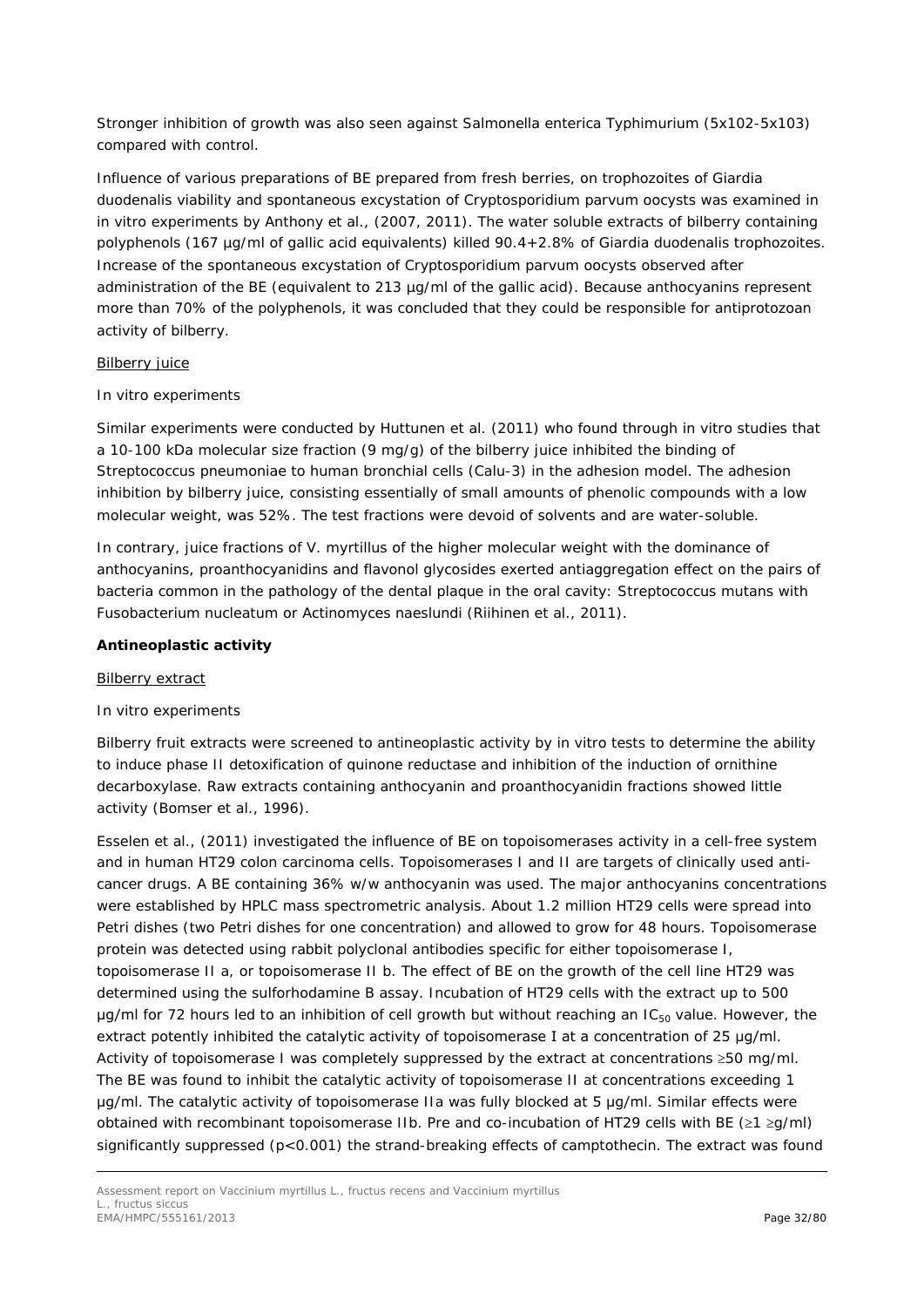Stronger inhibition of growth was also seen against *Salmonella enterica* Typhimurium (5x102-5x103) compared with control.

Influence of various preparations of BE prepared from fresh berries, on trophozoites of *Giardia duodenalis* viability and spontaneous excystation of *Cryptosporidium parvum* oocysts was examined in *in vitro* experiments by Anthony et al., (2007, 2011). The water soluble extracts of bilberry containing polyphenols (167 µg/ml of gallic acid equivalents) killed 90.4+2.8% of *Giardia duodenalis* trophozoites. Increase of the spontaneous excystation of *Cryptosporidium parvum* oocysts observed after administration of the BE (equivalent to 213 µg/ml of the gallic acid). Because anthocyanins represent more than 70% of the polyphenols, it was concluded that they could be responsible for antiprotozoan activity of bilberry.

Bilberry juice

*In vitro experiments*

Similar experiments were conducted by Huttunen et al. (2011) who found through *in vitro* studies that a 10-100 kDa molecular size fraction (9 mg/g) of the bilberry juice inhibited the binding of *Streptococcus pneumoniae* to human bronchial cells (Calu-3) in the adhesion model. The adhesion inhibition by bilberry juice, consisting essentially of small amounts of phenolic compounds with a low molecular weight, was 52%. The test fractions were devoid of solvents and are water-soluble.

In contrary, juice fractions of *V. myrtillus* of the higher molecular weight with the dominance of anthocyanins, proanthocyanidins and flavonol glycosides exerted antiaggregation effect on the pairs of bacteria common in the pathology of the dental plaque in the oral cavity: *Streptococcus mutans* with *Fusobacterium nucleatum* or *Actinomyces naeslundi* (Riihinen et al., 2011).

**Antineoplastic activity**

Bilberry extract

*In vitro experiments*

Bilberry fruit extracts were screened to antineoplastic activity by *in vitro* tests to determine the ability to induce phase II detoxification of quinone reductase and inhibition of the induction of ornithine decarboxylase. Raw extracts containing anthocyanin and proanthocyanidin fractions showed little activity (Bomser et al., 1996).

Esselen et al., (2011) investigated the influence of BE on topoisomerases activity in a cell-free system and in human HT29 colon carcinoma cells. Topoisomerases I and II are targets of clinically used anti-cancer drugs. A BE containing 36% w/w anthocyanin was used. The major anthocyanins concentrations were established by HPLC mass spectrometric analysis. About 1.2 million HT29 cells were spread into Petri dishes (two Petri dishes for one concentration) and allowed to grow for 48 hours. Topoisomerase protein was detected using rabbit polyclonal antibodies specific for either topoisomerase I, topoisomerase II a, or topoisomerase II b. The effect of BE on the growth of the cell line HT29 was determined using the sulforhodamine B assay. Incubation of HT29 cells with the extract up to 500 µg/ml for 72 hours led to an inhibition of cell growth but without reaching an $IC_{50}$ value. However, the extract potently inhibited the catalytic activity of topoisomerase I at a concentration of 25 µg/ml. Activity of topoisomerase I was completely suppressed by the extract at concentrations ≥50 mg/ml. The BE was found to inhibit the catalytic activity of topoisomerase II at concentrations exceeding 1 µg/ml. The catalytic activity of topoisomerase IIa was fully blocked at 5 µg/ml. Similar effects were obtained with recombinant topoisomerase IIb. Pre and co-incubation of HT29 cells with BE (≥1 ≥g/ml) significantly suppressed ($p<0.001$) the strand-breaking effects of camptothecin. The extract was found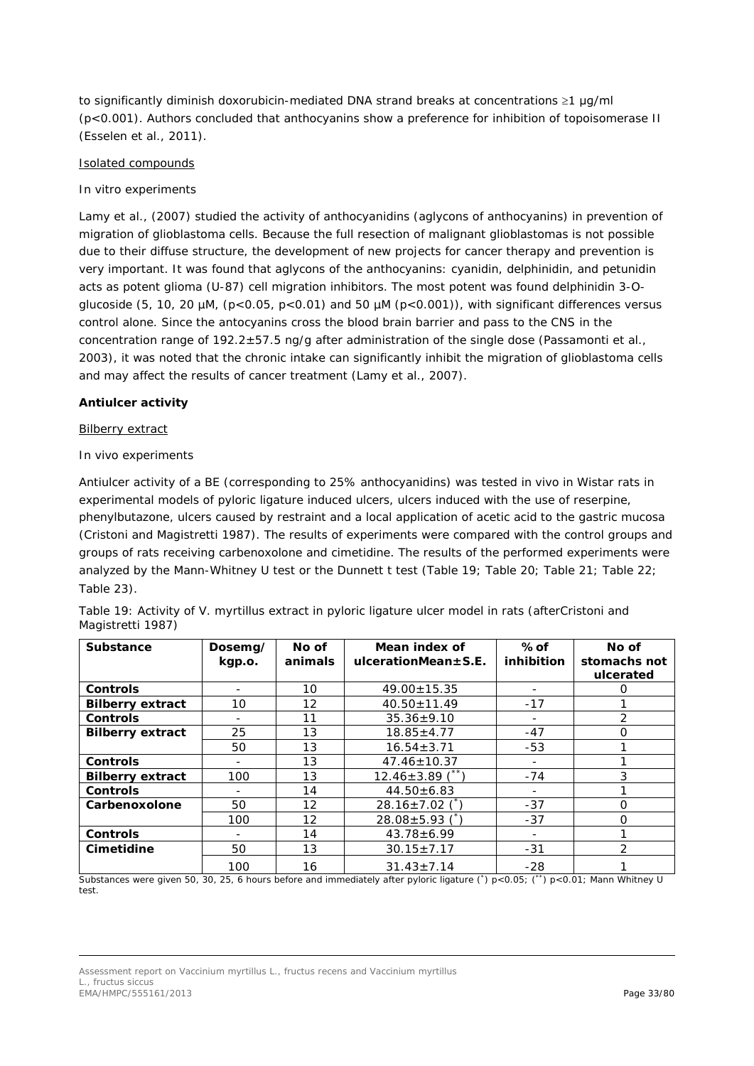to significantly diminish doxorubicin-mediated DNA strand breaks at concentrations ≥1 µg/ml ($p<0.001$). Authors concluded that anthocyanins show a preference for inhibition of topoisomerase II (Esselen et al., 2011).

Isolated compounds

*In vitro experiments*

Lamy et al., (2007) studied the activity of anthocyanidins (aglycons of anthocyanins) in prevention of migration of glioblastoma cells. Because the full resection of malignant glioblastomas is not possible due to their diffuse structure, the development of new projects for cancer therapy and prevention is very important. It was found that aglycons of the anthocyanins: cyanidin, delphinidin, and petunidin acts as potent glioma (U-87) cell migration inhibitors. The most potent was found delphinidin 3-O-glucoside (5, 10, 20 µM, ($p<0.05$, $p<0.01$) and 50 µM ($p<0.001$)), with significant differences versus control alone. Since the antocyanins cross the blood brain barrier and pass to the CNS in the concentration range of 192.2±57.5 ng/g after administration of the single dose (Passamonti et al., 2003), it was noted that the chronic intake can significantly inhibit the migration of glioblastoma cells and may affect the results of cancer treatment (Lamy et al., 2007).

**Antiulcer activity**

Bilberry extract

*In vivo experiments*

Antiulcer activity of a BE (corresponding to 25% anthocyanidins) was tested in vivo in Wistar rats in experimental models of pyloric ligature induced ulcers, ulcers induced with the use of reserpine, phenylbutazone, ulcers caused by restraint and a local application of acetic acid to the gastric mucosa (Cristoni and Magistretti 1987). The results of experiments were compared with the control groups and groups of rats receiving carbenoxolone and cimetidine. The results of the performed experiments were analyzed by the Mann-Whitney U test or the Dunnett t test (Table 19; Table 20; Table 21; Table 22; Table 23).

Table 19: Activity of *V. myrtillus* extract in pyloric ligature ulcer model in rats (afterCristoni and Magistretti 1987)

| Substance | Dosemg/ kgp.o. | No of animals | Mean index of ulcerationMean±S.E. | % of inhibition | No of stomachs not ulcerated |
|---|---|---|---|---|---|
| **Controls** | - | 10 | 49.00±15.35 | - | 0 |
| **Bilberry extract** | 10 | 12 | 40.50±11.49 | -17 | 1 |
| **Controls** | - | 11 | 35.36±9.10 | - | 2 |
| **Bilberry extract** | 25 | 13 | 18.85±4.77 | -47 | 0 |
| | 50 | 13 | 16.54±3.71 | -53 | 1 |
| **Controls** | - | 13 | 47.46±10.37 | - | 1 |
| **Bilberry extract** | 100 | 13 | 12.46±3.89 (**) | -74 | 3 |
| **Controls** | - | 14 | 44.50±6.83 | - | 1 |
| **Carbenoxolone** | 50 | 12 | 28.16±7.02 (*) | -37 | 0 |
| | 100 | 12 | 28.08±5.93 (*) | -37 | 0 |
| **Controls** | - | 14 | 43.78±6.99 | - | 1 |
| **Cimetidine** | 50 | 13 | 30.15±7.17 | -31 | 2 |
| | 100 | 16 | 31.43±7.14 | -28 | 1 |

Substances were given 50, 30, 25, 6 hours before and immediately after pyloric ligature (*) $p<0.05$; (**) $p<0.01$; Mann Whitney U test.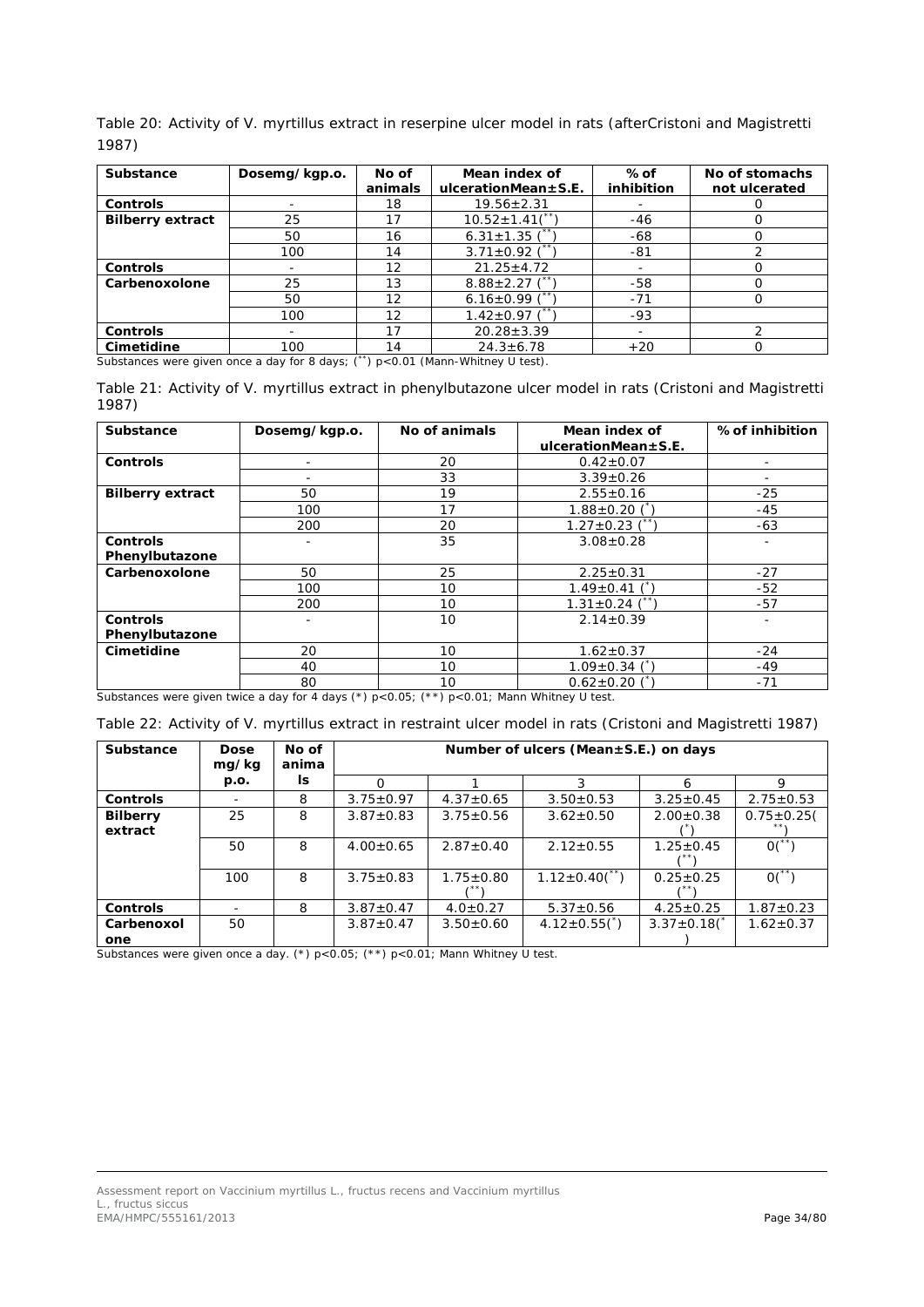Table 20: Activity of V. myrtillus extract in reserpine ulcer model in rats (afterCristoni and Magistretti 1987)

| Substance | Dosemg/kgp.o. | No of animals | Mean index of ulcerationMean±S.E. | % of inhibition | No of stomachs not ulcerated |
|---|---|---|---|---|---|
| **Controls** | - | 18 | 19.56±2.31 | - | 0 |
| **Bilberry extract** | 25 | 17 | 10.52±1.41(**) | -46 | 0 |
| | 50 | 16 | 6.31±1.35 (**) | -68 | 0 |
| | 100 | 14 | 3.71±0.92 (**) | -81 | 2 |
| **Controls** | - | 12 | 21.25±4.72 | - | 0 |
| **Carbenoxolone** | 25 | 13 | 8.88±2.27 (**) | -58 | 0 |
| | 50 | 12 | 6.16±0.99 (**) | -71 | 0 |
| | 100 | 12 | 1.42±0.97 (**) | -93 | |
| **Controls** | - | 17 | 20.28±3.39 | - | 2 |
| **Cimetidine** | 100 | 14 | 24.3±6.78 | +20 | 0 |

Substances were given once a day for 8 days; (**) $p<0.01$ (Mann-Whitney U test).

Table 21: Activity of V. myrtillus extract in phenylbutazone ulcer model in rats (Cristoni and Magistretti 1987)

| Substance | Dosemg/kgp.o. | No of animals | Mean index of ulcerationMean±S.E. | % of inhibition |
|---|---|---|---|---|
| **Controls** | - | 20 | 0.42±0.07 | - |
| | - | 33 | 3.39±0.26 | - |
| **Bilberry extract** | 50 | 19 | 2.55±0.16 | -25 |
| | 100 | 17 | 1.88±0.20 (*) | -45 |
| | 200 | 20 | 1.27±0.23 (**) | -63 |
| **Controls Phenylbutazone** | - | 35 | 3.08±0.28 | - |
| **Carbenoxolone** | 50 | 25 | 2.25±0.31 | -27 |
| | 100 | 10 | 1.49±0.41 (*) | -52 |
| | 200 | 10 | 1.31±0.24 (**) | -57 |
| **Controls Phenylbutazone** | - | 10 | 2.14±0.39 | - |
| **Cimetidine** | 20 | 10 | 1.62±0.37 | -24 |
| | 40 | 10 | 1.09±0.34 (*) | -49 |
| | 80 | 10 | 0.62±0.20 (*) | -71 |

Substances were given twice a day for 4 days (*) $p<0.05$; (**) $p<0.01$; Mann Whitney U test.

Table 22: Activity of V. myrtillus extract in restraint ulcer model in rats (Cristoni and Magistretti 1987)

| Substance | Dose mg/kg p.o. | No of animals | Number of ulcers (Mean±S.E.) on days | | | | |
|---|---|---|---|---|---|---|---|
| | | | 0 | 1 | 3 | 6 | 9 |
| **Controls** | - | 8 | 3.75±0.97 | 4.37±0.65 | 3.50±0.53 | 3.25±0.45 | 2.75±0.53 |
| **Bilberry extract** | 25 | 8 | 3.87±0.83 | 3.75±0.56 | 3.62±0.50 | 2.00±0.38 (*) | 0.75±0.25(**) |
| | 50 | 8 | 4.00±0.65 | 2.87±0.40 | 2.12±0.55 | 1.25±0.45 (**) | 0(**) |
| | 100 | 8 | 3.75±0.83 | 1.75±0.80 (**) | 1.12±0.40(**) | 0.25±0.25 (**) | 0(**) |
| **Controls** | - | 8 | 3.87±0.47 | 4.0±0.27 | 5.37±0.56 | 4.25±0.25 | 1.87±0.23 |
| **Carbenoxolone** | 50 | | 3.87±0.47 | 3.50±0.60 | 4.12±0.55(*) | 3.37±0.18(*) | 1.62±0.37 |

Substances were given once a day. (*) $p<0.05$; (**) $p<0.01$; Mann Whitney U test.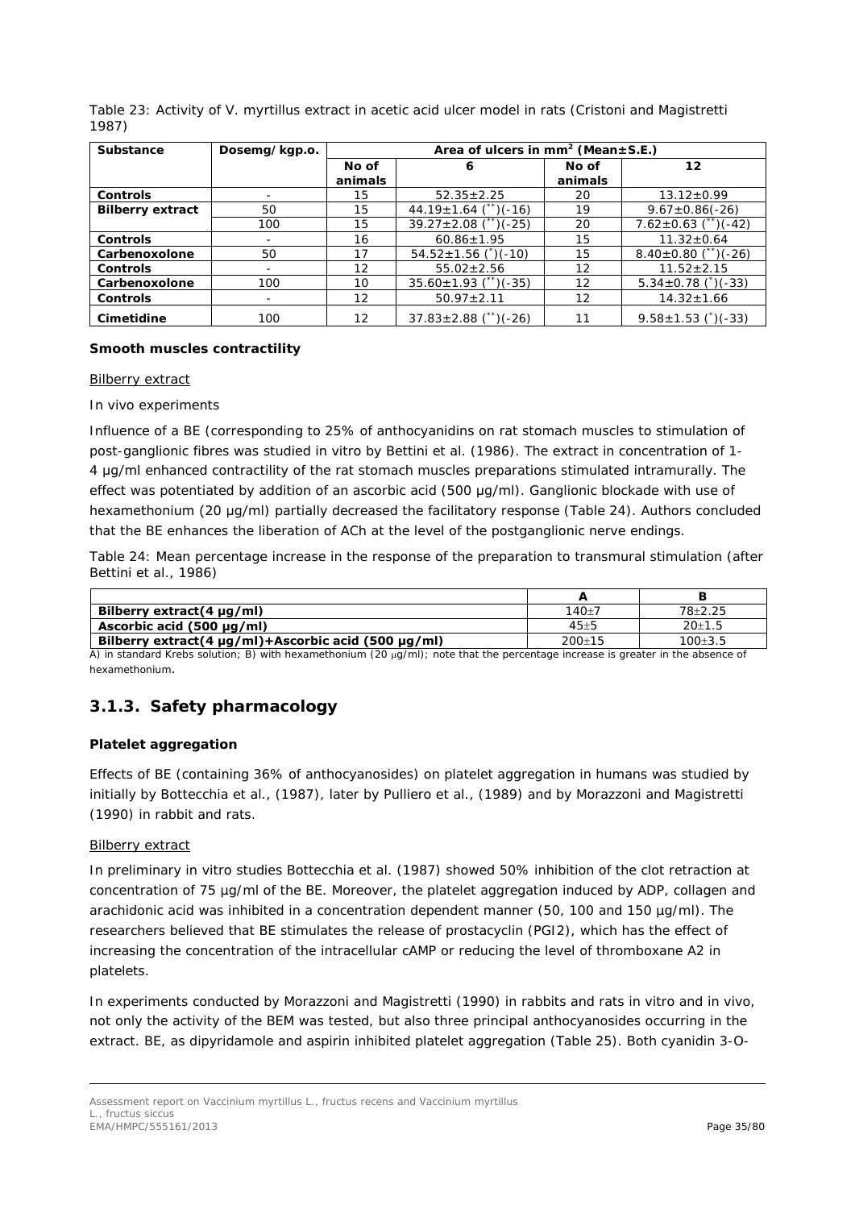Table 23: Activity of V. myrtillus extract in acetic acid ulcer model in rats (Cristoni and Magistretti 1987)

| Substance | Dosemg/kgp.o. | Area of ulcers in mm² (Mean±S.E.) | | | |
|---|---|---|---|---|---|
| | | No of animals | 6 | No of animals | 12 |
| **Controls** | - | 15 | 52.35±2.25 | 20 | 13.12±0.99 |
| **Bilberry extract** | 50 | 15 | 44.19±1.64 (**)(-16) | 19 | 9.67±0.86(-26) |
| | 100 | 15 | 39.27±2.08 (**)(-25) | 20 | 7.62±0.63 (**)(-42) |
| **Controls** | - | 16 | 60.86±1.95 | 15 | 11.32±0.64 |
| **Carbenoxolone** | 50 | 17 | 54.52±1.56 (*)(-10) | 15 | 8.40±0.80 (**)(-26) |
| **Controls** | - | 12 | 55.02±2.56 | 12 | 11.52±2.15 |
| **Carbenoxolone** | 100 | 10 | 35.60±1.93 (**)(-35) | 12 | 5.34±0.78 (*)(-33) |
| **Controls** | - | 12 | 50.97±2.11 | 12 | 14.32±1.66 |
| **Cimetidine** | 100 | 12 | 37.83±2.88 (**)(-26) | 11 | 9.58±1.53 (*)(-33) |

**Smooth muscles contractility**

Bilberry extract

*In vivo experiments*

Influence of a BE (corresponding to 25% of anthocyanidins on rat stomach muscles to stimulation of post-ganglionic fibres was studied in vitro by Bettini et al. (1986). The extract in concentration of 1-4 µg/ml enhanced contractility of the rat stomach muscles preparations stimulated intramurally. The effect was potentiated by addition of an ascorbic acid (500 µg/ml). Ganglionic blockade with use of hexamethonium (20 µg/ml) partially decreased the facilitatory response (Table 24). Authors concluded that the BE enhances the liberation of ACh at the level of the postganglionic nerve endings.

Table 24: Mean percentage increase in the response of the preparation to transmural stimulation (after Bettini et al., 1986)

| | A | B |
|---|---|---|
| **Bilberry extract(4 µg/ml)** | 140±7 | 78±2.25 |
| **Ascorbic acid (500 µg/ml)** | 45±5 | 20±1.5 |
| **Bilberry extract(4 µg/ml)+Ascorbic acid (500 µg/ml)** | 200±15 | 100±3.5 |

A) in standard Krebs solution; B) with hexamethonium (20 µg/ml); note that the percentage increase is greater in the absence of hexamethonium.

## 3.1.3. Safety pharmacology

**Platelet aggregation**

Effects of BE (containing 36% of anthocyanosides) on platelet aggregation in humans was studied by initially by Bottecchia et al., (1987), later by Pulliero et al., (1989) and by Morazzoni and Magistretti (1990) in rabbit and rats.

Bilberry extract

In preliminary in vitro studies Bottecchia et al. (1987) showed 50% inhibition of the clot retraction at concentration of 75 µg/ml of the BE. Moreover, the platelet aggregation induced by ADP, collagen and arachidonic acid was inhibited in a concentration dependent manner (50, 100 and 150 µg/ml). The researchers believed that BE stimulates the release of prostacyclin (PGI2), which has the effect of increasing the concentration of the intracellular cAMP or reducing the level of thromboxane A2 in platelets.

In experiments conducted by Morazzoni and Magistretti (1990) in rabbits and rats in vitro and in vivo, not only the activity of the BEM was tested, but also three principal anthocyanosides occurring in the extract. BE, as dipyridamole and aspirin inhibited platelet aggregation (Table 25). Both cyanidin 3-O-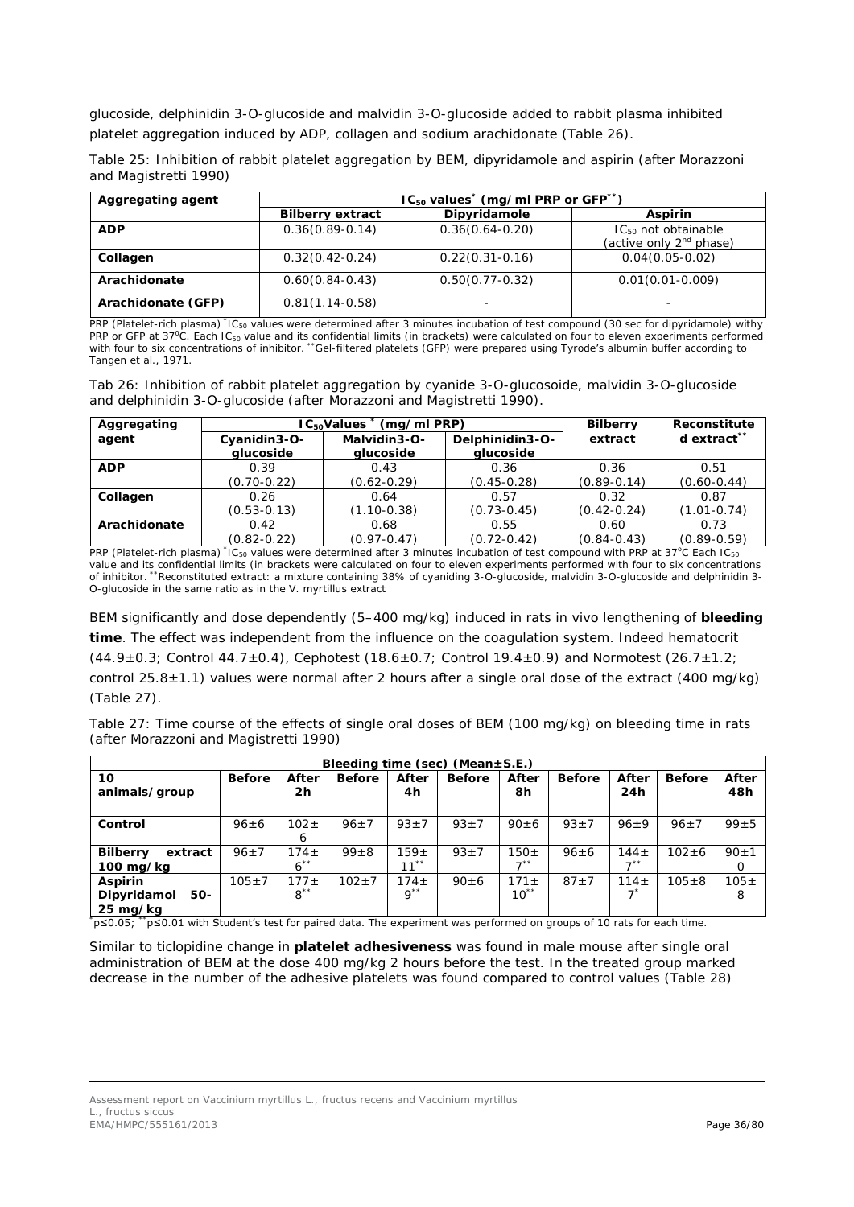glucoside, delphinidin 3-O-glucoside and malvidin 3-O-glucoside added to rabbit plasma inhibited platelet aggregation induced by ADP, collagen and sodium arachidonate (Table 26).

Table 25: Inhibition of rabbit platelet aggregation by BEM, dipyridamole and aspirin (after Morazzoni and Magistretti 1990)

| Aggregating agent | $IC_{50}$ values* (mg/ml PRP or GFP**) | | |
|---|---|---|---|
| | Bilberry extract | Dipyridamole | Aspirin |
| **ADP** | 0.36(0.89-0.14) | 0.36(0.64-0.20) | $IC_{50}$ not obtainable (active only 2nd phase) |
| **Collagen** | 0.32(0.42-0.24) | 0.22(0.31-0.16) | 0.04(0.05-0.02) |
| **Arachidonate** | 0.60(0.84-0.43) | 0.50(0.77-0.32) | 0.01(0.01-0.009) |
| **Arachidonate (GFP)** | 0.81(1.14-0.58) | - | - |

PRP (Platelet-rich plasma) *$IC_{50}$ values were determined after 3 minutes incubation of test compound (30 sec for dipyridamole) withy PRP or GFP at 37°C. Each $IC_{50}$ value and its confidential limits (in brackets) were calculated on four to eleven experiments performed with four to six concentrations of inhibitor. **Gel-filtered platelets (GFP) were prepared using Tyrode's albumin buffer according to Tangen et al., 1971.

Tab 26: Inhibition of rabbit platelet aggregation by cyanide 3-O-glucosoide, malvidin 3-O-glucoside and delphinidin 3-O-glucoside (after Morazzoni and Magistretti 1990).

| Aggregating agent | $IC_{50}$Values * (mg/ml PRP) | | | Bilberry extract | Reconstituted extract** |
|---|---|---|---|---|---|
| | Cyanidin3-O-glucoside | Malvidin3-O-glucoside | Delphinidin3-O-glucoside | | |
| **ADP** | 0.39 (0.70-0.22) | 0.43 (0.62-0.29) | 0.36 (0.45-0.28) | 0.36 (0.89-0.14) | 0.51 (0.60-0.44) |
| **Collagen** | 0.26 (0.53-0.13) | 0.64 (1.10-0.38) | 0.57 (0.73-0.45) | 0.32 (0.42-0.24) | 0.87 (1.01-0.74) |
| **Arachidonate** | 0.42 (0.82-0.22) | 0.68 (0.97-0.47) | 0.55 (0.72-0.42) | 0.60 (0.84-0.43) | 0.73 (0.89-0.59) |

PRP (Platelet-rich plasma) *$IC_{50}$ values were determined after 3 minutes incubation of test compound with PRP at 37°C Each $IC_{50}$ value and its confidential limits (in brackets) were calculated on four to eleven experiments performed with four to six concentrations of inhibitor. **Reconstituted extract: a mixture containing 38% of cyaniding 3-O-glucoside, malvidin 3-O-glucoside and delphinidin 3-O-glucoside in the same ratio as in the V. myrtillus extract

BEM significantly and dose dependently (5–400 mg/kg) induced in rats in vivo lengthening of **bleeding time**. The effect was independent from the influence on the coagulation system. Indeed hematocrit (44.9±0.3; Control 44.7±0.4), Cephotest (18.6±0.7; Control 19.4±0.9) and Normotest (26.7±1.2; control 25.8±1.1) values were normal after 2 hours after a single oral dose of the extract (400 mg/kg) (Table 27).

Table 27: Time course of the effects of single oral doses of BEM (100 mg/kg) on bleeding time in rats (after Morazzoni and Magistretti 1990)

| Bleeding time (sec) (Mean±S.E.) | | | | | | | | | | |
|---|---|---|---|---|---|---|---|---|---|---|
| 10 animals/group | Before | After 2h | Before | After 4h | Before | After 8h | Before | After 24h | Before | After 48h |
| **Control** | 96±6 | 102±6 | 96±7 | 93±7 | 93±7 | 90±6 | 93±7 | 96±9 | 96±7 | 99±5 |
| **Bilberry extract 100 mg/kg** | 96±7 | 174±6** | 99±8 | 159±11** | 93±7 | 150±7** | 96±6 | 144±7** | 102±6 | 90±10 |
| **Aspirin Dipyridamol 50-25 mg/kg** | 105±7 | 177±8** | 102±7 | 174±9** | 90±6 | 171±10** | 87±7 | 114±7* | 105±8 | 105±8 |

*$p \leq 0.05$; **$p \leq 0.01$ with Student's test for paired data. The experiment was performed on groups of 10 rats for each time.

Similar to ticlopidine change in **platelet adhesiveness** was found in male mouse after single oral administration of BEM at the dose 400 mg/kg 2 hours before the test. In the treated group marked decrease in the number of the adhesive platelets was found compared to control values (Table 28)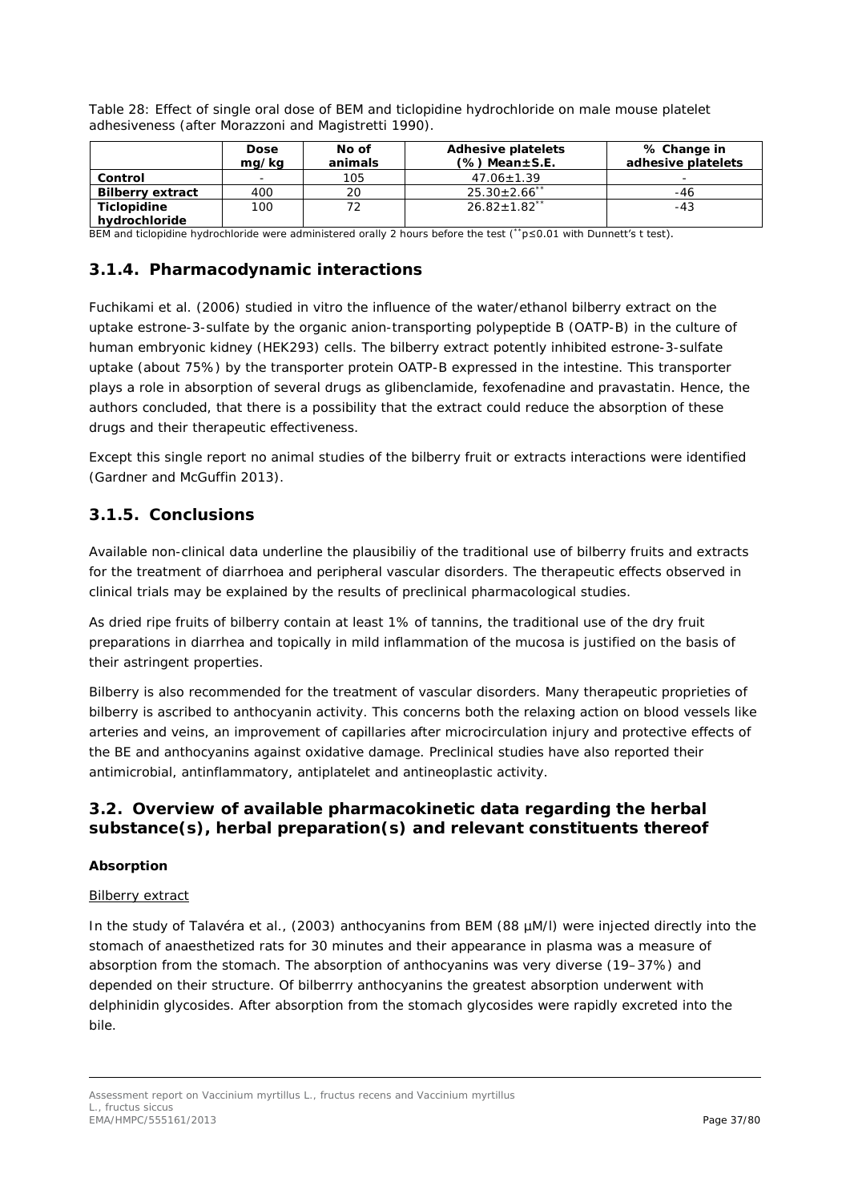Table 28: Effect of single oral dose of BEM and ticlopidine hydrochloride on male mouse platelet adhesiveness (after Morazzoni and Magistretti 1990).

| | Dose mg/kg | No of animals | Adhesive platelets (%) Mean±S.E. | % Change in adhesive platelets |
|---|---|---|---|---|
| **Control** | - | 105 | 47.06±1.39 | - |
| **Bilberry extract** | 400 | 20 | 25.30±2.66** | -46 |
| **Ticlopidine hydrochloride** | 100 | 72 | 26.82±1.82** | -43 |

BEM and ticlopidine hydrochloride were administered orally 2 hours before the test (**p≤0.01 with Dunnett's t test).

### 3.1.4. Pharmacodynamic interactions

Fuchikami et al. (2006) studied in vitro the influence of the water/ethanol bilberry extract on the uptake estrone-3-sulfate by the organic anion-transporting polypeptide B (OATP-B) in the culture of human embryonic kidney (HEK293) cells. The bilberry extract potently inhibited estrone-3-sulfate uptake (about 75%) by the transporter protein OATP-B expressed in the intestine. This transporter plays a role in absorption of several drugs as glibenclamide, fexofenadine and pravastatin. Hence, the authors concluded, that there is a possibility that the extract could reduce the absorption of these drugs and their therapeutic effectiveness.

Except this single report no animal studies of the bilberry fruit or extracts interactions were identified (Gardner and McGuffin 2013).

### 3.1.5. Conclusions

Available non-clinical data underline the plausibiliy of the traditional use of bilberry fruits and extracts for the treatment of diarrhoea and peripheral vascular disorders. The therapeutic effects observed in clinical trials may be explained by the results of preclinical pharmacological studies.

As dried ripe fruits of bilberry contain at least 1% of tannins, the traditional use of the dry fruit preparations in diarrhea and topically in mild inflammation of the mucosa is justified on the basis of their astringent properties.

Bilberry is also recommended for the treatment of vascular disorders. Many therapeutic proprieties of bilberry is ascribed to anthocyanin activity. This concerns both the relaxing action on blood vessels like arteries and veins, an improvement of capillaries after microcirculation injury and protective effects of the BE and anthocyanins against oxidative damage. Preclinical studies have also reported their antimicrobial, antinflammatory, antiplatelet and antineoplastic activity.

## 3.2. Overview of available pharmacokinetic data regarding the herbal substance(s), herbal preparation(s) and relevant constituents thereof

**Absorption**

Bilberry extract

In the study of Talavéra et al., (2003) anthocyanins from BEM (88 µM/l) were injected directly into the stomach of anaesthetized rats for 30 minutes and their appearance in plasma was a measure of absorption from the stomach. The absorption of anthocyanins was very diverse (19–37%) and depended on their structure. Of bilberrry anthocyanins the greatest absorption underwent with delphinidin glycosides. After absorption from the stomach glycosides were rapidly excreted into the bile.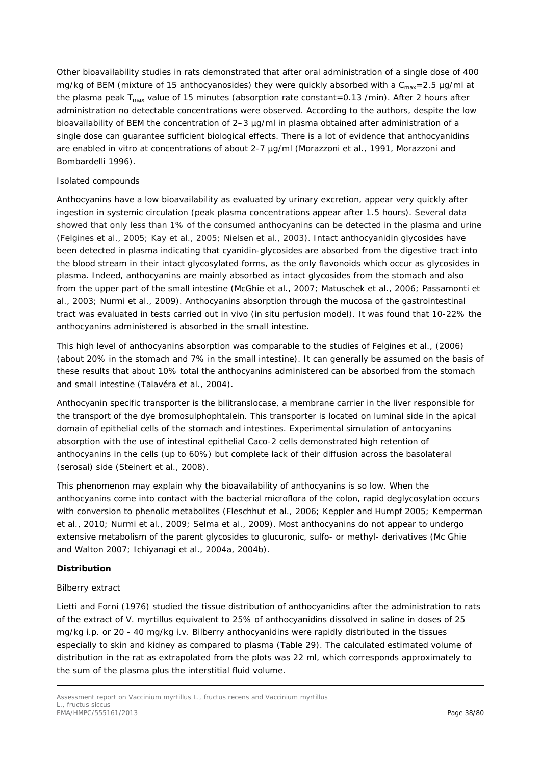Other bioavailability studies in rats demonstrated that after oral administration of a single dose of 400 mg/kg of BEM (mixture of 15 anthocyanosides) they were quickly absorbed with a $C_{max}$=2.5 µg/ml at the plasma peak $T_{max}$ value of 15 minutes (absorption rate constant=0.13 /min). After 2 hours after administration no detectable concentrations were observed. According to the authors, despite the low bioavailability of BEM the concentration of 2–3 µg/ml in plasma obtained after administration of a single dose can guarantee sufficient biological effects. There is a lot of evidence that anthocyanidins are enabled in vitro at concentrations of about 2-7 µg/ml (Morazzoni et al., 1991, Morazzoni and Bombardelli 1996).

Isolated compounds

Anthocyanins have a low bioavailability as evaluated by urinary excretion, appear very quickly after ingestion in systemic circulation (peak plasma concentrations appear after 1.5 hours). Several data showed that only less than 1% of the consumed anthocyanins can be detected in the plasma and urine (Felgines et al., 2005; Kay et al., 2005; Nielsen et al., 2003). Intact anthocyanidin glycosides have been detected in plasma indicating that cyanidin-glycosides are absorbed from the digestive tract into the blood stream in their intact glycosylated forms, as the only flavonoids which occur as glycosides in plasma. Indeed, anthocyanins are mainly absorbed as intact glycosides from the stomach and also from the upper part of the small intestine (McGhie et al., 2007; Matuschek et al., 2006; Passamonti et al., 2003; Nurmi et al., 2009). Anthocyanins absorption through the mucosa of the gastrointestinal tract was evaluated in tests carried out in vivo (in situ perfusion model). It was found that 10-22% the anthocyanins administered is absorbed in the small intestine.

This high level of anthocyanins absorption was comparable to the studies of Felgines et al., (2006) (about 20% in the stomach and 7% in the small intestine). It can generally be assumed on the basis of these results that about 10% total the anthocyanins administered can be absorbed from the stomach and small intestine (Talavéra et al., 2004).

Anthocyanin specific transporter is the bilitranslocase, a membrane carrier in the liver responsible for the transport of the dye bromosulphophtalein. This transporter is located on luminal side in the apical domain of epithelial cells of the stomach and intestines. Experimental simulation of antocyanins absorption with the use of intestinal epithelial Caco-2 cells demonstrated high retention of anthocyanins in the cells (up to 60%) but complete lack of their diffusion across the basolateral (serosal) side (Steinert et al., 2008).

This phenomenon may explain why the bioavailability of anthocyanins is so low. When the anthocyanins come into contact with the bacterial microflora of the colon, rapid deglycosylation occurs with conversion to phenolic metabolites (Fleschhut et al., 2006; Keppler and Humpf 2005; Kemperman et al., 2010; Nurmi et al., 2009; Selma et al., 2009). Most anthocyanins do not appear to undergo extensive metabolism of the parent glycosides to glucuronic, sulfo- or methyl- derivatives (Mc Ghie and Walton 2007; Ichiyanagi et al., 2004a, 2004b).

**Distribution**

Bilberry extract

Lietti and Forni (1976) studied the tissue distribution of anthocyanidins after the administration to rats of the extract of V. myrtillus equivalent to 25% of anthocyanidins dissolved in saline in doses of 25 mg/kg i.p. or 20 - 40 mg/kg i.v. Bilberry anthocyanidins were rapidly distributed in the tissues especially to skin and kidney as compared to plasma (Table 29). The calculated estimated volume of distribution in the rat as extrapolated from the plots was 22 ml, which corresponds approximately to the sum of the plasma plus the interstitial fluid volume.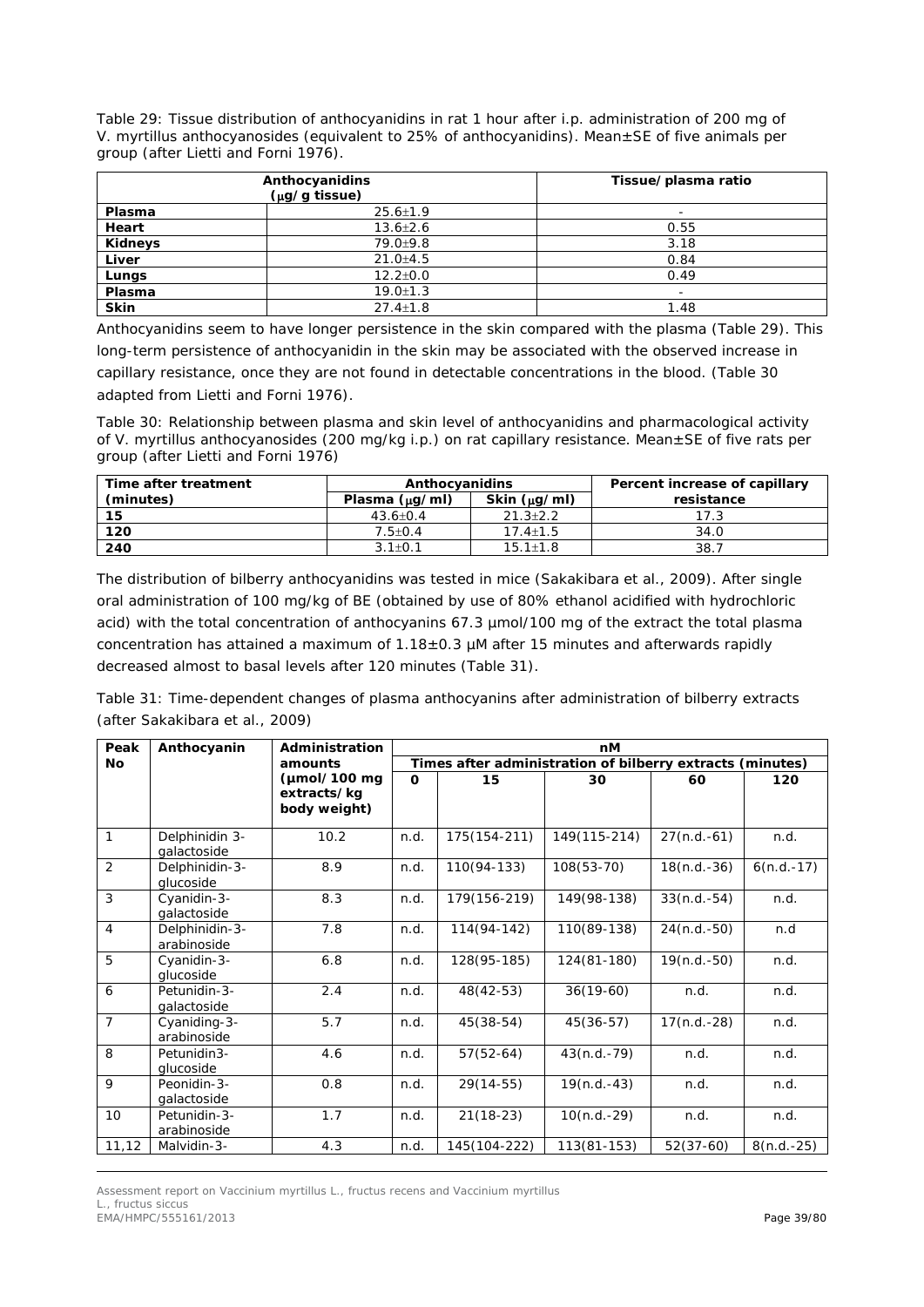Table 29: Tissue distribution of anthocyanidins in rat 1 hour after i.p. administration of 200 mg of V. myrtillus anthocyanosides (equivalent to 25% of anthocyanidins). Mean±SE of five animals per group (after Lietti and Forni 1976).

| | Anthocyanidins (μg/g tissue) | Tissue/plasma ratio |
|---|---|---|
| **Plasma** | 25.6±1.9 | - |
| **Heart** | 13.6±2.6 | 0.55 |
| **Kidneys** | 79.0±9.8 | 3.18 |
| **Liver** | 21.0±4.5 | 0.84 |
| **Lungs** | 12.2±0.0 | 0.49 |
| **Plasma** | 19.0±1.3 | - |
| **Skin** | 27.4±1.8 | 1.48 |

Anthocyanidins seem to have longer persistence in the skin compared with the plasma (Table 29). This long-term persistence of anthocyanidin in the skin may be associated with the observed increase in capillary resistance, once they are not found in detectable concentrations in the blood. (Table 30 adapted from Lietti and Forni 1976).

Table 30: Relationship between plasma and skin level of anthocyanidins and pharmacological activity of V. myrtillus anthocyanosides (200 mg/kg i.p.) on rat capillary resistance. Mean±SE of five rats per group (after Lietti and Forni 1976)

| Time after treatment (minutes) | Anthocyanidins | | Percent increase of capillary resistance |
|---|---|---|---|
| | Plasma (μg/ml) | Skin (μg/ml) | |
| **15** | 43.6±0.4 | 21.3±2.2 | 17.3 |
| **120** | 7.5±0.4 | 17.4±1.5 | 34.0 |
| **240** | 3.1±0.1 | 15.1±1.8 | 38.7 |

The distribution of bilberry anthocyanidins was tested in mice (Sakakibara et al., 2009). After single oral administration of 100 mg/kg of BE (obtained by use of 80% ethanol acidified with hydrochloric acid) with the total concentration of anthocyanins 67.3 μmol/100 mg of the extract the total plasma concentration has attained a maximum of 1.18±0.3 μM after 15 minutes and afterwards rapidly decreased almost to basal levels after 120 minutes (Table 31).

Table 31: Time-dependent changes of plasma anthocyanins after administration of bilberry extracts (after Sakakibara et al., 2009)

| Peak No | Anthocyanin | Administration amounts (μmol/100 mg extracts/kg body weight) | nM | | | | |
|---|---|---|---|---|---|---|---|
| | | | Times after administration of bilberry extracts (minutes) | | | | |
| | | | 0 | 15 | 30 | 60 | 120 |
| 1 | Delphinidin 3-galactoside | 10.2 | n.d. | 175(154-211) | 149(115-214) | 27(n.d.-61) | n.d. |
| 2 | Delphinidin-3-glucoside | 8.9 | n.d. | 110(94-133) | 108(53-70) | 18(n.d.-36) | 6(n.d.-17) |
| 3 | Cyanidin-3-galactoside | 8.3 | n.d. | 179(156-219) | 149(98-138) | 33(n.d.-54) | n.d. |
| 4 | Delphinidin-3-arabinoside | 7.8 | n.d. | 114(94-142) | 110(89-138) | 24(n.d.-50) | n.d |
| 5 | Cyanidin-3-glucoside | 6.8 | n.d. | 128(95-185) | 124(81-180) | 19(n.d.-50) | n.d. |
| 6 | Petunidin-3-galactoside | 2.4 | n.d. | 48(42-53) | 36(19-60) | n.d. | n.d. |
| 7 | Cyaniding-3-arabinoside | 5.7 | n.d. | 45(38-54) | 45(36-57) | 17(n.d.-28) | n.d. |
| 8 | Petunidin3-glucoside | 4.6 | n.d. | 57(52-64) | 43(n.d.-79) | n.d. | n.d. |
| 9 | Peonidin-3-galactoside | 0.8 | n.d. | 29(14-55) | 19(n.d.-43) | n.d. | n.d. |
| 10 | Petunidin-3-arabinoside | 1.7 | n.d. | 21(18-23) | 10(n.d.-29) | n.d. | n.d. |
| 11,12 | Malvidin-3- | 4.3 | n.d. | 145(104-222) | 113(81-153) | 52(37-60) | 8(n.d.-25) |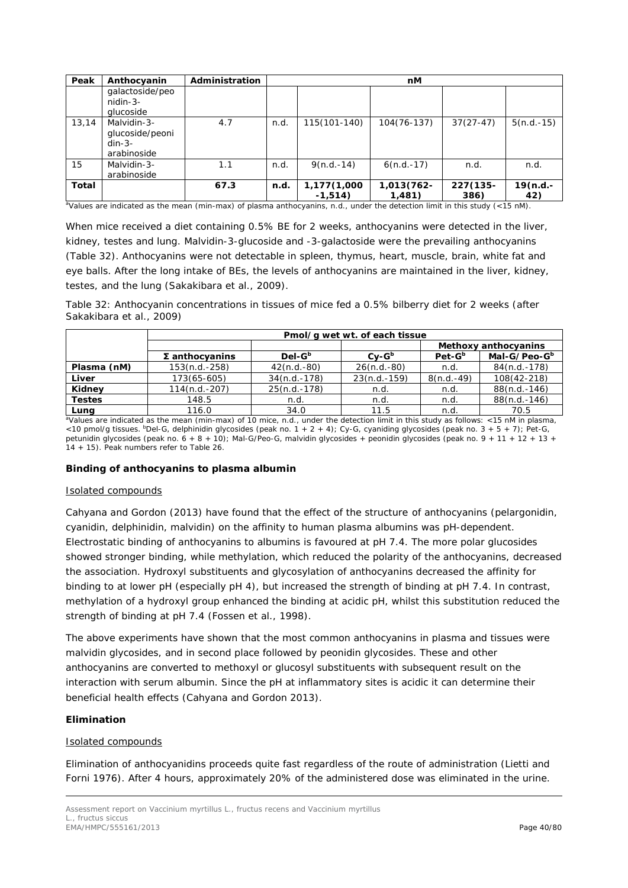| Peak | Anthocyanin | Administration | nM | | | | |
|---|---|---|---|---|---|---|---|
| | galactoside/peonidin-3-glucoside | | | | | | |
| 13,14 | Malvidin-3-glucoside/peonidin-3-arabinoside | 4.7 | n.d. | 115(101-140) | 104(76-137) | 37(27-47) | 5(n.d.-15) |
| 15 | Malvidin-3-arabinoside | 1.1 | n.d. | 9(n.d.-14) | 6(n.d.-17) | n.d. | n.d. |
| **Total** | | **67.3** | **n.d.** | **1,177(1,000-1,514)** | **1,013(762-1,481)** | **227(135-386)** | **19(n.d.-42)** |

[a]Values are indicated as the mean (min-max) of plasma anthocyanins, n.d., under the detection limit in this study (<15 nM).

When mice received a diet containing 0.5% BE for 2 weeks, anthocyanins were detected in the liver, kidney, testes and lung. Malvidin-3-glucoside and -3-galactoside were the prevailing anthocyanins (Table 32). Anthocyanins were not detectable in spleen, thymus, heart, muscle, brain, white fat and eye balls. After the long intake of BEs, the levels of anthocyanins are maintained in the liver, kidney, testes, and the lung (Sakakibara et al., 2009).

Table 32: Anthocyanin concentrations in tissues of mice fed a 0.5% bilberry diet for 2 weeks (after Sakakibara et al., 2009)

| | Pmol/g wet wt. of each tissue | | | | |
|---|---|---|---|---|---|
| | | | | Methoxy anthocyanins | |
| | Σ anthocyanins | Del-G[b] | Cy-G[b] | Pet-G[b] | Mal-G/Peo-G[b] |
| **Plasma (nM)** | 153(n.d.-258) | 42(n.d.-80) | 26(n.d.-80) | n.d. | 84(n.d.-178) |
| **Liver** | 173(65-605) | 34(n.d.-178) | 23(n.d.-159) | 8(n.d.-49) | 108(42-218) |
| **Kidney** | 114(n.d.-207) | 25(n.d.-178) | n.d. | n.d. | 88(n.d.-146) |
| **Testes** | 148.5 | n.d. | n.d. | n.d. | 88(n.d.-146) |
| **Lung** | 116.0 | 34.0 | 11.5 | n.d. | 70.5 |

[a]Values are indicated as the mean (min-max) of 10 mice, n.d., under the detection limit in this study as follows: <15 nM in plasma, <10 pmol/g tissues. [b]Del-G, delphinidin glycosides (peak no. 1 + 2 + 4); Cy-G, cyaniding glycosides (peak no. 3 + 5 + 7); Pet-G, petunidin glycosides (peak no. 6 + 8 + 10); Mal-G/Peo-G, malvidin glycosides + peonidin glycosides (peak no. 9 + 11 + 12 + 13 + 14 + 15). Peak numbers refer to Table 26.

**Binding of anthocyanins to plasma albumin**

Isolated compounds

Cahyana and Gordon (2013) have found that the effect of the structure of anthocyanins (pelargonidin, cyanidin, delphinidin, malvidin) on the affinity to human plasma albumins was pH-dependent. Electrostatic binding of anthocyanins to albumins is favoured at pH 7.4. The more polar glucosides showed stronger binding, while methylation, which reduced the polarity of the anthocyanins, decreased the association. Hydroxyl substituents and glycosylation of anthocyanins decreased the affinity for binding to at lower pH (especially pH 4), but increased the strength of binding at pH 7.4. In contrast, methylation of a hydroxyl group enhanced the binding at acidic pH, whilst this substitution reduced the strength of binding at pH 7.4 (Fossen et al., 1998).

The above experiments have shown that the most common anthocyanins in plasma and tissues were malvidin glycosides, and in second place followed by peonidin glycosides. These and other anthocyanins are converted to methoxyl or glucosyl substituents with subsequent result on the interaction with serum albumin. Since the pH at inflammatory sites is acidic it can determine their beneficial health effects (Cahyana and Gordon 2013).

**Elimination**

Isolated compounds

Elimination of anthocyanidins proceeds quite fast regardless of the route of administration (Lietti and Forni 1976). After 4 hours, approximately 20% of the administered dose was eliminated in the urine.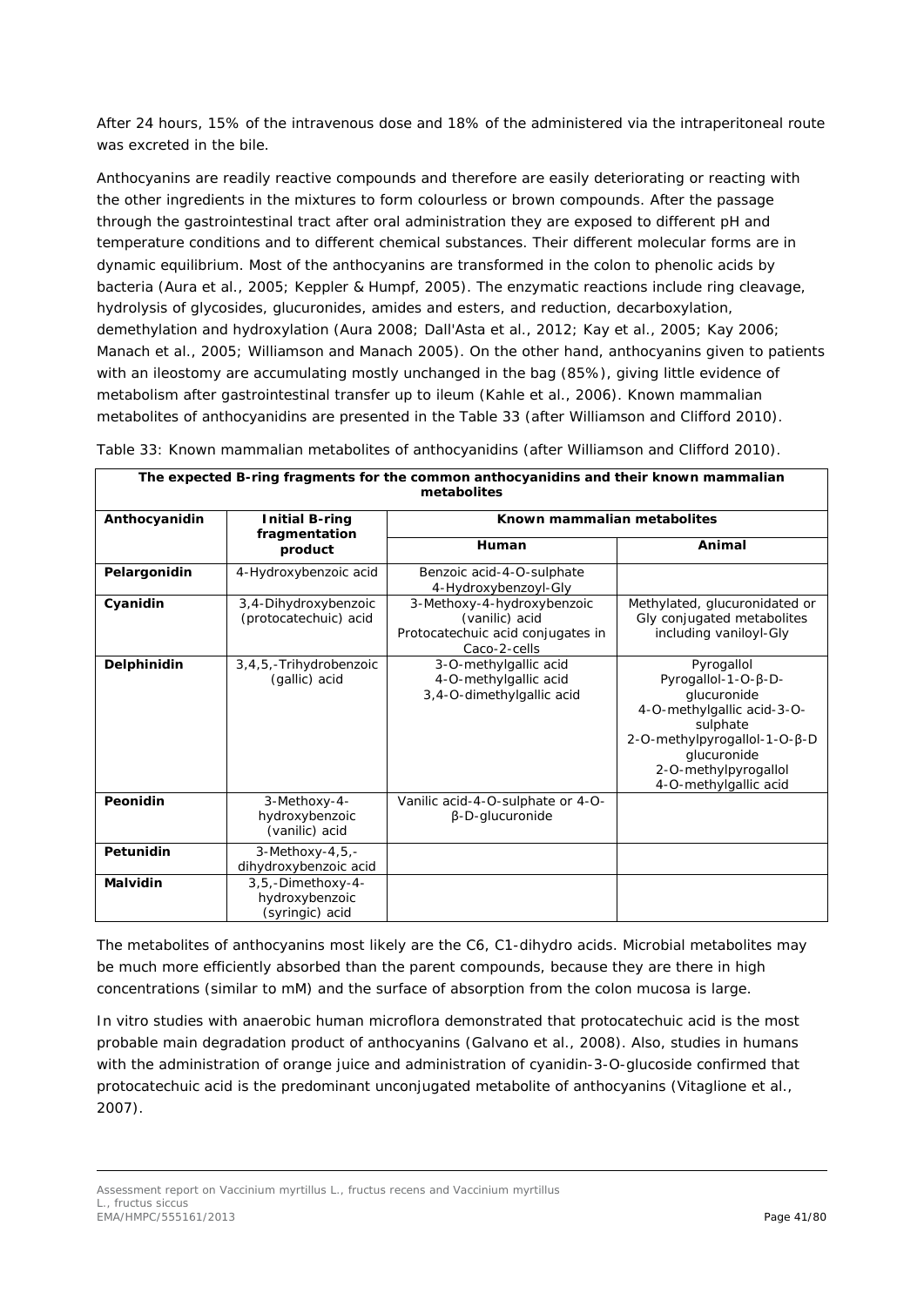After 24 hours, 15% of the intravenous dose and 18% of the administered via the intraperitoneal route was excreted in the bile.

Anthocyanins are readily reactive compounds and therefore are easily deteriorating or reacting with the other ingredients in the mixtures to form colourless or brown compounds. After the passage through the gastrointestinal tract after oral administration they are exposed to different pH and temperature conditions and to different chemical substances. Their different molecular forms are in dynamic equilibrium. Most of the anthocyanins are transformed in the colon to phenolic acids by bacteria (Aura et al., 2005; Keppler & Humpf, 2005). The enzymatic reactions include ring cleavage, hydrolysis of glycosides, glucuronides, amides and esters, and reduction, decarboxylation, demethylation and hydroxylation (Aura 2008; Dall'Asta et al., 2012; Kay et al., 2005; Kay 2006; Manach et al., 2005; Williamson and Manach 2005). On the other hand, anthocyanins given to patients with an ileostomy are accumulating mostly unchanged in the bag (85%), giving little evidence of metabolism after gastrointestinal transfer up to ileum (Kahle et al., 2006). Known mammalian metabolites of anthocyanidins are presented in the Table 33 (after Williamson and Clifford 2010).

Table 33: Known mammalian metabolites of anthocyanidins (after Williamson and Clifford 2010).

| **The expected B-ring fragments for the common anthocyanidins and their known mammalian metabolites** | | | |
|---|---|---|---|
| **Anthocyanidin** | **Initial B-ring fragmentation product** | **Known mammalian metabolites** | |
| | | **Human** | **Animal** |
| **Pelargonidin** | 4-Hydroxybenzoic acid | Benzoic acid-4-O-sulphate<br>4-Hydroxybenzoyl-Gly | |
| **Cyanidin** | 3,4-Dihydroxybenzoic (protocatechuic) acid | 3-Methoxy-4-hydroxybenzoic (vanilic) acid<br>Protocatechuic acid conjugates in Caco-2-cells | Methylated, glucuronidated or Gly conjugated metabolites including vaniloyl-Gly |
| **Delphinidin** | 3,4,5,-Trihydrobenzoic (gallic) acid | 3-O-methylgallic acid<br>4-O-methylgallic acid<br>3,4-O-dimethylgallic acid | Pyrogallol<br>Pyrogallol-1-O-β-D-glucuronide<br>4-O-methylgallic acid-3-O-sulphate<br>2-O-methylpyrogallol-1-O-β-D glucuronide<br>2-O-methylpyrogallol<br>4-O-methylgallic acid |
| **Peonidin** | 3-Methoxy-4-hydroxybenzoic (vanilic) acid | Vanilic acid-4-O-sulphate or 4-O-β-D-glucuronide | |
| **Petunidin** | 3-Methoxy-4,5,-dihydroxybenzoic acid | | |
| **Malvidin** | 3,5,-Dimethoxy-4-hydroxybenzoic (syringic) acid | | |

The metabolites of anthocyanins most likely are the C6, C1-dihydro acids. Microbial metabolites may be much more efficiently absorbed than the parent compounds, because they are there in high concentrations (similar to mM) and the surface of absorption from the colon mucosa is large.

In vitro studies with anaerobic human microflora demonstrated that protocatechuic acid is the most probable main degradation product of anthocyanins (Galvano et al., 2008). Also, studies in humans with the administration of orange juice and administration of cyanidin-3-O-glucoside confirmed that protocatechuic acid is the predominant unconjugated metabolite of anthocyanins (Vitaglione et al., 2007).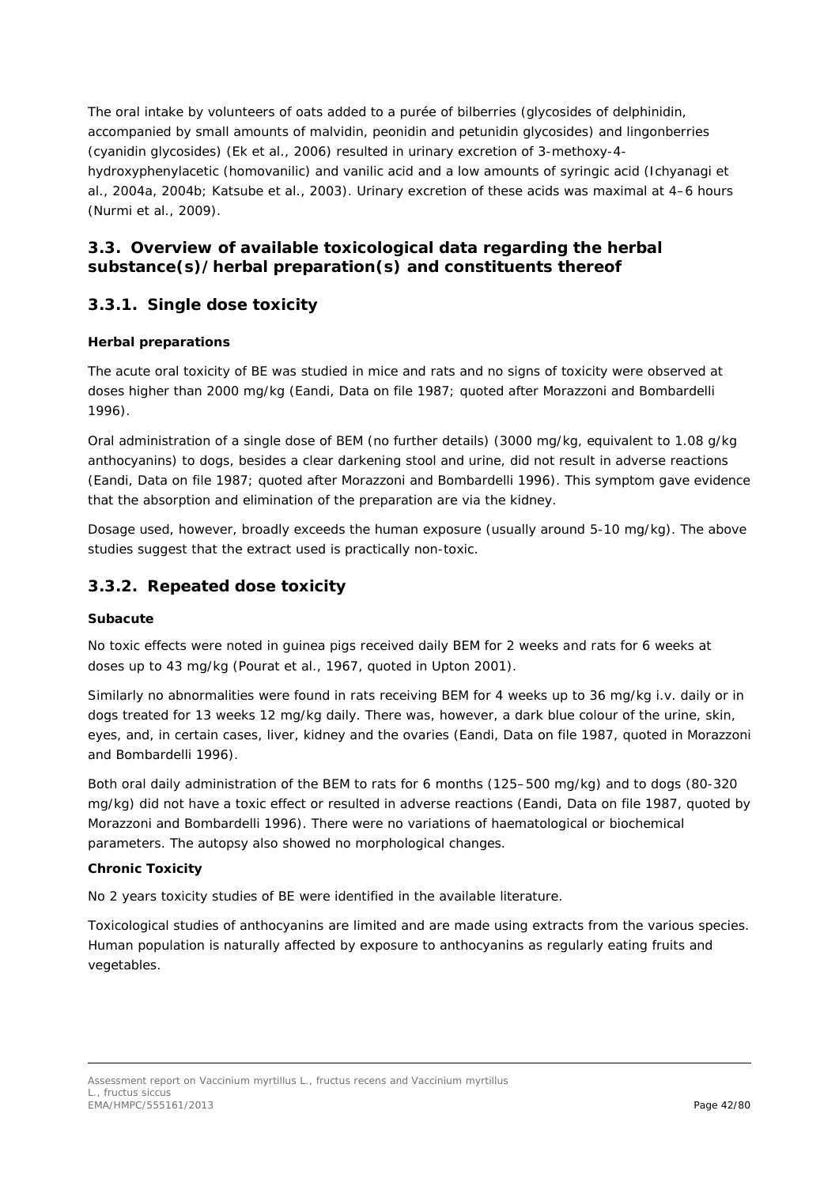The oral intake by volunteers of oats added to a purée of bilberries (glycosides of delphinidin, accompanied by small amounts of malvidin, peonidin and petunidin glycosides) and lingonberries (cyanidin glycosides) (Ek et al., 2006) resulted in urinary excretion of 3-methoxy-4-hydroxyphenylacetic (homovanilic) and vanilic acid and a low amounts of syringic acid (Ichyanagi et al., 2004a, 2004b; Katsube et al., 2003). Urinary excretion of these acids was maximal at 4–6 hours (Nurmi et al., 2009).

## 3.3. Overview of available toxicological data regarding the herbal substance(s)/herbal preparation(s) and constituents thereof

### 3.3.1. Single dose toxicity

**Herbal preparations**

The acute oral toxicity of BE was studied in mice and rats and no signs of toxicity were observed at doses higher than 2000 mg/kg (Eandi, Data on file 1987; quoted after Morazzoni and Bombardelli 1996).

Oral administration of a single dose of BEM (no further details) (3000 mg/kg, equivalent to 1.08 g/kg anthocyanins) to dogs, besides a clear darkening stool and urine, did not result in adverse reactions (Eandi, Data on file 1987; quoted after Morazzoni and Bombardelli 1996). This symptom gave evidence that the absorption and elimination of the preparation are via the kidney.

Dosage used, however, broadly exceeds the human exposure (usually around 5-10 mg/kg). The above studies suggest that the extract used is practically non-toxic.

### 3.3.2. Repeated dose toxicity

**Subacute**

No toxic effects were noted in guinea pigs received daily BEM for 2 weeks and rats for 6 weeks at doses up to 43 mg/kg (Pourat et al., 1967, quoted in Upton 2001).

Similarly no abnormalities were found in rats receiving BEM for 4 weeks up to 36 mg/kg i.v. daily or in dogs treated for 13 weeks 12 mg/kg daily. There was, however, a dark blue colour of the urine, skin, eyes, and, in certain cases, liver, kidney and the ovaries (Eandi, Data on file 1987, quoted in Morazzoni and Bombardelli 1996).

Both oral daily administration of the BEM to rats for 6 months (125–500 mg/kg) and to dogs (80-320 mg/kg) did not have a toxic effect or resulted in adverse reactions (Eandi, Data on file 1987, quoted by Morazzoni and Bombardelli 1996). There were no variations of haematological or biochemical parameters. The autopsy also showed no morphological changes.

**Chronic Toxicity**

No 2 years toxicity studies of BE were identified in the available literature.

Toxicological studies of anthocyanins are limited and are made using extracts from the various species. Human population is naturally affected by exposure to anthocyanins as regularly eating fruits and vegetables.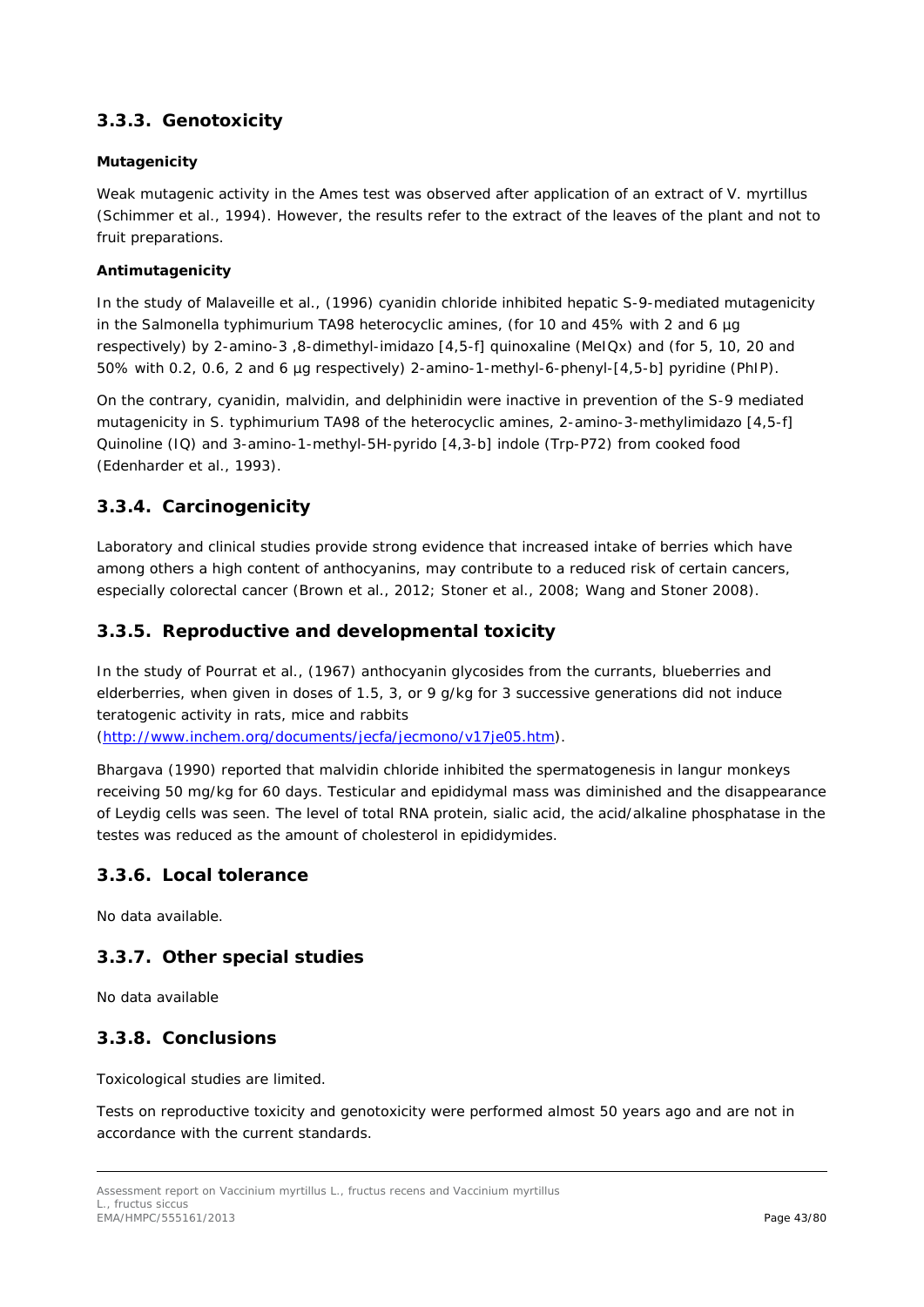### 3.3.3. Genotoxicity

#### Mutagenicity

Weak mutagenic activity in the Ames test was observed after application of an extract of *V. myrtillus* (Schimmer et al., 1994). However, the results refer to the extract of the leaves of the plant and not to fruit preparations.

#### Antimutagenicity

In the study of Malaveille et al., (1996) cyanidin chloride inhibited hepatic S-9-mediated mutagenicity in the *Salmonella typhimurium* TA98 heterocyclic amines, (for 10 and 45% with 2 and 6 µg respectively) by 2-amino-3 ,8-dimethyl-imidazo [4,5-f] quinoxaline (MeIQx) and (for 5, 10, 20 and 50% with 0.2, 0.6, 2 and 6 µg respectively) 2-amino-1-methyl-6-phenyl-[4,5-b] pyridine (PhIP).

On the contrary, cyanidin, malvidin, and delphinidin were inactive in prevention of the S-9 mediated mutagenicity in *S. typhimurium* TA98 of the heterocyclic amines, 2-amino-3-methylimidazo [4,5-f] Quinoline (IQ) and 3-amino-1-methyl-5H-pyrido [4,3-b] indole (Trp-P72) from cooked food (Edenharder et al., 1993).

### 3.3.4. Carcinogenicity

Laboratory and clinical studies provide strong evidence that increased intake of berries which have among others a high content of anthocyanins, may contribute to a reduced risk of certain cancers, especially colorectal cancer (Brown et al., 2012; Stoner et al., 2008; Wang and Stoner 2008).

### 3.3.5. Reproductive and developmental toxicity

In the study of Pourrat et al., (1967) anthocyanin glycosides from the currants, blueberries and elderberries, when given in doses of 1.5, 3, or 9 g/kg for 3 successive generations did not induce teratogenic activity in rats, mice and rabbits (http://www.inchem.org/documents/jecfa/jecmono/v17je05.htm).

Bhargava (1990) reported that malvidin chloride inhibited the spermatogenesis in langur monkeys receiving 50 mg/kg for 60 days. Testicular and epididymal mass was diminished and the disappearance of Leydig cells was seen. The level of total RNA protein, sialic acid, the acid/alkaline phosphatase in the testes was reduced as the amount of cholesterol in epididymides.

### 3.3.6. Local tolerance

No data available.

### 3.3.7. Other special studies

No data available

### 3.3.8. Conclusions

Toxicological studies are limited.

Tests on reproductive toxicity and genotoxicity were performed almost 50 years ago and are not in accordance with the current standards.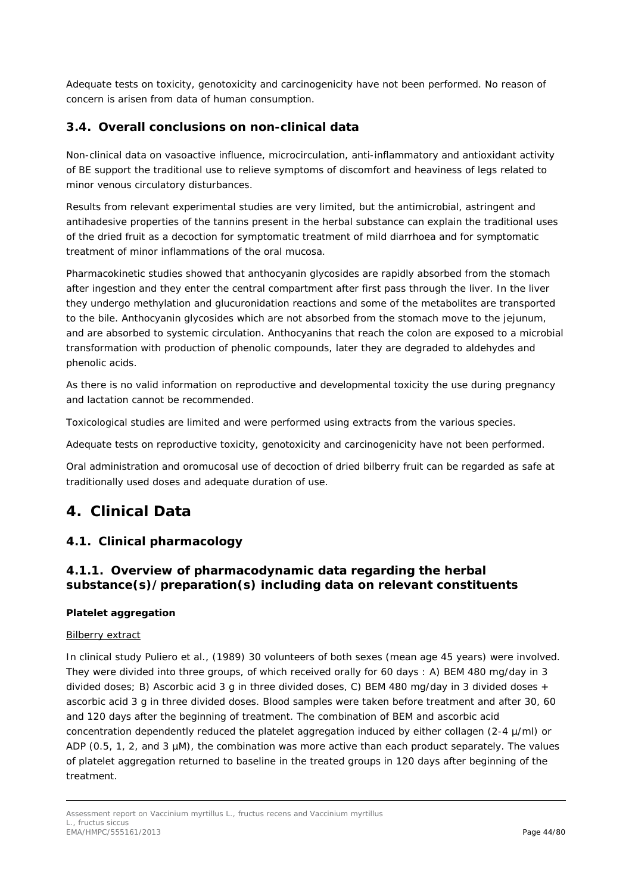Adequate tests on toxicity, genotoxicity and carcinogenicity have not been performed. No reason of concern is arisen from data of human consumption.

## 3.4. Overall conclusions on non-clinical data

Non-clinical data on vasoactive influence, microcirculation, anti-inflammatory and antioxidant activity of BE support the traditional use to relieve symptoms of discomfort and heaviness of legs related to minor venous circulatory disturbances.

Results from relevant experimental studies are very limited, but the antimicrobial, astringent and antihadesive properties of the tannins present in the herbal substance can explain the traditional uses of the dried fruit as a decoction for symptomatic treatment of mild diarrhoea and for symptomatic treatment of minor inflammations of the oral mucosa.

Pharmacokinetic studies showed that anthocyanin glycosides are rapidly absorbed from the stomach after ingestion and they enter the central compartment after first pass through the liver. In the liver they undergo methylation and glucuronidation reactions and some of the metabolites are transported to the bile. Anthocyanin glycosides which are not absorbed from the stomach move to the jejunum, and are absorbed to systemic circulation. Anthocyanins that reach the colon are exposed to a microbial transformation with production of phenolic compounds, later they are degraded to aldehydes and phenolic acids.

As there is no valid information on reproductive and developmental toxicity the use during pregnancy and lactation cannot be recommended.

Toxicological studies are limited and were performed using extracts from the various species.

Adequate tests on reproductive toxicity, genotoxicity and carcinogenicity have not been performed.

Oral administration and oromucosal use of decoction of dried bilberry fruit can be regarded as safe at traditionally used doses and adequate duration of use.

# 4. Clinical Data

## 4.1. Clinical pharmacology

### 4.1.1. Overview of pharmacodynamic data regarding the herbal substance(s)/preparation(s) including data on relevant constituents

**Platelet aggregation**

Bilberry extract

In clinical study Puliero et al., (1989) 30 volunteers of both sexes (mean age 45 years) were involved. They were divided into three groups, of which received orally for 60 days : A) BEM 480 mg/day in 3 divided doses; B) Ascorbic acid 3 g in three divided doses, C) BEM 480 mg/day in 3 divided doses + ascorbic acid 3 g in three divided doses. Blood samples were taken before treatment and after 30, 60 and 120 days after the beginning of treatment. The combination of BEM and ascorbic acid concentration dependently reduced the platelet aggregation induced by either collagen (2-4 µ/ml) or ADP (0.5, 1, 2, and 3 µM), the combination was more active than each product separately. The values of platelet aggregation returned to baseline in the treated groups in 120 days after beginning of the treatment.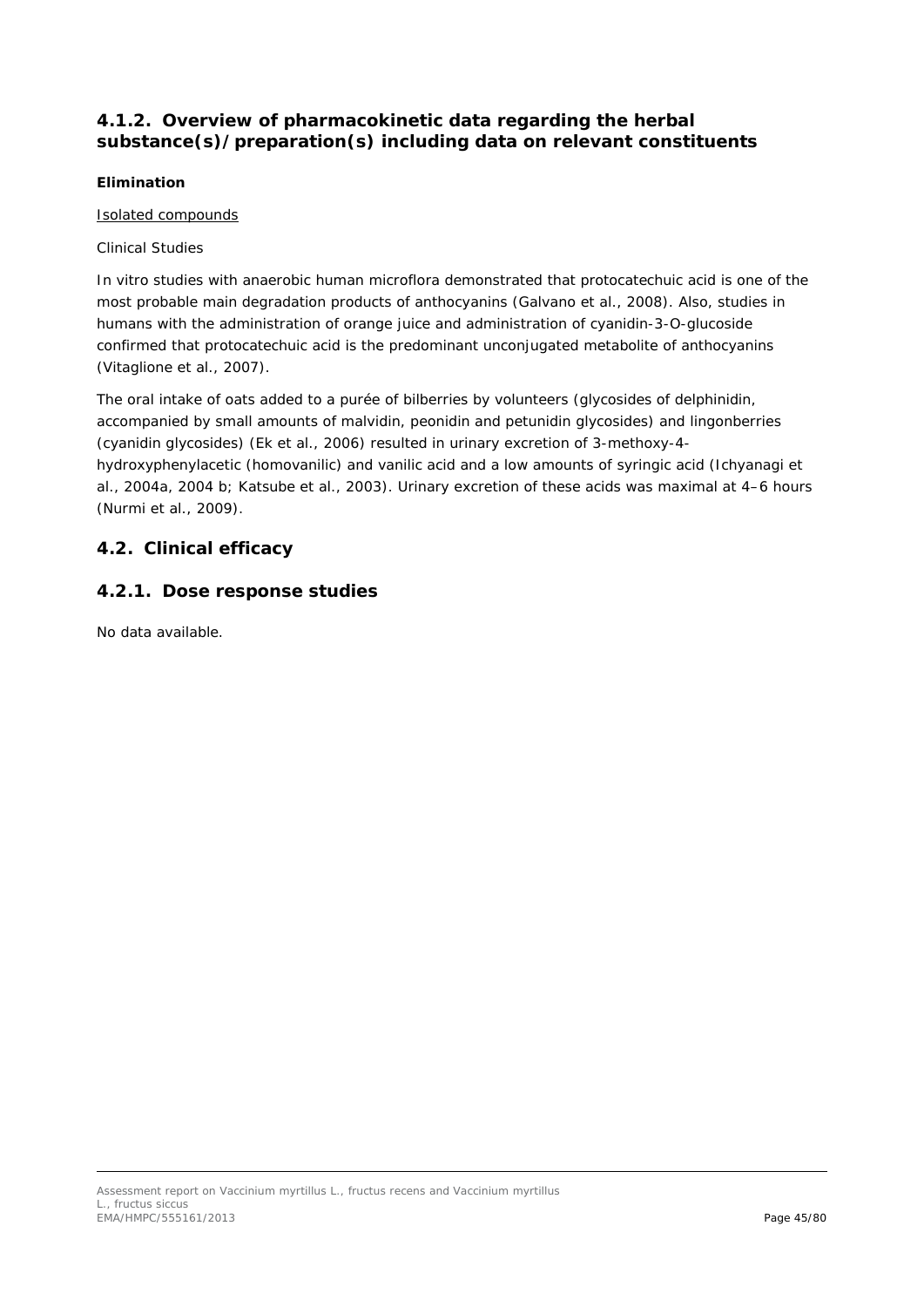### 4.1.2. Overview of pharmacokinetic data regarding the herbal substance(s)/preparation(s) including data on relevant constituents

**Elimination**

Isolated compounds

Clinical Studies

In vitro studies with anaerobic human microflora demonstrated that protocatechuic acid is one of the most probable main degradation products of anthocyanins (Galvano et al., 2008). Also, studies in humans with the administration of orange juice and administration of cyanidin-3-O-glucoside confirmed that protocatechuic acid is the predominant unconjugated metabolite of anthocyanins (Vitaglione et al., 2007).

The oral intake of oats added to a purée of bilberries by volunteers (glycosides of delphinidin, accompanied by small amounts of malvidin, peonidin and petunidin glycosides) and lingonberries (cyanidin glycosides) (Ek et al., 2006) resulted in urinary excretion of 3-methoxy-4-hydroxyphenylacetic (homovanilic) and vanilic acid and a low amounts of syringic acid (Ichyanagi et al., 2004a, 2004 b; Katsube et al., 2003). Urinary excretion of these acids was maximal at 4–6 hours (Nurmi et al., 2009).

## 4.2. Clinical efficacy

### 4.2.1. Dose response studies

No data available.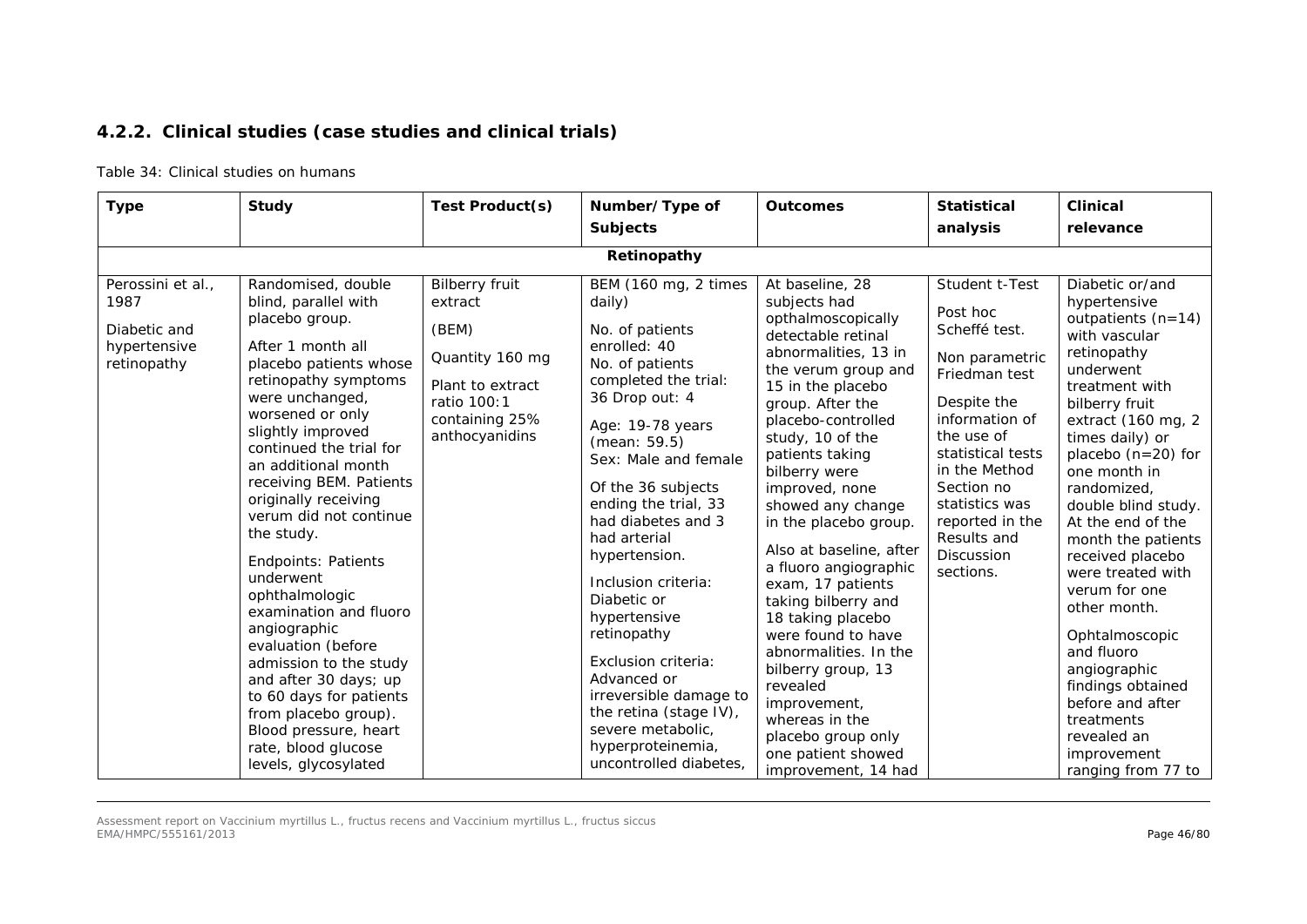### 4.2.2. Clinical studies (case studies and clinical trials)

Table 34: Clinical studies on humans

| Type | Study | Test Product(s) | Number/Type of Subjects | Outcomes | Statistical analysis | Clinical relevance |
|---|---|---|---|---|---|---|
| **Retinopathy** | | | | | | |
| Perossini et al., 1987<br><br>Diabetic and hypertensive retinopathy | Randomised, double blind, parallel with placebo group.<br><br>After 1 month all placebo patients whose retinopathy symptoms were unchanged, worsened or only slightly improved continued the trial for an additional month receiving BEM. Patients originally receiving verum did not continue the study.<br><br>Endpoints: Patients underwent ophthalmologic examination and fluoro angiographic evaluation (before admission to the study and after 30 days; up to 60 days for patients from placebo group). Blood pressure, heart rate, blood glucose levels, glycosylated | Bilberry fruit extract<br><br>(BEM)<br><br>Quantity 160 mg<br><br>Plant to extract ratio 100:1 containing 25% anthocyanidins | BEM (160 mg, 2 times daily)<br><br>No. of patients enrolled: 40<br>No. of patients completed the trial: 36 Drop out: 4<br><br>Age: 19-78 years (mean: 59.5)<br>Sex: Male and female<br><br>Of the 36 subjects ending the trial, 33 had diabetes and 3 had arterial hypertension.<br><br>Inclusion criteria: Diabetic or hypertensive retinopathy<br><br>Exclusion criteria: Advanced or irreversible damage to the retina (stage IV), severe metabolic, hyperproteinemia, uncontrolled diabetes, | At baseline, 28 subjects had opthalmoscopically detectable retinal abnormalities, 13 in the verum group and 15 in the placebo group. After the placebo-controlled study, 10 of the patients taking bilberry were improved, none showed any change in the placebo group.<br><br>Also at baseline, after a fluoro angiographic exam, 17 patients taking bilberry and 18 taking placebo were found to have abnormalities. In the bilberry group, 13 revealed improvement, whereas in the placebo group only one patient showed improvement, 14 had | Student t-Test<br><br>Post hoc Scheffé test.<br><br>Non parametric Friedman test<br><br>Despite the information of the use of statistical tests in the Method Section no statistics was reported in the Results and Discussion sections. | Diabetic or/and hypertensive outpatients (n=14) with vascular retinopathy underwent treatment with bilberry fruit extract (160 mg, 2 times daily) or placebo (n=20) for one month in randomized, double blind study. At the end of the month the patients received placebo were treated with verum for one other month.<br><br>Ophtalmoscopic and fluoro angiographic findings obtained before and after treatments revealed an improvement ranging from 77 to |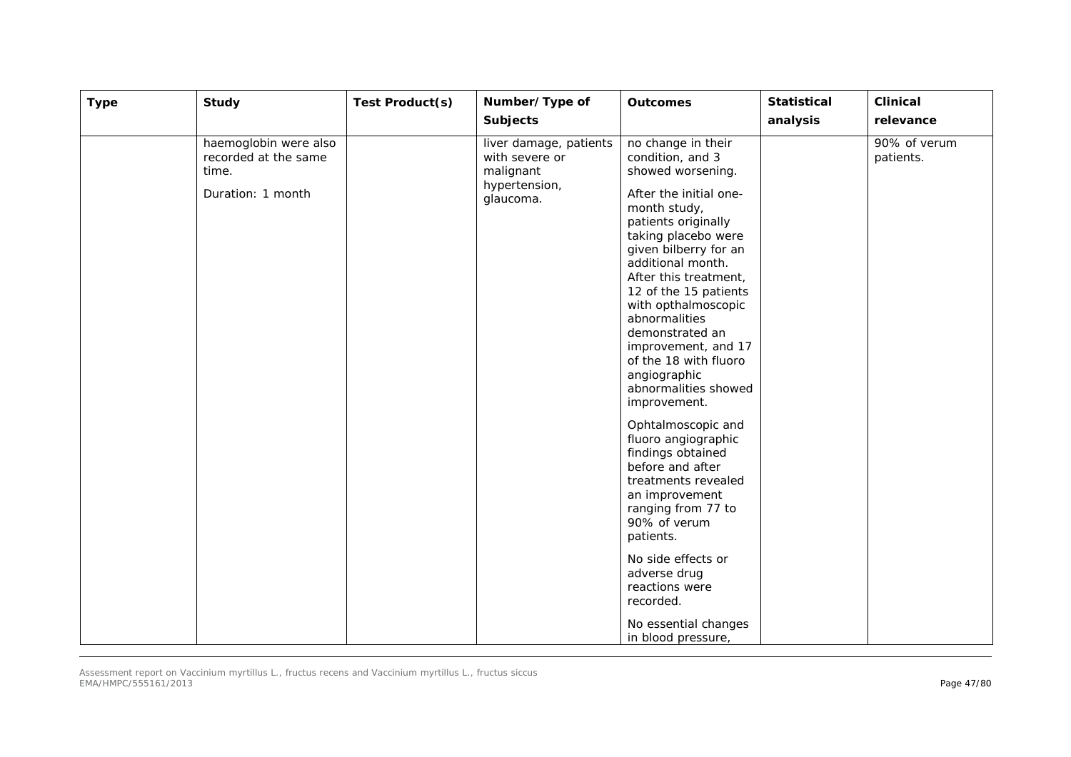| Type | Study | Test Product(s) | Number/Type of Subjects | Outcomes | Statistical analysis | Clinical relevance |
|---|---|---|---|---|---|---|
| | haemoglobin were also recorded at the same time.<br><br>Duration: 1 month | | liver damage, patients with severe or malignant hypertension, glaucoma. | no change in their condition, and 3 showed worsening.<br><br>After the initial one-month study, patients originally taking placebo were given bilberry for an additional month. After this treatment, 12 of the 15 patients with opthalmoscopic abnormalities demonstrated an improvement, and 17 of the 18 with fluoro angiographic abnormalities showed improvement.<br><br>Ophtalmoscopic and fluoro angiographic findings obtained before and after treatments revealed an improvement ranging from 77 to 90% of verum patients.<br><br>No side effects or adverse drug reactions were recorded.<br><br>No essential changes in blood pressure, | | 90% of verum patients. |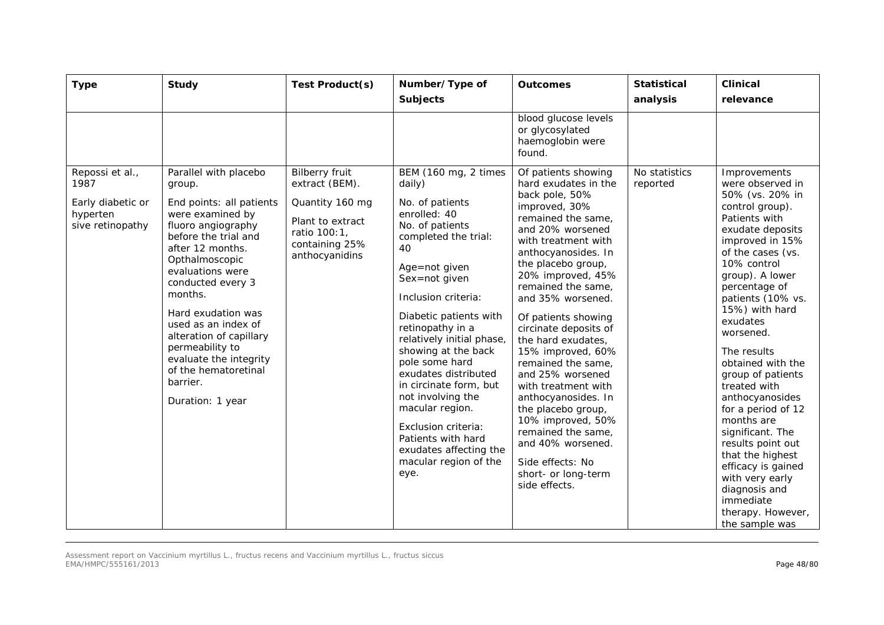| Type | Study | Test Product(s) | Number/Type of Subjects | Outcomes | Statistical analysis | Clinical relevance |
|---|---|---|---|---|---|---|
| | | | | blood glucose levels or glycosylated haemoglobin were found. | | |
| Repossi et al., 1987<br><br>Early diabetic or hyperten sive retinopathy | Parallel with placebo group.<br><br>End points: all patients were examined by fluoro angiography before the trial and after 12 months. Opthalmoscopic evaluations were conducted every 3 months.<br><br>Hard exudation was used as an index of alteration of capillary permeability to evaluate the integrity of the hematoretinal barrier.<br><br>Duration: 1 year | Bilberry fruit extract (BEM).<br><br>Quantity 160 mg<br><br>Plant to extract ratio 100:1, containing 25% anthocyanidins | BEM (160 mg, 2 times daily)<br><br>No. of patients enrolled: 40<br>No. of patients completed the trial: 40<br><br>Age=not given<br>Sex=not given<br><br>Inclusion criteria:<br><br>Diabetic patients with retinopathy in a relatively initial phase, showing at the back pole some hard exudates distributed in circinate form, but not involving the macular region.<br><br>Exclusion criteria: Patients with hard exudates affecting the macular region of the eye. | Of patients showing hard exudates in the back pole, 50% improved, 30% remained the same, and 20% worsened with treatment with anthocyanosides. In the placebo group, 20% improved, 45% remained the same, and 35% worsened.<br><br>Of patients showing circinate deposits of the hard exudates, 15% improved, 60% remained the same, and 25% worsened with treatment with anthocyanosides. In the placebo group, 10% improved, 50% remained the same, and 40% worsened.<br><br>Side effects: No short- or long-term side effects. | No statistics reported | Improvements were observed in 50% (vs. 20% in control group). Patients with exudate deposits improved in 15% of the cases (vs. 10% control group). A lower percentage of patients (10% vs. 15%) with hard exudates worsened.<br><br>The results obtained with the group of patients treated with anthocyanosides for a period of 12 months are significant. The results point out that the highest efficacy is gained with very early diagnosis and immediate therapy. However, the sample was |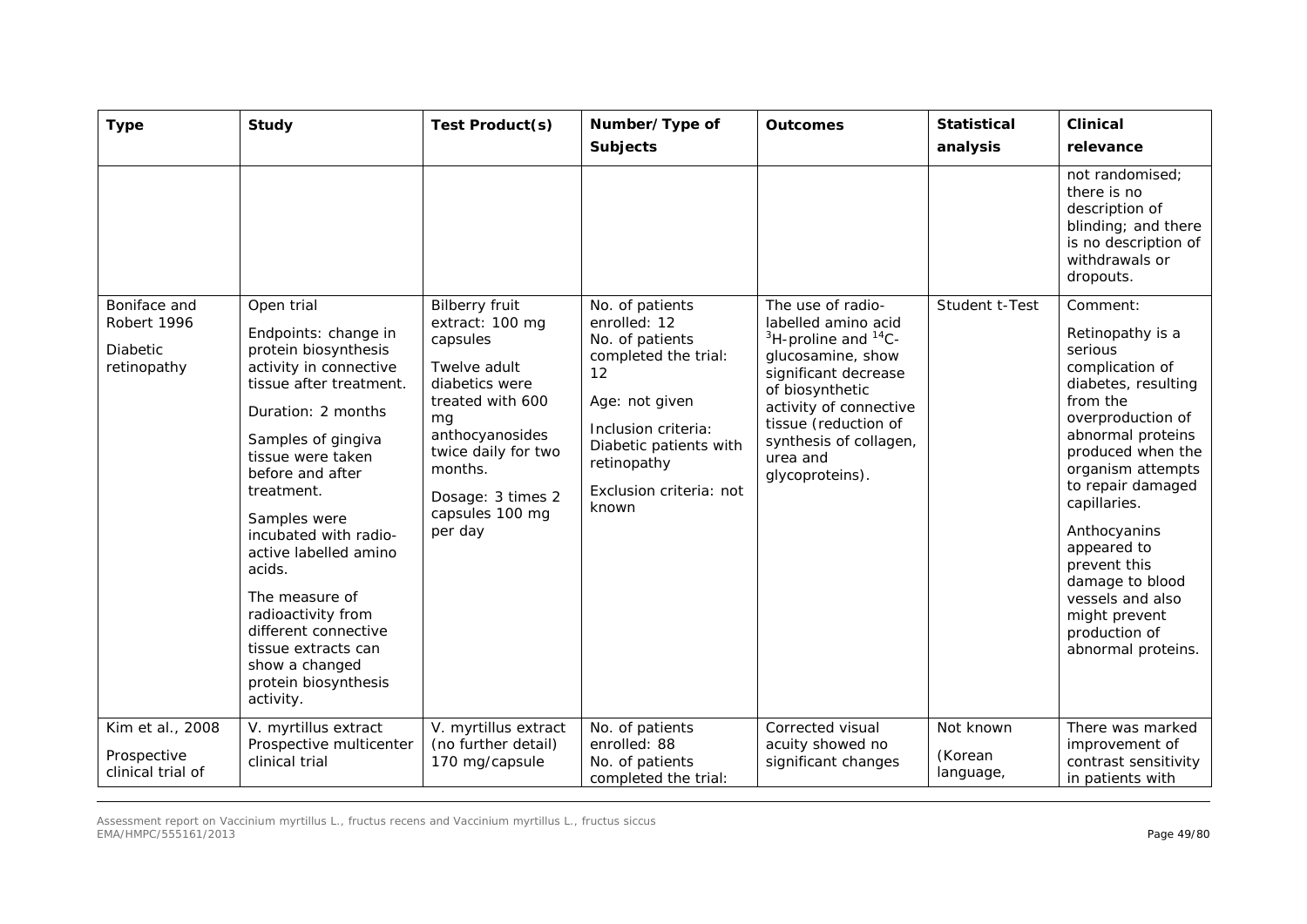| Type | Study | Test Product(s) | Number/Type of Subjects | Outcomes | Statistical analysis | Clinical relevance |
|---|---|---|---|---|---|---|
| | | | | | | not randomised; there is no description of blinding; and there is no description of withdrawals or dropouts. |
| Boniface and Robert 1996<br><br>Diabetic retinopathy | Open trial<br><br>Endpoints: change in protein biosynthesis activity in connective tissue after treatment.<br><br>Duration: 2 months<br><br>Samples of gingiva tissue were taken before and after treatment.<br><br>Samples were incubated with radio-active labelled amino acids.<br><br>The measure of radioactivity from different connective tissue extracts can show a changed protein biosynthesis activity. | Bilberry fruit extract: 100 mg capsules<br><br>Twelve adult diabetics were treated with 600 mg anthocyanosides twice daily for two months.<br><br>Dosage: 3 times 2 capsules 100 mg per day | No. of patients enrolled: 12<br>No. of patients completed the trial: 12<br><br>Age: not given<br><br>Inclusion criteria: Diabetic patients with retinopathy<br><br>Exclusion criteria: not known | The use of radio-labelled amino acid $^{3}H$-proline and $^{14}C$-glucosamine, show significant decrease of biosynthetic activity of connective tissue (reduction of synthesis of collagen, urea and glycoproteins). | Student t-Test | Comment:<br><br>Retinopathy is a serious complication of diabetes, resulting from the overproduction of abnormal proteins produced when the organism attempts to repair damaged capillaries.<br><br>Anthocyanins appeared to prevent this damage to blood vessels and also might prevent production of abnormal proteins. |
| Kim et al., 2008<br><br>Prospective clinical trial of | V. myrtillus extract Prospective multicenter clinical trial | V. myrtillus extract (no further detail) 170 mg/capsule | No. of patients enrolled: 88<br>No. of patients completed the trial: | Corrected visual acuity showed no significant changes | Not known<br><br>(Korean language, | There was marked improvement of contrast sensitivity in patients with |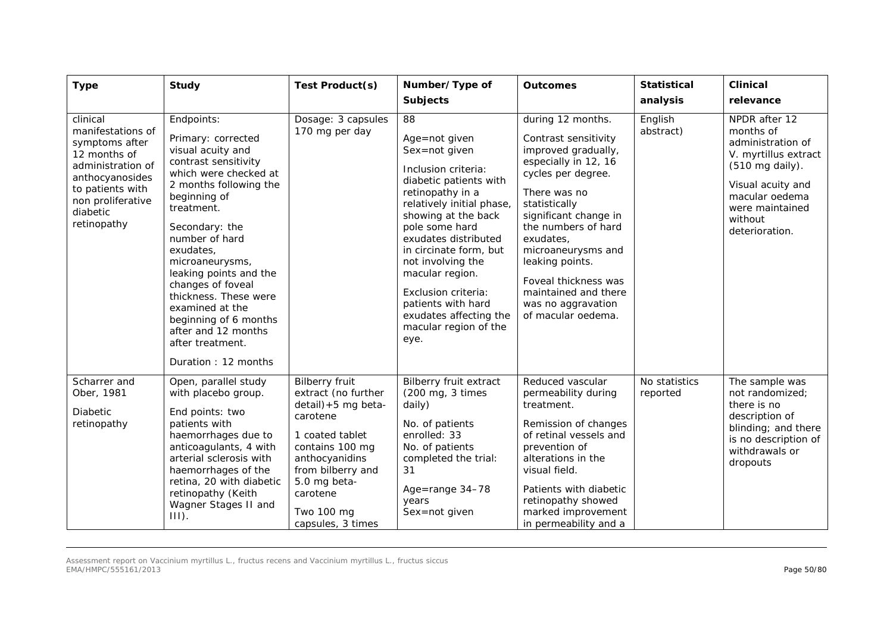| Type | Study | Test Product(s) | Number/Type of Subjects | Outcomes | Statistical analysis | Clinical relevance |
|---|---|---|---|---|---|---|
| clinical manifestations of symptoms after 12 months of administration of anthocyanosides to patients with non proliferative diabetic retinopathy | Endpoints:<br><br>Primary: corrected visual acuity and contrast sensitivity which were checked at 2 months following the beginning of treatment.<br><br>Secondary: the number of hard exudates, microaneurysms, leaking points and the changes of foveal thickness. These were examined at the beginning of 6 months after and 12 months after treatment.<br><br>Duration : 12 months | Dosage: 3 capsules 170 mg per day | 88<br><br>Age=not given<br>Sex=not given<br><br>Inclusion criteria: diabetic patients with retinopathy in a relatively initial phase, showing at the back pole some hard exudates distributed in circinate form, but not involving the macular region.<br><br>Exclusion criteria: patients with hard exudates affecting the macular region of the eye. | during 12 months.<br><br>Contrast sensitivity improved gradually, especially in 12, 16 cycles per degree.<br><br>There was no statistically significant change in the numbers of hard exudates, microaneurysms and leaking points.<br><br>Foveal thickness was maintained and there was no aggravation of macular oedema. | English abstract) | NPDR after 12 months of administration of V. myrtillus extract (510 mg daily).<br><br>Visual acuity and macular oedema were maintained without deterioration. |
| Scharrer and Ober, 1981<br><br>Diabetic retinopathy | Open, parallel study with placebo group.<br><br>End points: two patients with haemorrhages due to anticoagulants, 4 with arterial sclerosis with haemorrhages of the retina, 20 with diabetic retinopathy (Keith Wagner Stages II and III). | Bilberry fruit extract (no further detail)+5 mg beta-carotene<br><br>1 coated tablet contains 100 mg anthocyanidins from bilberry and 5.0 mg beta-carotene<br><br>Two 100 mg capsules, 3 times | Bilberry fruit extract (200 mg, 3 times daily)<br><br>No. of patients enrolled: 33<br>No. of patients completed the trial: 31<br><br>Age=range 34–78 years<br>Sex=not given | Reduced vascular permeability during treatment.<br><br>Remission of changes of retinal vessels and prevention of alterations in the visual field.<br><br>Patients with diabetic retinopathy showed marked improvement in permeability and a | No statistics reported | The sample was not randomized; there is no description of blinding; and there is no description of withdrawals or dropouts |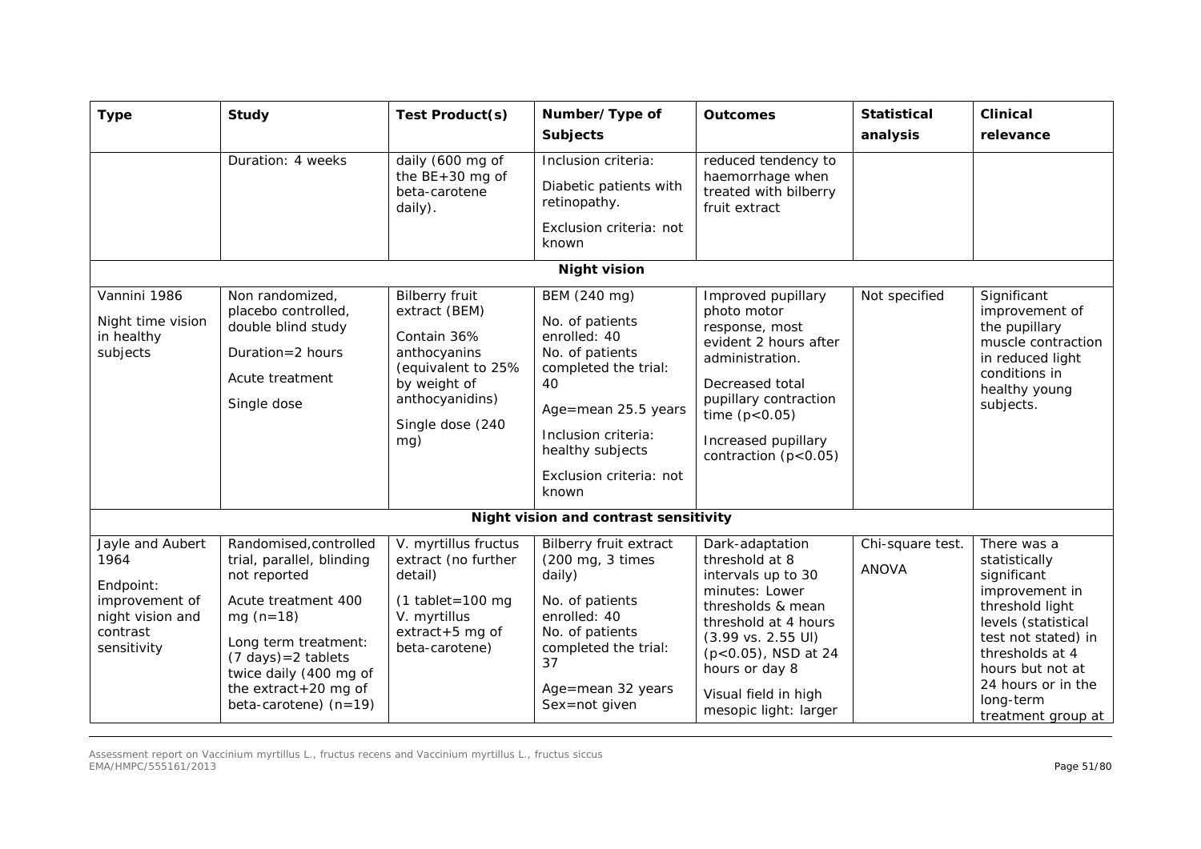| Type | Study | Test Product(s) | Number/Type of Subjects | Outcomes | Statistical analysis | Clinical relevance |
|---|---|---|---|---|---|---|
| | Duration: 4 weeks | daily (600 mg of the BE+30 mg of beta-carotene daily). | Inclusion criteria:<br><br>Diabetic patients with retinopathy.<br><br>Exclusion criteria: not known | reduced tendency to haemorrhage when treated with bilberry fruit extract | | |
| **Night vision** | | | | | | |
| Vannini 1986<br><br>Night time vision in healthy subjects | Non randomized, placebo controlled, double blind study<br><br>Duration=2 hours<br><br>Acute treatment<br><br>Single dose | Bilberry fruit extract (BEM)<br><br>Contain 36% anthocyanins (equivalent to 25% by weight of anthocyanidins)<br><br>Single dose (240 mg) | BEM (240 mg)<br><br>No. of patients enrolled: 40<br>No. of patients completed the trial: 40<br><br>Age=mean 25.5 years<br><br>Inclusion criteria: healthy subjects<br><br>Exclusion criteria: not known | Improved pupillary photo motor response, most evident 2 hours after administration.<br><br>Decreased total pupillary contraction time ($p<0.05$)<br><br>Increased pupillary contraction ($p<0.05$) | Not specified | Significant improvement of the pupillary muscle contraction in reduced light conditions in healthy young subjects. |
| **Night vision and contrast sensitivity** | | | | | | |
| Jayle and Aubert 1964<br><br>Endpoint: improvement of night vision and contrast sensitivity | Randomised,controlled trial, parallel, blinding not reported<br><br>Acute treatment 400 mg (n=18)<br><br>Long term treatment: (7 days)=2 tablets twice daily (400 mg of the extract+20 mg of beta-carotene) (n=19) | V. myrtillus fructus extract (no further detail)<br><br>(1 tablet=100 mg V. myrtillus extract+5 mg of beta-carotene) | Bilberry fruit extract (200 mg, 3 times daily)<br><br>No. of patients enrolled: 40<br>No. of patients completed the trial: 37<br><br>Age=mean 32 years<br>Sex=not given | Dark-adaptation threshold at 8 intervals up to 30 minutes: Lower thresholds & mean threshold at 4 hours (3.99 vs. 2.55 UI) ($p<0.05$), NSD at 24 hours or day 8<br><br>Visual field in high mesopic light: larger | Chi-square test.<br><br>ANOVA | There was a statistically significant improvement in threshold light levels (statistical test not stated) in thresholds at 4 hours but not at 24 hours or in the long-term treatment group at |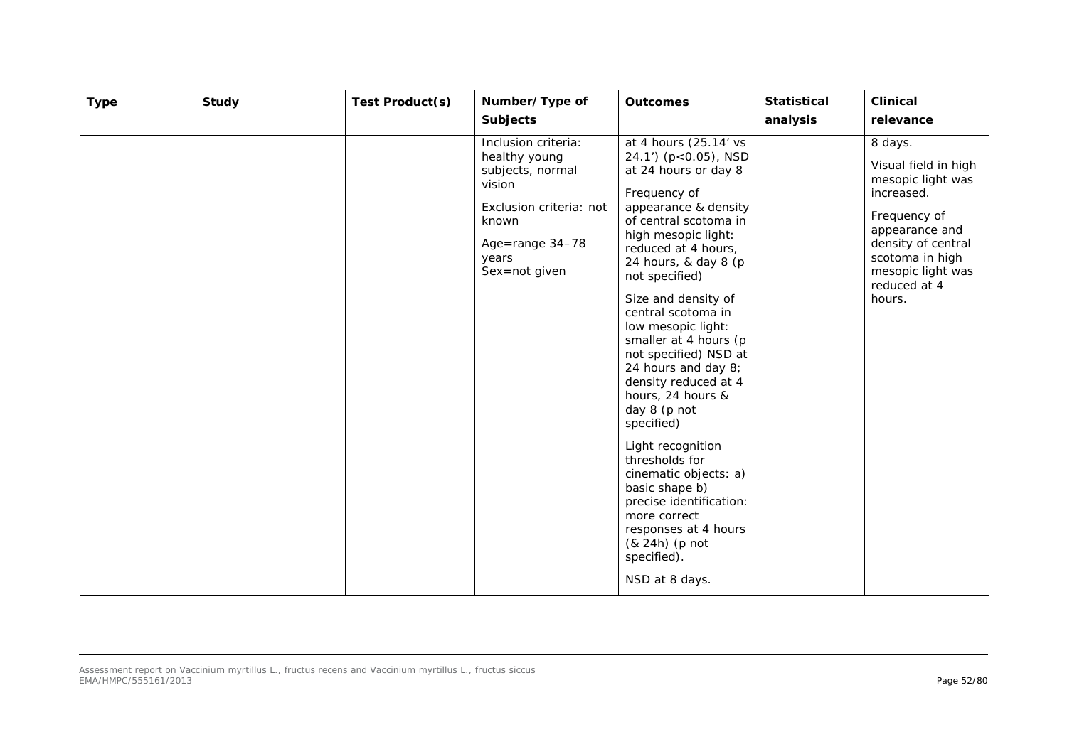| Type | Study | Test Product(s) | Number/Type of Subjects | Outcomes | Statistical analysis | Clinical relevance |
|---|---|---|---|---|---|---|
| | | | Inclusion criteria: healthy young subjects, normal vision<br><br>Exclusion criteria: not known<br><br>Age=range 34–78 years<br>Sex=not given | at 4 hours (25.14' vs 24.1') ($p<0.05$), NSD at 24 hours or day 8<br><br>Frequency of appearance & density of central scotoma in high mesopic light: reduced at 4 hours, 24 hours, & day 8 (p not specified)<br><br>Size and density of central scotoma in low mesopic light: smaller at 4 hours (p not specified) NSD at 24 hours and day 8; density reduced at 4 hours, 24 hours & day 8 (p not specified)<br><br>Light recognition thresholds for cinematic objects: a) basic shape b) precise identification: more correct responses at 4 hours (& 24h) (p not specified).<br><br>NSD at 8 days. | | 8 days.<br><br>Visual field in high mesopic light was increased.<br><br>Frequency of appearance and density of central scotoma in high mesopic light was reduced at 4 hours. |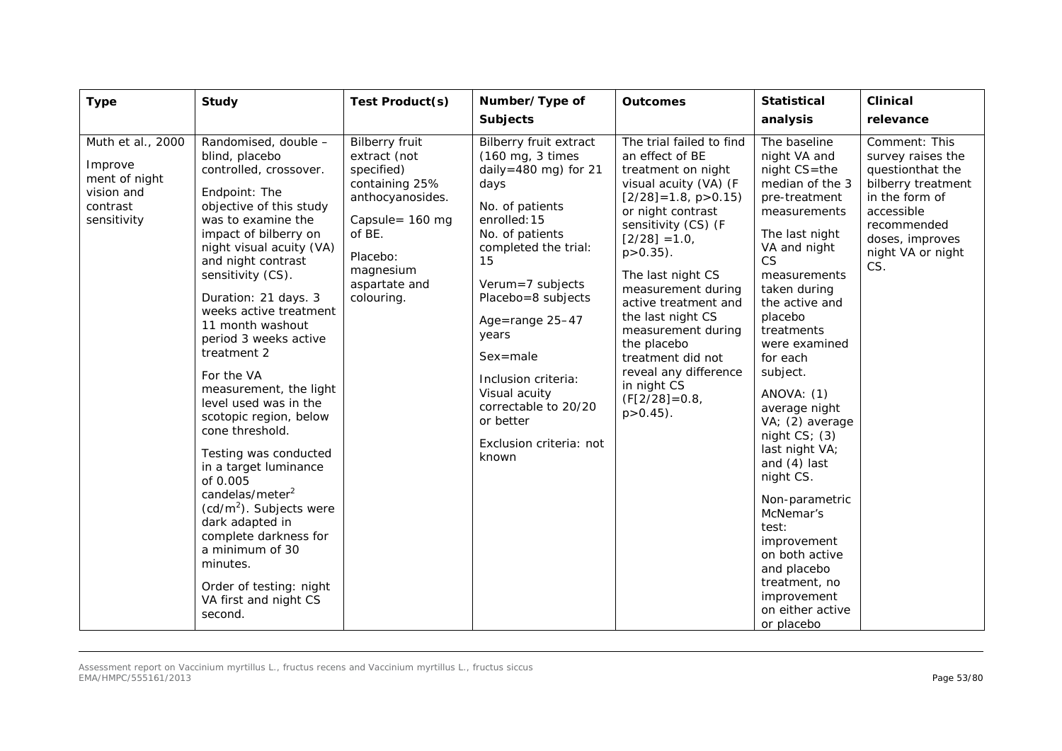| Type | Study | Test Product(s) | Number/Type of Subjects | Outcomes | Statistical analysis | Clinical relevance |
|---|---|---|---|---|---|---|
| Muth et al., 2000<br><br>Improve ment of night vision and contrast sensitivity | Randomised, double – blind, placebo controlled, crossover.<br><br>Endpoint: The objective of this study was to examine the impact of bilberry on night visual acuity (VA) and night contrast sensitivity (CS).<br><br>Duration: 21 days. 3 weeks active treatment 11 month washout period 3 weeks active treatment 2<br><br>For the VA measurement, the light level used was in the scotopic region, below cone threshold.<br><br>Testing was conducted in a target luminance of 0.005 candelas/meter$^2$ (cd/m$^2$). Subjects were dark adapted in complete darkness for a minimum of 30 minutes.<br><br>Order of testing: night VA first and night CS second. | Bilberry fruit extract (not specified) containing 25% anthocyanosides.<br><br>Capsule= 160 mg of BE.<br><br>Placebo: magnesium aspartate and colouring. | Bilberry fruit extract (160 mg, 3 times daily=480 mg) for 21 days<br><br>No. of patients enrolled:15<br>No. of patients completed the trial: 15<br><br>Verum=7 subjects<br>Placebo=8 subjects<br><br>Age=range 25–47 years<br><br>Sex=male<br><br>Inclusion criteria: Visual acuity correctable to 20/20 or better<br><br>Exclusion criteria: not known | The trial failed to find an effect of BE treatment on night visual acuity (VA) (F $[2/28]=1.8$, $p>0.15$) or night contrast sensitivity (CS) (F $[2/28]=1.0$, $p>0.35$).<br><br>The last night CS measurement during active treatment and the last night CS measurement during the placebo treatment did not reveal any difference in night CS ($F[2/28]=0.8$, $p>0.45$). | The baseline night VA and night CS=the median of the 3 pre-treatment measurements<br><br>The last night VA and night CS measurements taken during the active and placebo treatments were examined for each subject.<br><br>ANOVA: (1) average night VA; (2) average night CS; (3) last night VA; and (4) last night CS.<br><br>Non-parametric McNemar's test: improvement on both active and placebo treatment, no improvement on either active or placebo | Comment: This survey raises the questionthat the bilberry treatment in the form of accessible recommended doses, improves night VA or night CS. |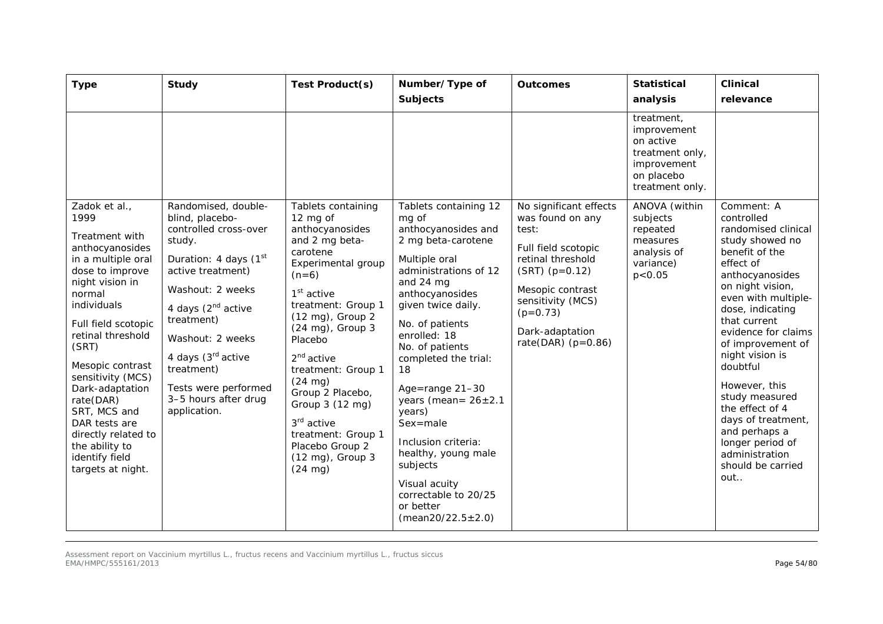| Type | Study | Test Product(s) | Number/Type of Subjects | Outcomes | Statistical analysis | Clinical relevance |
|---|---|---|---|---|---|---|
| | | | | | treatment, improvement on active treatment only, improvement on placebo treatment only. | |
| Zadok et al., 1999<br><br>Treatment with anthocyanosides in a multiple oral dose to improve night vision in normal individuals<br><br>Full field scotopic retinal threshold (SRT)<br><br>Mesopic contrast sensitivity (MCS)<br>Dark-adaptation rate(DAR)<br>SRT, MCS and DAR tests are directly related to the ability to identify field targets at night. | Randomised, double-blind, placebo-controlled cross-over study.<br><br>Duration: 4 days (1st active treatment)<br><br>Washout: 2 weeks<br><br>4 days (2nd active treatment)<br><br>Washout: 2 weeks<br><br>4 days (3rd active treatment)<br><br>Tests were performed 3–5 hours after drug application. | Tablets containing 12 mg of anthocyanosides and 2 mg beta-carotene<br>Experimental group (n=6)<br><br>1st active treatment: Group 1 (12 mg), Group 2 (24 mg), Group 3 Placebo<br><br>2nd active treatment: Group 1 (24 mg)<br>Group 2 Placebo, Group 3 (12 mg)<br><br>3rd active treatment: Group 1 Placebo Group 2 (12 mg), Group 3 (24 mg) | Tablets containing 12 mg of anthocyanosides and 2 mg beta-carotene<br><br>Multiple oral administrations of 12 and 24 mg anthocyanosides given twice daily.<br><br>No. of patients enrolled: 18<br>No. of patients completed the trial: 18<br><br>Age=range 21–30 years (mean= 26±2.1 years)<br>Sex=male<br><br>Inclusion criteria: healthy, young male subjects<br><br>Visual acuity correctable to 20/25 or better (mean20/22.5±2.0) | No significant effects was found on any test:<br><br>Full field scotopic retinal threshold (SRT) (p=0.12)<br><br>Mesopic contrast sensitivity (MCS) (p=0.73)<br><br>Dark-adaptation rate(DAR) (p=0.86) | ANOVA (within subjects repeated measures analysis of variance) p<0.05 | Comment: A controlled randomised clinical study showed no benefit of the effect of anthocyanosides on night vision, even with multiple-dose, indicating that current evidence for claims of improvement of night vision is doubtful<br><br>However, this study measured the effect of 4 days of treatment, and perhaps a longer period of administration should be carried out.. |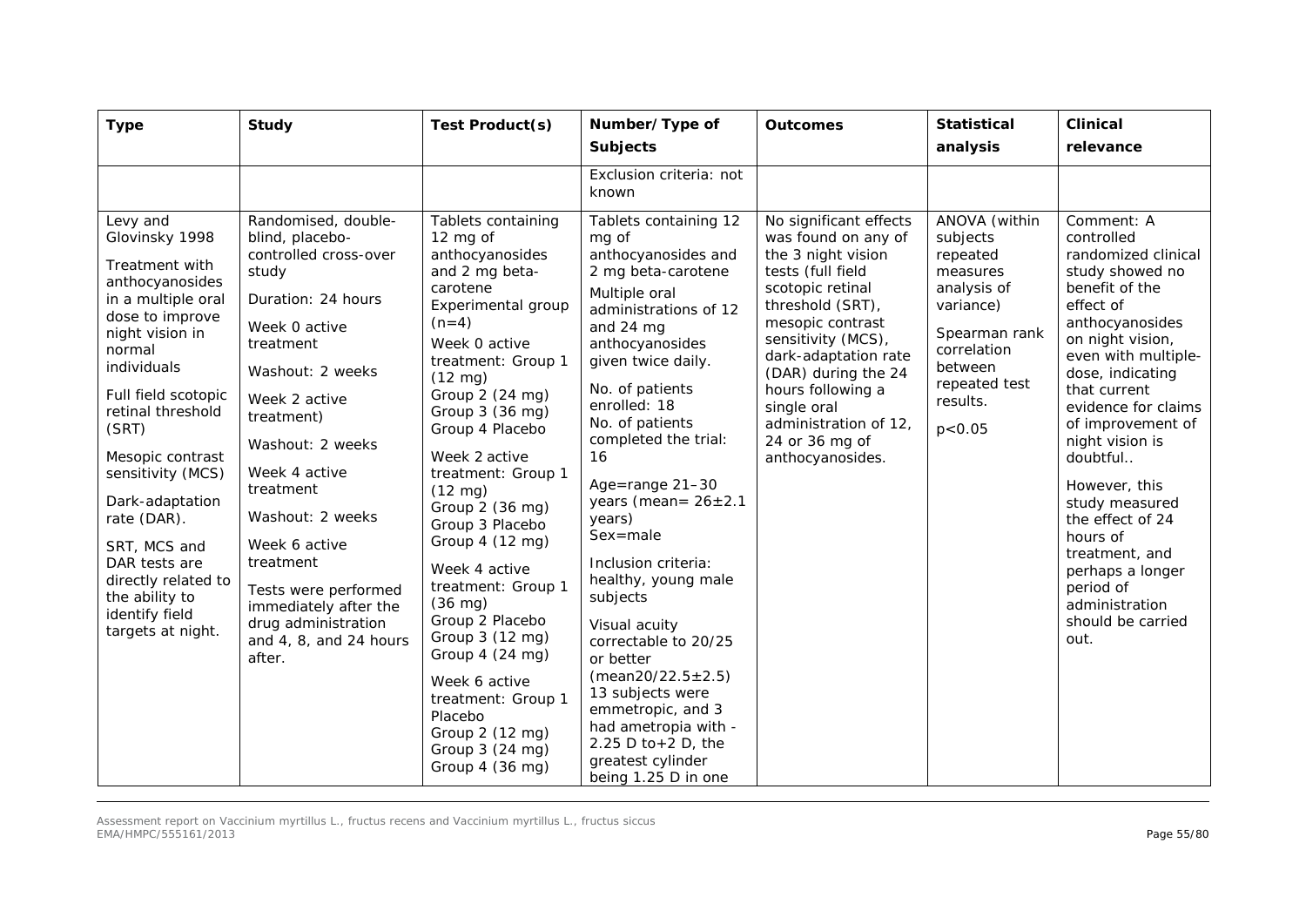| Type | Study | Test Product(s) | Number/Type of Subjects | Outcomes | Statistical analysis | Clinical relevance |
|---|---|---|---|---|---|---|
| | | | Exclusion criteria: not known | | | |
| Levy and Glovinsky 1998<br><br>Treatment with anthocyanosides in a multiple oral dose to improve night vision in normal individuals<br><br>Full field scotopic retinal threshold (SRT)<br><br>Mesopic contrast sensitivity (MCS)<br><br>Dark-adaptation rate (DAR).<br><br>SRT, MCS and DAR tests are directly related to the ability to identify field targets at night. | Randomised, double-blind, placebo-controlled cross-over study<br><br>Duration: 24 hours<br><br>Week 0 active treatment<br><br>Washout: 2 weeks<br><br>Week 2 active treatment)<br><br>Washout: 2 weeks<br><br>Week 4 active treatment<br><br>Washout: 2 weeks<br><br>Week 6 active treatment<br><br>Tests were performed immediately after the drug administration and 4, 8, and 24 hours after. | Tablets containing 12 mg of anthocyanosides and 2 mg beta-carotene<br>Experimental group (n=4)<br>Week 0 active treatment: Group 1 (12 mg)<br>Group 2 (24 mg)<br>Group 3 (36 mg)<br>Group 4 Placebo<br><br>Week 2 active treatment: Group 1 (12 mg)<br>Group 2 (36 mg)<br>Group 3 Placebo<br>Group 4 (12 mg)<br><br>Week 4 active treatment: Group 1 (36 mg)<br>Group 2 Placebo<br>Group 3 (12 mg)<br>Group 4 (24 mg)<br><br>Week 6 active treatment: Group 1 Placebo<br>Group 2 (12 mg)<br>Group 3 (24 mg)<br>Group 4 (36 mg) | Tablets containing 12 mg of anthocyanosides and 2 mg beta-carotene<br>Multiple oral administrations of 12 and 24 mg anthocyanosides given twice daily.<br><br>No. of patients enrolled: 18<br>No. of patients completed the trial: 16<br><br>Age=range 21–30 years (mean= 26±2.1 years)<br>Sex=male<br><br>Inclusion criteria: healthy, young male subjects<br><br>Visual acuity correctable to 20/25 or better (mean20/22.5±2.5)<br>13 subjects were emmetropic, and 3 had ametropia with -2.25 D to+2 D, the greatest cylinder being 1.25 D in one | No significant effects was found on any of the 3 night vision tests (full field scotopic retinal threshold (SRT), mesopic contrast sensitivity (MCS), dark-adaptation rate (DAR) during the 24 hours following a single oral administration of 12, 24 or 36 mg of anthocyanosides. | ANOVA (within subjects repeated measures analysis of variance)<br><br>Spearman rank correlation between repeated test results.<br><br>$p<0.05$ | Comment: A controlled randomized clinical study showed no benefit of the effect of anthocyanosides on night vision, even with multiple-dose, indicating that current evidence for claims of improvement of night vision is doubtful..<br><br>However, this study measured the effect of 24 hours of treatment, and perhaps a longer period of administration should be carried out. |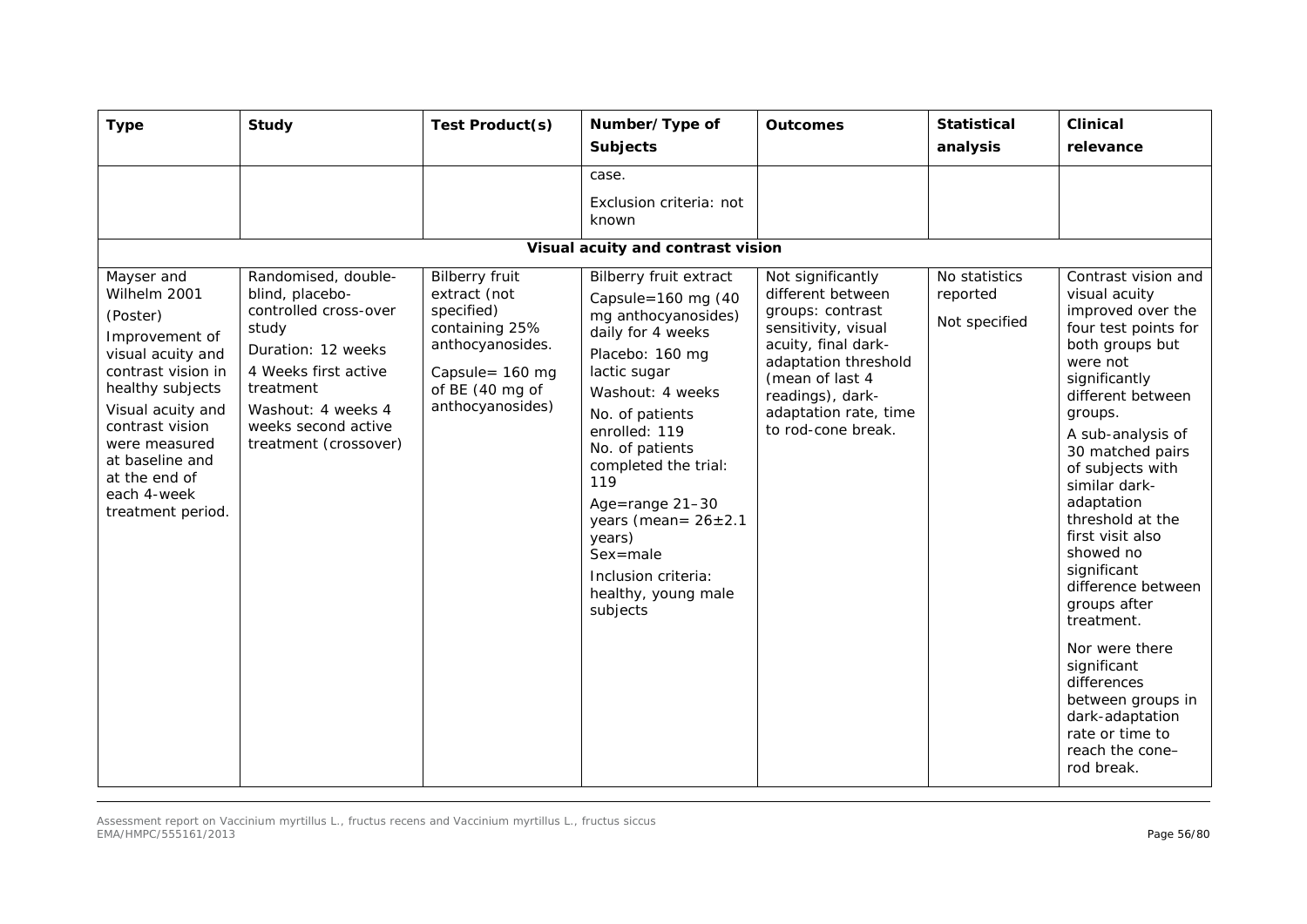| Type | Study | Test Product(s) | Number/Type of Subjects | Outcomes | Statistical analysis | Clinical relevance |
|---|---|---|---|---|---|---|
| | | | case.<br>Exclusion criteria: not known | | | |
| **Visual acuity and contrast vision** | | | | | | |
| Mayser and Wilhelm 2001<br>(Poster)<br>Improvement of visual acuity and contrast vision in healthy subjects<br>Visual acuity and contrast vision were measured at baseline and at the end of each 4-week treatment period. | Randomised, double-blind, placebo-controlled cross-over study<br>Duration: 12 weeks<br>4 Weeks first active treatment<br>Washout: 4 weeks 4 weeks second active treatment (crossover) | Bilberry fruit extract (not specified) containing 25% anthocyanosides.<br>Capsule= 160 mg of BE (40 mg of anthocyanosides) | Bilberry fruit extract<br>Capsule=160 mg (40 mg anthocyanosides) daily for 4 weeks<br>Placebo: 160 mg lactic sugar<br>Washout: 4 weeks<br>No. of patients enrolled: 119<br>No. of patients completed the trial: 119<br>Age=range 21–30 years (mean= 26±2.1 years)<br>Sex=male<br>Inclusion criteria: healthy, young male subjects | Not significantly different between groups: contrast sensitivity, visual acuity, final dark-adaptation threshold (mean of last 4 readings), dark-adaptation rate, time to rod-cone break. | No statistics reported<br>Not specified | Contrast vision and visual acuity improved over the four test points for both groups but were not significantly different between groups.<br>A sub-analysis of 30 matched pairs of subjects with similar dark-adaptation threshold at the first visit also showed no significant difference between groups after treatment.<br>Nor were there significant differences between groups in dark-adaptation rate or time to reach the cone–rod break. |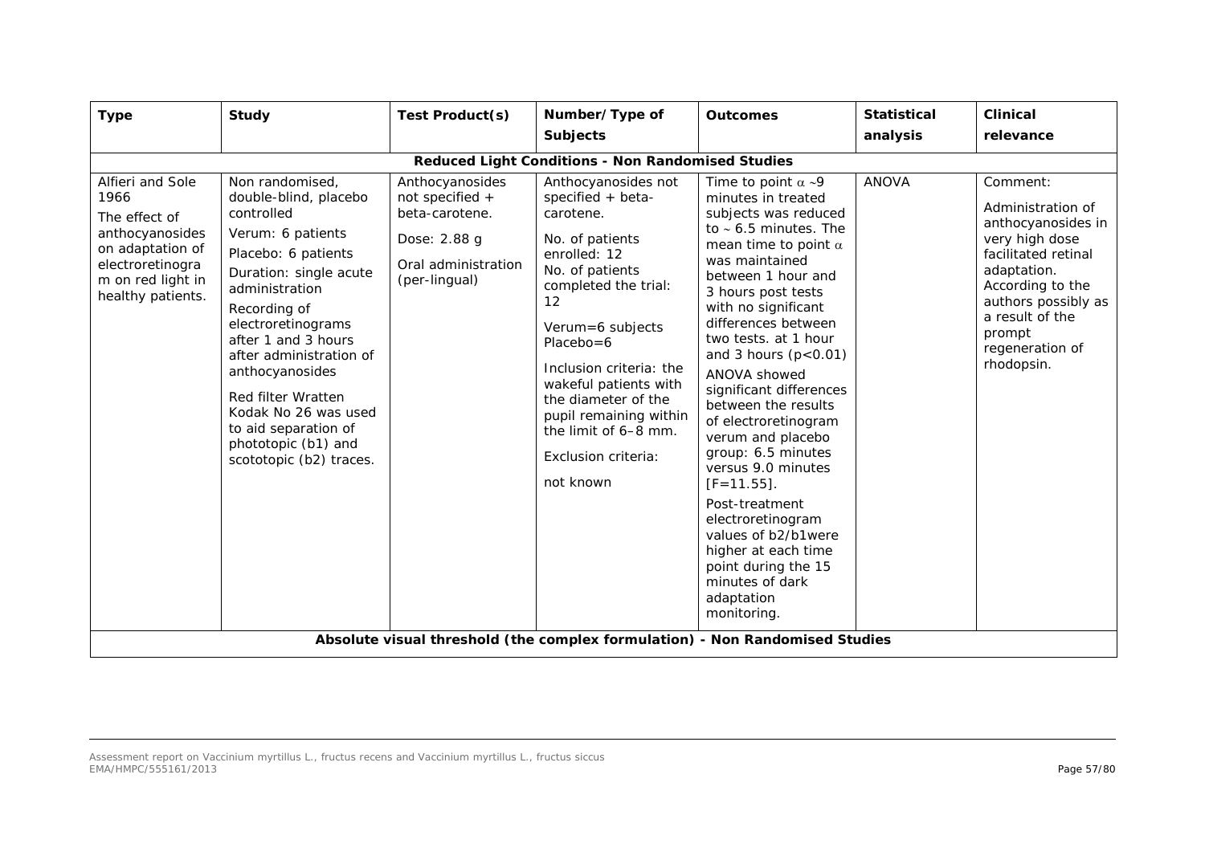| Type | Study | Test Product(s) | Number/Type of Subjects | Outcomes | Statistical analysis | Clinical relevance |
|---|---|---|---|---|---|---|
| **Reduced Light Conditions - Non Randomised Studies** | | | | | | |
| Alfieri and Sole 1966<br><br>The effect of anthocyanosides on adaptation of electroretinogram on red light in healthy patients. | Non randomised, double-blind, placebo controlled<br><br>Verum: 6 patients<br><br>Placebo: 6 patients<br><br>Duration: single acute administration<br><br>Recording of electroretinograms after 1 and 3 hours after administration of anthocyanosides<br><br>Red filter Wratten Kodak No 26 was used to aid separation of phototopic (b1) and scototopic (b2) traces. | Anthocyanosides not specified + beta-carotene.<br><br>Dose: 2.88 g<br><br>Oral administration (per-lingual) | Anthocyanosides not specified + beta-carotene.<br><br>No. of patients enrolled: 12<br><br>No. of patients completed the trial: 12<br><br>Verum=6 subjects<br><br>Placebo=6<br><br>Inclusion criteria: the wakeful patients with the diameter of the pupil remaining within the limit of 6–8 mm.<br><br>Exclusion criteria:<br><br>not known | Time to point $\alpha$ ~9 minutes in treated subjects was reduced to ~ 6.5 minutes. The mean time to point $\alpha$ was maintained between 1 hour and 3 hours post tests with no significant differences between two tests. at 1 hour and 3 hours ($p<0.01$)<br><br>ANOVA showed significant differences between the results of electroretinogram verum and placebo group: 6.5 minutes versus 9.0 minutes [$F=11.55$].<br><br>Post-treatment electroretinogram values of b2/b1were higher at each time point during the 15 minutes of dark adaptation monitoring. | ANOVA | Comment:<br><br>Administration of anthocyanosides in very high dose facilitated retinal adaptation. According to the authors possibly as a result of the prompt regeneration of rhodopsin. |
| **Absolute visual threshold (the complex formulation) - Non Randomised Studies** | | | | | | |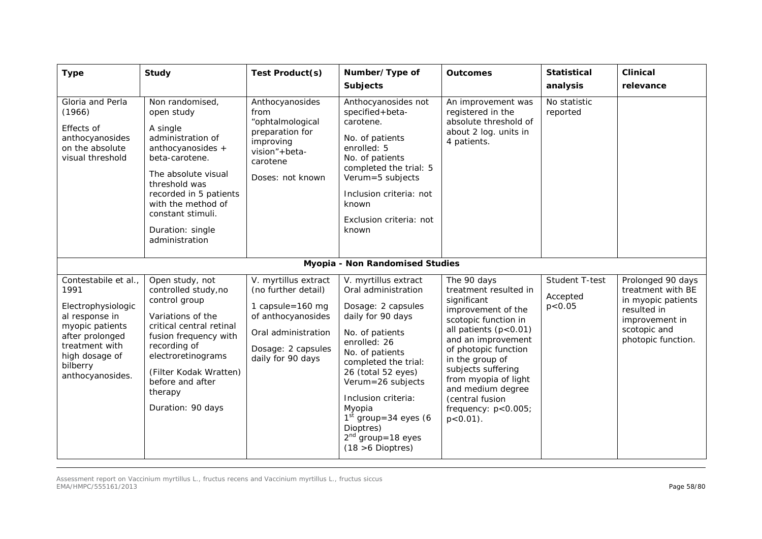| Type | Study | Test Product(s) | Number/Type of Subjects | Outcomes | Statistical analysis | Clinical relevance |
|---|---|---|---|---|---|---|
| Gloria and Perla (1966)<br><br>Effects of anthocyanosides on the absolute visual threshold | Non randomised, open study<br><br>A single administration of anthocyanosides + beta-carotene.<br><br>The absolute visual threshold was recorded in 5 patients with the method of constant stimuli.<br><br>Duration: single administration | Anthocyanosides from "ophtalmological preparation for improving vision"+beta-carotene<br><br>Doses: not known | Anthocyanosides not specified+beta-carotene.<br><br>No. of patients enrolled: 5<br>No. of patients completed the trial: 5<br>Verum=5 subjects<br><br>Inclusion criteria: not known<br><br>Exclusion criteria: not known | An improvement was registered in the absolute threshold of about 2 log. units in 4 patients. | No statistic reported | |
| **Myopia - Non Randomised Studies** | | | | | | |
| Contestabile et al., 1991<br><br>Electrophysiologic al response in myopic patients after prolonged treatment with high dosage of bilberry anthocyanosides. | Open study, not controlled study,no control group<br><br>Variations of the critical central retinal fusion frequency with recording of electroretinograms<br><br>(Filter Kodak Wratten) before and after therapy<br><br>Duration: 90 days | V. myrtillus extract (no further detail)<br><br>1 capsule=160 mg of anthocyanosides<br><br>Oral administration<br><br>Dosage: 2 capsules daily for 90 days | V. myrtillus extract Oral administration<br><br>Dosage: 2 capsules daily for 90 days<br><br>No. of patients enrolled: 26<br>No. of patients completed the trial: 26 (total 52 eyes)<br>Verum=26 subjects<br><br>Inclusion criteria: Myopia<br>1st group=34 eyes (6 Dioptres)<br>2nd group=18 eyes (18 >6 Dioptres) | The 90 days treatment resulted in significant improvement of the scotopic function in all patients ($p<0.01$) and an improvement of photopic function in the group of subjects suffering from myopia of light and medium degree (central fusion frequency: $p<0.005$; $p<0.01$). | Student T-test<br><br>Accepted $p<0.05$ | Prolonged 90 days treatment with BE in myopic patients resulted in improvement in scotopic and photopic function. |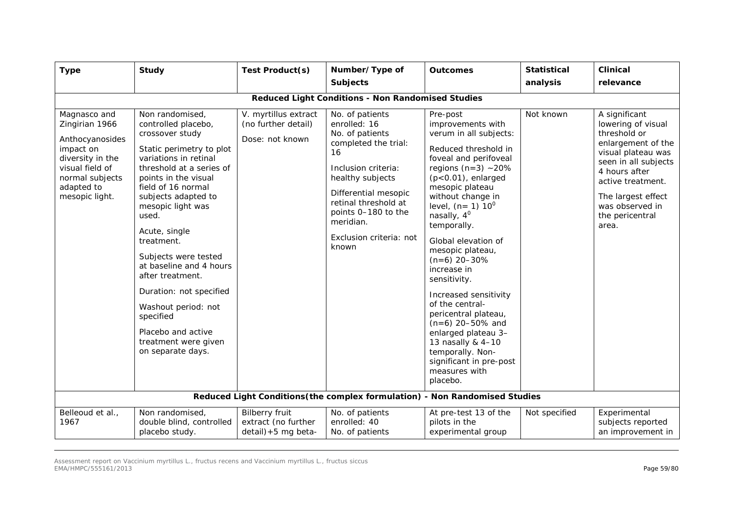| Type | Study | Test Product(s) | Number/Type of Subjects | Outcomes | Statistical analysis | Clinical relevance |
|---|---|---|---|---|---|---|
| **Reduced Light Conditions - Non Randomised Studies** | | | | | | |
| Magnasco and Zingirian 1966<br><br>Anthocyanosides impact on diversity in the visual field of normal subjects adapted to mesopic light. | Non randomised, controlled placebo, crossover study<br><br>Static perimetry to plot variations in retinal threshold at a series of points in the visual field of 16 normal subjects adapted to mesopic light was used.<br><br>Acute, single treatment.<br><br>Subjects were tested at baseline and 4 hours after treatment.<br><br>Duration: not specified<br><br>Washout period: not specified<br><br>Placebo and active treatment were given on separate days. | V. myrtillus extract (no further detail)<br><br>Dose: not known | No. of patients enrolled: 16<br>No. of patients completed the trial: 16<br><br>Inclusion criteria: healthy subjects<br><br>Differential mesopic retinal threshold at points 0–180 to the meridian.<br><br>Exclusion criteria: not known | Pre-post improvements with verum in all subjects:<br><br>Reduced threshold in foveal and perifoveal regions (n=3) ~20% ($p<0.01$), enlarged mesopic plateau without change in level, (n= 1) $10^0$ nasally, $4^0$ temporally.<br><br>Global elevation of mesopic plateau, (n=6) 20–30% increase in sensitivity.<br><br>Increased sensitivity of the central-pericentral plateau, (n=6) 20–50% and enlarged plateau 3–13 nasally & 4–10 temporally. Non-significant in pre-post measures with placebo. | Not known | A significant lowering of visual threshold or enlargement of the visual plateau was seen in all subjects 4 hours after active treatment.<br><br>The largest effect was observed in the pericentral area. |
| **Reduced Light Conditions(the complex formulation) - Non Randomised Studies** | | | | | | |
| Belleoud et al., 1967 | Non randomised, double blind, controlled placebo study. | Bilberry fruit extract (no further detail)+5 mg beta- | No. of patients enrolled: 40<br>No. of patients | At pre-test 13 of the pilots in the experimental group | Not specified | Experimental subjects reported an improvement in |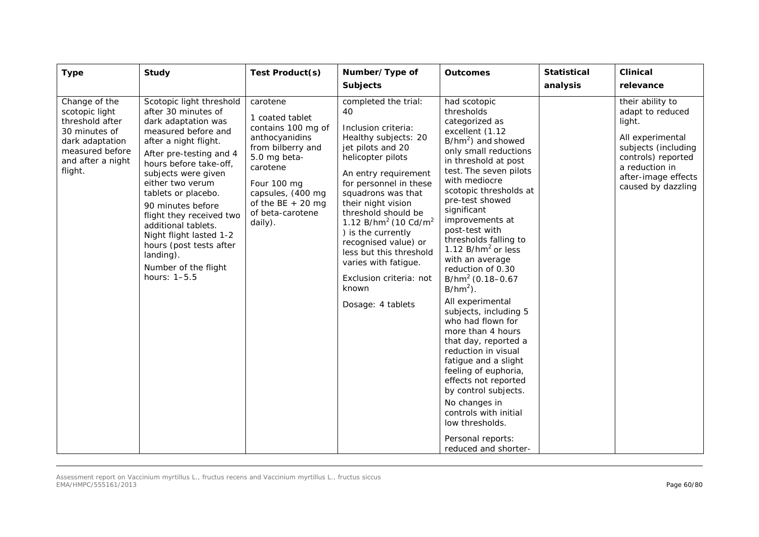| Type | Study | Test Product(s) | Number/Type of Subjects | Outcomes | Statistical analysis | Clinical relevance |
|---|---|---|---|---|---|---|
| Change of the scotopic light threshold after 30 minutes of dark adaptation measured before and after a night flight. | Scotopic light threshold after 30 minutes of dark adaptation was measured before and after a night flight.<br><br>After pre-testing and 4 hours before take-off, subjects were given either two verum tablets or placebo.<br><br>90 minutes before flight they received two additional tablets. Night flight lasted 1-2 hours (post tests after landing).<br><br>Number of the flight hours: 1–5.5 | carotene<br><br>1 coated tablet contains 100 mg of anthocyanidins from bilberry and 5.0 mg beta-carotene<br><br>Four 100 mg capsules, (400 mg of the BE + 20 mg of beta-carotene daily). | completed the trial: 40<br><br>Inclusion criteria: Healthy subjects: 20 jet pilots and 20 helicopter pilots<br><br>An entry requirement for personnel in these squadrons was that their night vision threshold should be 1.12 $B/hm^2$ (10 $Cd/m^2$ ) is the currently recognised value) or less but this threshold varies with fatigue.<br><br>Exclusion criteria: not known<br><br>Dosage: 4 tablets | had scotopic thresholds categorized as excellent (1.12 $B/hm^2$) and showed only small reductions in threshold at post test. The seven pilots with mediocre scotopic thresholds at pre-test showed significant improvements at post-test with thresholds falling to 1.12 $B/hm^2$ or less with an average reduction of 0.30 $B/hm^2$ (0.18–0.67 $B/hm^2$).<br><br>All experimental subjects, including 5 who had flown for more than 4 hours that day, reported a reduction in visual fatigue and a slight feeling of euphoria, effects not reported by control subjects.<br><br>No changes in controls with initial low thresholds.<br><br>Personal reports: reduced and shorter- | | their ability to adapt to reduced light.<br><br>All experimental subjects (including controls) reported a reduction in after-image effects caused by dazzling |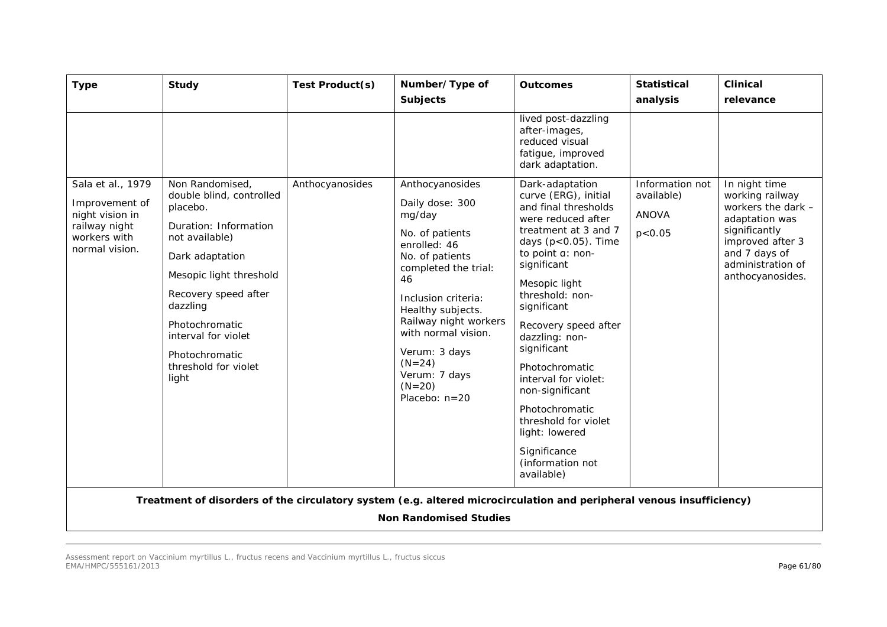| Type | Study | Test Product(s) | Number/Type of Subjects | Outcomes | Statistical analysis | Clinical relevance |
|---|---|---|---|---|---|---|
| | | | | lived post-dazzling after-images, reduced visual fatigue, improved dark adaptation. | | |
| Sala et al., 1979<br><br>Improvement of night vision in railway night workers with normal vision. | Non Randomised, double blind, controlled placebo.<br><br>Duration: Information not available)<br><br>Dark adaptation<br><br>Mesopic light threshold<br><br>Recovery speed after dazzling<br><br>Photochromatic interval for violet<br><br>Photochromatic threshold for violet light | Anthocyanosides | Anthocyanosides<br><br>Daily dose: 300 mg/day<br><br>No. of patients enrolled: 46<br>No. of patients completed the trial: 46<br><br>Inclusion criteria: Healthy subjects. Railway night workers with normal vision.<br><br>Verum: 3 days (N=24)<br>Verum: 7 days (N=20)<br>Placebo: n=20 | Dark-adaptation curve (ERG), initial and final thresholds were reduced after treatment at 3 and 7 days ($p<0.05$). Time to point α: non-significant<br><br>Mesopic light threshold: non-significant<br><br>Recovery speed after dazzling: non-significant<br><br>Photochromatic interval for violet: non-significant<br><br>Photochromatic threshold for violet light: lowered<br><br>Significance (information not available) | Information not available)<br><br>ANOVA<br><br>$p<0.05$ | In night time working railway workers the dark – adaptation was significantly improved after 3 and 7 days of administration of anthocyanosides. |
| **Treatment of disorders of the circulatory system (e.g. altered microcirculation and peripheral venous insufficiency)**<br><br>**Non Randomised Studies** | | | | | | |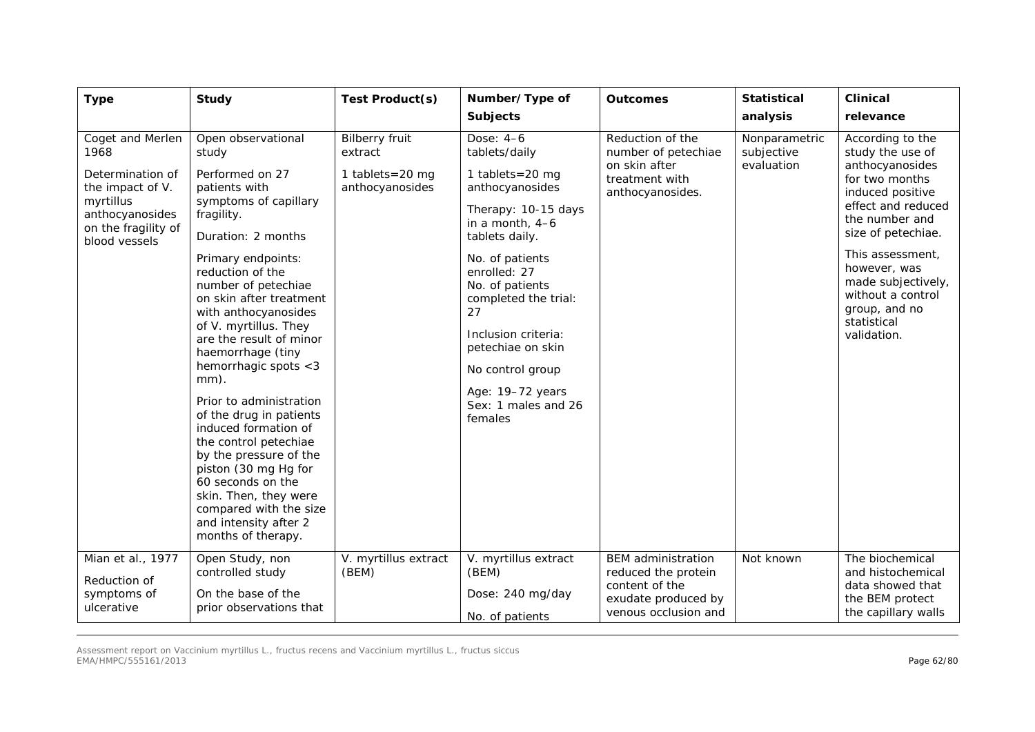| Type | Study | Test Product(s) | Number/Type of Subjects | Outcomes | Statistical analysis | Clinical relevance |
|---|---|---|---|---|---|---|
| Coget and Merlen 1968<br><br>Determination of the impact of V. myrtillus anthocyanosides on the fragility of blood vessels | Open observational study<br><br>Performed on 27 patients with symptoms of capillary fragility.<br><br>Duration: 2 months<br><br>Primary endpoints: reduction of the number of petechiae on skin after treatment with anthocyanosides of V. myrtillus. They are the result of minor haemorrhage (tiny hemorrhagic spots <3 mm).<br><br>Prior to administration of the drug in patients induced formation of the control petechiae by the pressure of the piston (30 mg Hg for 60 seconds on the skin. Then, they were compared with the size and intensity after 2 months of therapy. | Bilberry fruit extract<br><br>1 tablets=20 mg anthocyanosides | Dose: 4–6 tablets/daily<br><br>1 tablets=20 mg anthocyanosides<br><br>Therapy: 10-15 days in a month, 4–6 tablets daily.<br><br>No. of patients enrolled: 27<br>No. of patients completed the trial: 27<br><br>Inclusion criteria: petechiae on skin<br><br>No control group<br><br>Age: 19–72 years<br>Sex: 1 males and 26 females | Reduction of the number of petechiae on skin after treatment with anthocyanosides. | Nonparametric subjective evaluation | According to the study the use of anthocyanosides for two months induced positive effect and reduced the number and size of petechiae.<br><br>This assessment, however, was made subjectively, without a control group, and no statistical validation. |
| Mian et al., 1977<br><br>Reduction of symptoms of ulcerative | Open Study, non controlled study<br><br>On the base of the prior observations that | V. myrtillus extract (BEM) | V. myrtillus extract (BEM)<br><br>Dose: 240 mg/day<br><br>No. of patients | BEM administration reduced the protein content of the exudate produced by venous occlusion and | Not known | The biochemical and histochemical data showed that the BEM protect the capillary walls |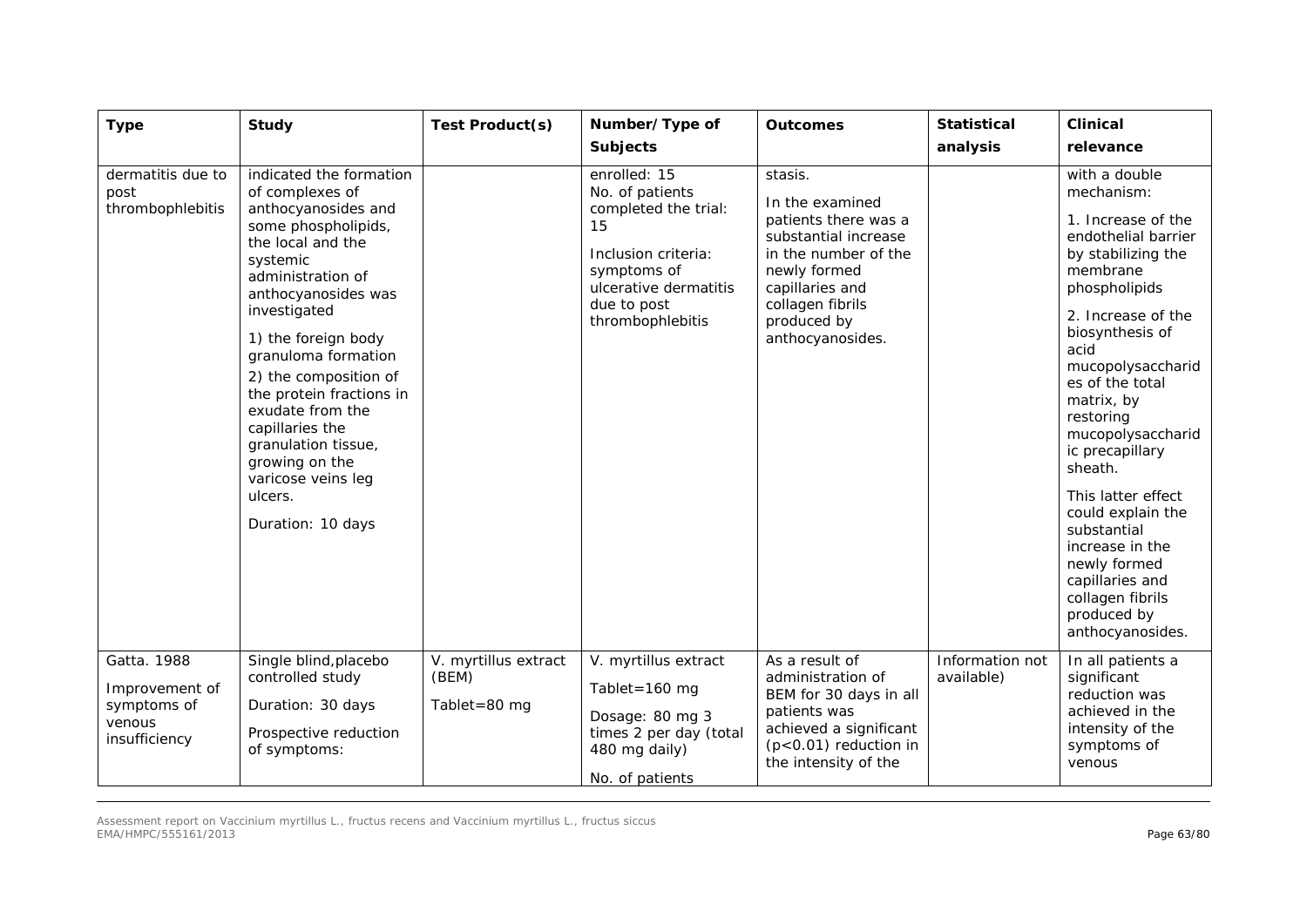| Type | Study | Test Product(s) | Number/Type of Subjects | Outcomes | Statistical analysis | Clinical relevance |
|---|---|---|---|---|---|---|
| dermatitis due to post thrombophlebitis | indicated the formation of complexes of anthocyanosides and some phospholipids, the local and the systemic administration of anthocyanosides was investigated<br><br>1) the foreign body granuloma formation<br>2) the composition of the protein fractions in exudate from the capillaries the granulation tissue, growing on the varicose veins leg ulcers.<br><br>Duration: 10 days | | enrolled: 15<br>No. of patients completed the trial: 15<br><br>Inclusion criteria: symptoms of ulcerative dermatitis due to post thrombophlebitis | stasis.<br><br>In the examined patients there was a substantial increase in the number of the newly formed capillaries and collagen fibrils produced by anthocyanosides. | | with a double mechanism:<br><br>1. Increase of the endothelial barrier by stabilizing the membrane phospholipids<br><br>2. Increase of the biosynthesis of acid mucopolysaccharides of the total matrix, by restoring mucopolysaccharidic precapillary sheath.<br><br>This latter effect could explain the substantial increase in the newly formed capillaries and collagen fibrils produced by anthocyanosides. |
| Gatta. 1988<br><br>Improvement of symptoms of venous insufficiency | Single blind, placebo controlled study<br><br>Duration: 30 days<br><br>Prospective reduction of symptoms: | V. myrtillus extract (BEM)<br><br>Tablet=80 mg | V. myrtillus extract<br><br>Tablet=160 mg<br><br>Dosage: 80 mg 3 times 2 per day (total 480 mg daily)<br><br>No. of patients | As a result of administration of BEM for 30 days in all patients was achieved a significant ($p<0.01$) reduction in the intensity of the | Information not available) | In all patients a significant reduction was achieved in the intensity of the symptoms of venous |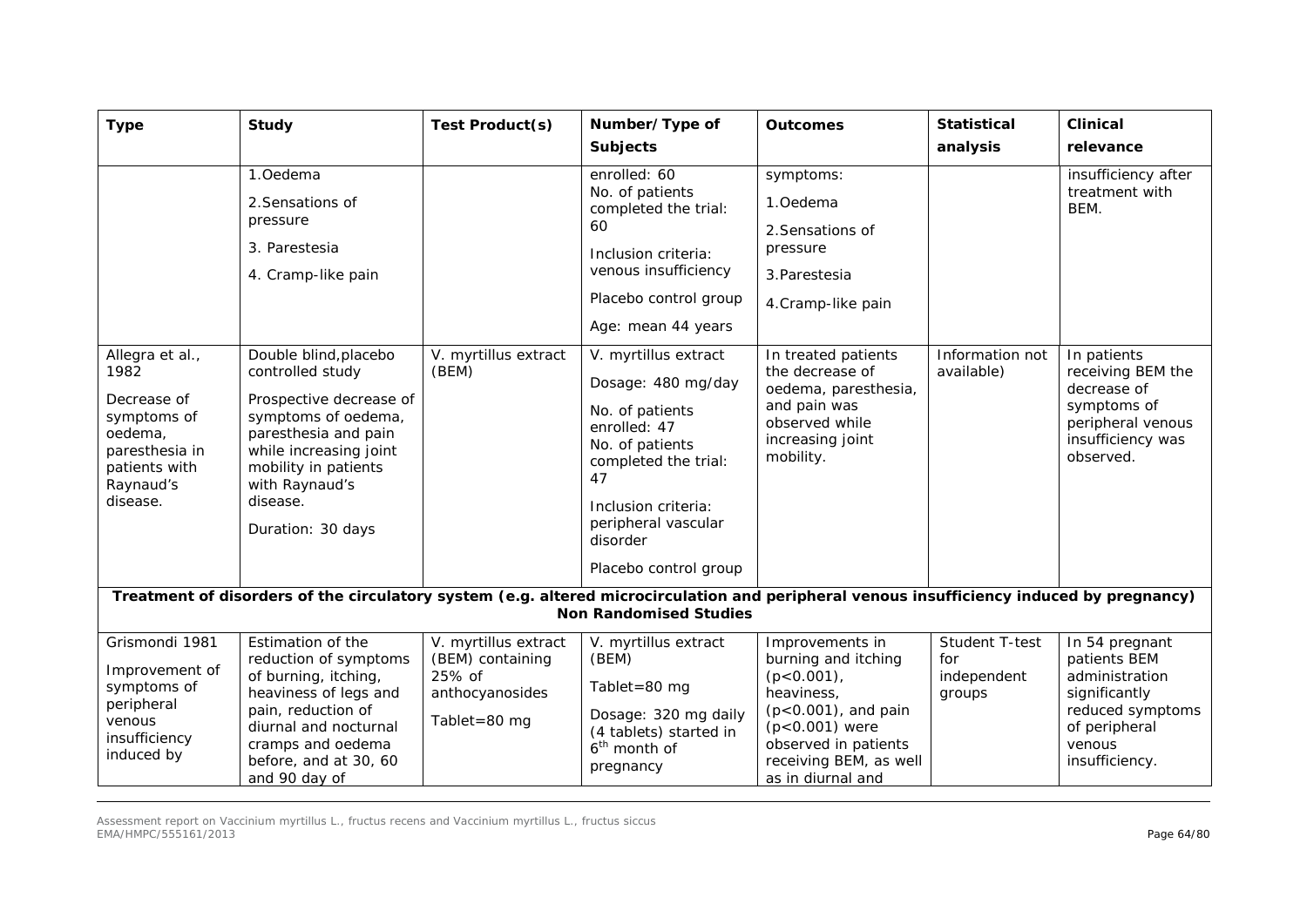| Type | Study | Test Product(s) | Number/Type of Subjects | Outcomes | Statistical analysis | Clinical relevance |
|---|---|---|---|---|---|---|
| | 1.Oedema<br>2.Sensations of pressure<br>3. Parestesia<br>4. Cramp-like pain | | enrolled: 60<br>No. of patients completed the trial: 60<br>Inclusion criteria: venous insufficiency<br>Placebo control group<br>Age: mean 44 years | symptoms:<br>1.Oedema<br>2.Sensations of pressure<br>3.Parestesia<br>4.Cramp-like pain | | insufficiency after treatment with BEM. |
| Allegra et al., 1982<br>Decrease of symptoms of oedema, paresthesia in patients with Raynaud's disease. | Double blind,placebo controlled study<br>Prospective decrease of symptoms of oedema, paresthesia and pain while increasing joint mobility in patients with Raynaud's disease.<br>Duration: 30 days | V. myrtillus extract (BEM) | V. myrtillus extract<br>Dosage: 480 mg/day<br>No. of patients enrolled: 47<br>No. of patients completed the trial: 47<br>Inclusion criteria: peripheral vascular disorder<br>Placebo control group | In treated patients the decrease of oedema, paresthesia, and pain was observed while increasing joint mobility. | Information not available) | In patients receiving BEM the decrease of symptoms of peripheral venous insufficiency was observed. |
| **Treatment of disorders of the circulatory system (e.g. altered microcirculation and peripheral venous insufficiency induced by pregnancy)** | | | | | | |
| **Non Randomised Studies** | | | | | | |
| Grismondi 1981<br>Improvement of symptoms of peripheral venous insufficiency induced by | Estimation of the reduction of symptoms of burning, itching, heaviness of legs and pain, reduction of diurnal and nocturnal cramps and oedema before, and at 30, 60 and 90 day of | V. myrtillus extract (BEM) containing 25% of anthocyanosides<br>Tablet=80 mg | V. myrtillus extract (BEM)<br>Tablet=80 mg<br>Dosage: 320 mg daily (4 tablets) started in 6th month of pregnancy | Improvements in burning and itching ($p<0.001$), heaviness, ($p<0.001$), and pain ($p<0.001$) were observed in patients receiving BEM, as well as in diurnal and | Student T-test for independent groups | In 54 pregnant patients BEM administration significantly reduced symptoms of peripheral venous insufficiency. |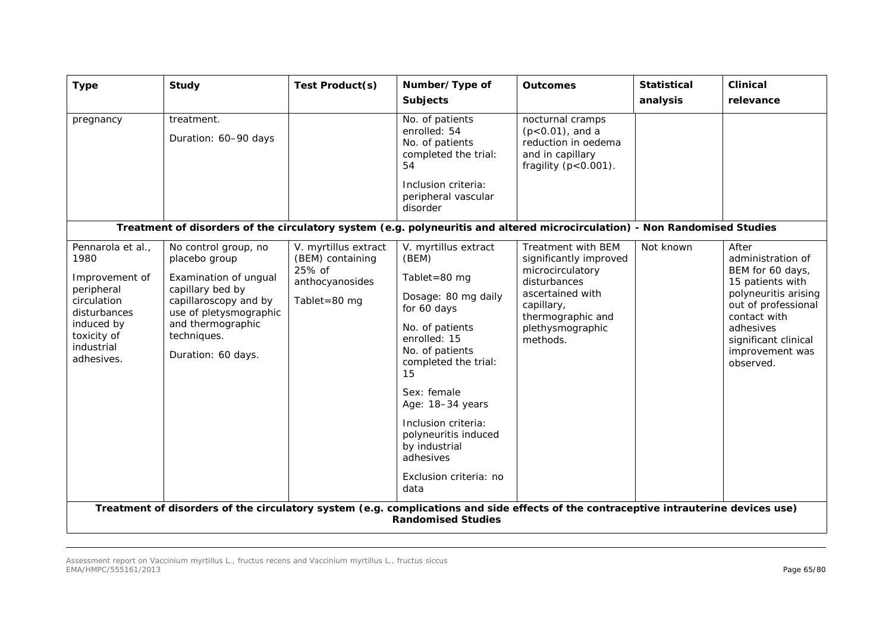| Type | Study | Test Product(s) | Number/Type of Subjects | Outcomes | Statistical analysis | Clinical relevance |
|---|---|---|---|---|---|---|
| pregnancy | treatment.<br>Duration: 60–90 days | | No. of patients enrolled: 54<br>No. of patients completed the trial: 54<br>Inclusion criteria: peripheral vascular disorder | nocturnal cramps ($p<0.01$), and a reduction in oedema and in capillary fragility ($p<0.001$). | | |
| **Treatment of disorders of the circulatory system (e.g. polyneuritis and altered microcirculation) - Non Randomised Studies** | | | | | | |
| Pennarola et al., 1980<br>Improvement of peripheral circulation disturbances induced by toxicity of industrial adhesives. | No control group, no placebo group<br>Examination of ungual capillary bed by capillaroscopy and by use of pletysmographic and thermographic techniques.<br>Duration: 60 days. | V. myrtillus extract (BEM) containing 25% of anthocyanosides<br>Tablet=80 mg | V. myrtillus extract (BEM)<br>Tablet=80 mg<br>Dosage: 80 mg daily for 60 days<br>No. of patients enrolled: 15<br>No. of patients completed the trial: 15<br>Sex: female<br>Age: 18–34 years<br>Inclusion criteria: polyneuritis induced by industrial adhesives<br>Exclusion criteria: no data | Treatment with BEM significantly improved microcirculatory disturbances ascertained with capillary, thermographic and plethysmographic methods. | Not known | After administration of BEM for 60 days, 15 patients with polyneuritis arising out of professional contact with adhesives significant clinical improvement was observed. |
| **Treatment of disorders of the circulatory system (e.g. complications and side effects of the contraceptive intrauterine devices use) Randomised Studies** | | | | | | |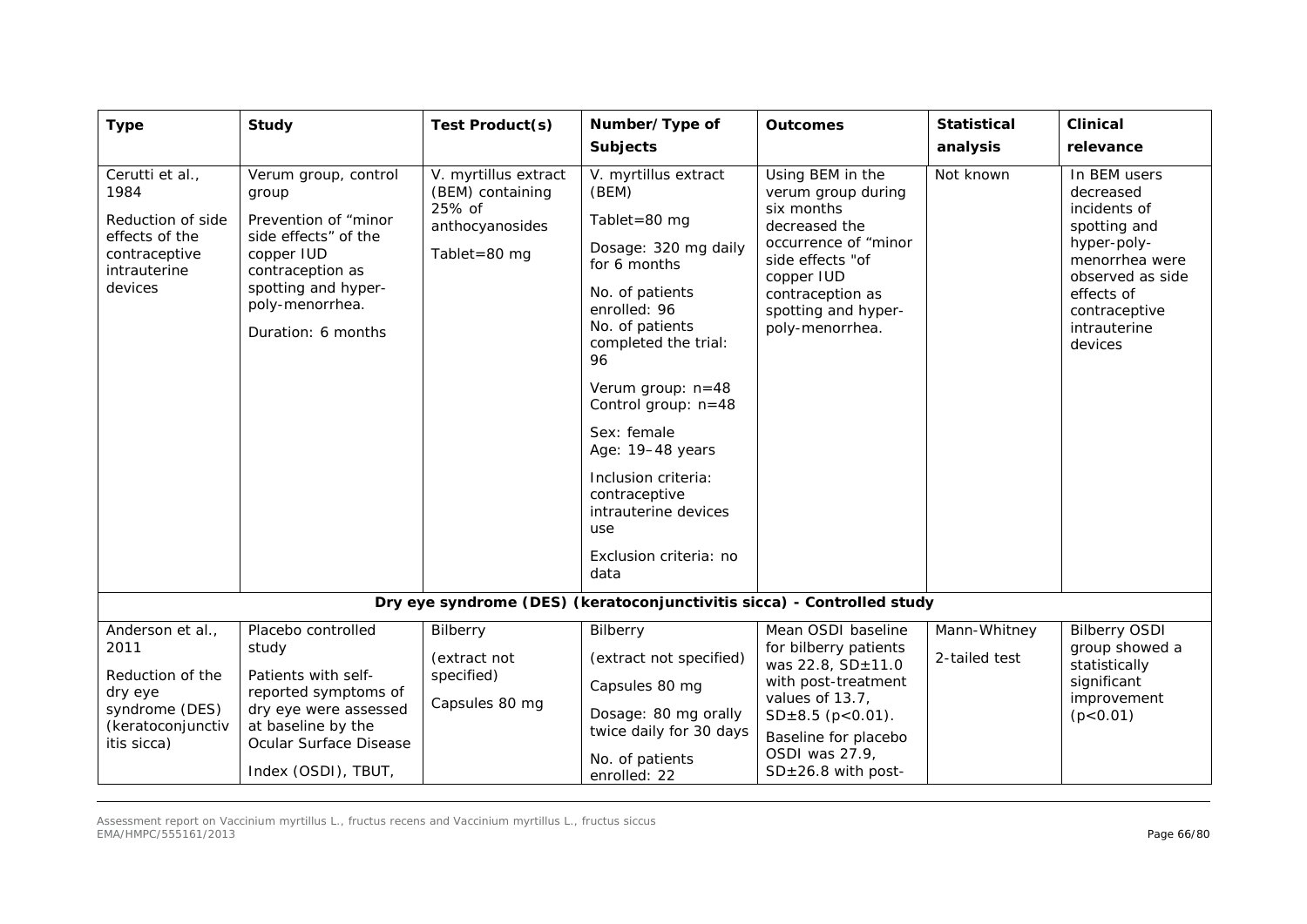| Type | Study | Test Product(s) | Number/Type of Subjects | Outcomes | Statistical analysis | Clinical relevance |
|---|---|---|---|---|---|---|
| Cerutti et al., 1984<br><br>Reduction of side effects of the contraceptive intrauterine devices | Verum group, control group<br><br>Prevention of "minor side effects" of the copper IUD contraception as spotting and hyper-poly-menorrhea.<br><br>Duration: 6 months | V. myrtillus extract (BEM) containing 25% of anthocyanosides<br><br>Tablet=80 mg | V. myrtillus extract (BEM)<br><br>Tablet=80 mg<br><br>Dosage: 320 mg daily for 6 months<br><br>No. of patients enrolled: 96<br>No. of patients completed the trial: 96<br><br>Verum group: n=48<br>Control group: n=48<br><br>Sex: female<br>Age: 19–48 years<br><br>Inclusion criteria: contraceptive intrauterine devices use<br><br>Exclusion criteria: no data | Using BEM in the verum group during six months decreased the occurrence of "minor side effects "of copper IUD contraception as spotting and hyper-poly-menorrhea. | Not known | In BEM users decreased incidents of spotting and hyper-poly-menorrhea were observed as side effects of contraceptive intrauterine devices |
| **Dry eye syndrome (DES) (keratoconjunctivitis sicca) - Controlled study** | | | | | | |
| Anderson et al., 2011<br><br>Reduction of the dry eye syndrome (DES) (keratoconjunctivitis sicca) | Placebo controlled study<br><br>Patients with self-reported symptoms of dry eye were assessed at baseline by the Ocular Surface Disease Index (OSDI), TBUT, | Bilberry<br><br>(extract not specified)<br><br>Capsules 80 mg | Bilberry<br><br>(extract not specified)<br><br>Capsules 80 mg<br><br>Dosage: 80 mg orally twice daily for 30 days<br><br>No. of patients enrolled: 22 | Mean OSDI baseline for bilberry patients was 22.8, SD±11.0 with post-treatment values of 13.7, SD±8.5 ($p<0.01$).<br><br>Baseline for placebo OSDI was 27.9, SD±26.8 with post- | Mann-Whitney<br><br>2-tailed test | Bilberry OSDI group showed a statistically significant improvement ($p<0.01$) |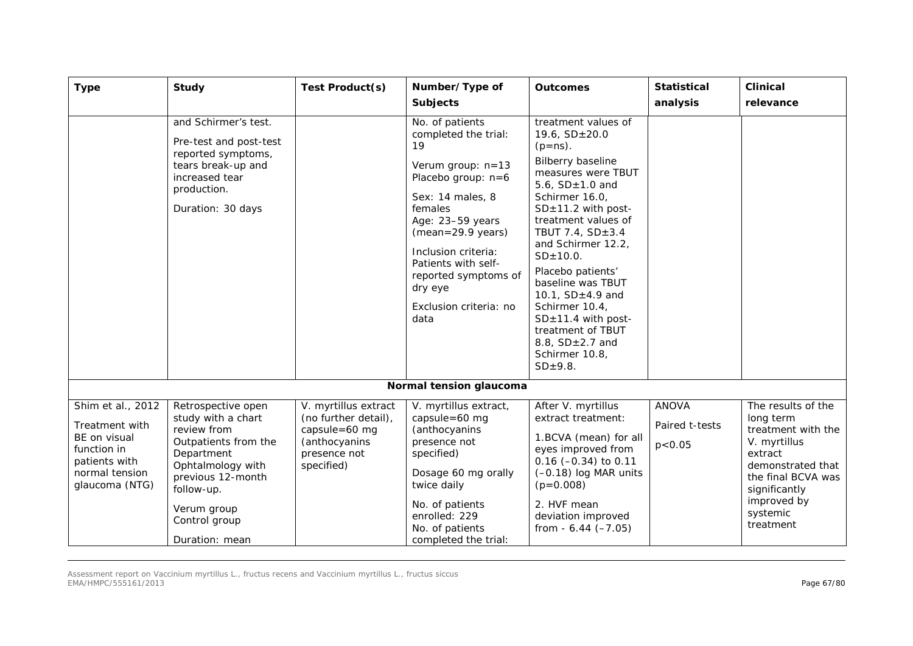| Type | Study | Test Product(s) | Number/Type of Subjects | Outcomes | Statistical analysis | Clinical relevance |
|---|---|---|---|---|---|---|
| | and Schirmer's test.<br><br>Pre-test and post-test reported symptoms, tears break-up and increased tear production.<br><br>Duration: 30 days | | No. of patients completed the trial: 19<br><br>Verum group: n=13<br>Placebo group: n=6<br><br>Sex: 14 males, 8 females<br>Age: 23–59 years (mean=29.9 years)<br><br>Inclusion criteria: Patients with self-reported symptoms of dry eye<br><br>Exclusion criteria: no data | treatment values of 19.6, SD±20.0 (p=ns).<br><br>Bilberry baseline measures were TBUT 5.6, SD±1.0 and Schirmer 16.0, SD±11.2 with post-treatment values of TBUT 7.4, SD±3.4 and Schirmer 12.2, SD±10.0.<br><br>Placebo patients' baseline was TBUT 10.1, SD±4.9 and Schirmer 10.4, SD±11.4 with post-treatment of TBUT 8.8, SD±2.7 and Schirmer 10.8, SD±9.8. | | |
| **Normal tension glaucoma** | | | | | | |
| Shim et al., 2012<br><br>Treatment with BE on visual function in patients with normal tension glaucoma (NTG) | Retrospective open study with a chart review from Outpatients from the Department Ophtalmology with previous 12-month follow-up.<br><br>Verum group<br>Control group<br><br>Duration: mean | V. myrtillus extract (no further detail), capsule=60 mg (anthocyanins presence not specified) | V. myrtillus extract, capsule=60 mg (anthocyanins presence not specified)<br><br>Dosage 60 mg orally twice daily<br><br>No. of patients enrolled: 229<br>No. of patients completed the trial: | After V. myrtillus extract treatment:<br><br>1.BCVA (mean) for all eyes improved from 0.16 (–0.34) to 0.11 (–0.18) log MAR units (p=0.008)<br><br>2. HVF mean deviation improved from - 6.44 (–7.05) | ANOVA<br><br>Paired t-tests<br><br>p<0.05 | The results of the long term treatment with the V. myrtillus extract demonstrated that the final BCVA was significantly improved by systemic treatment |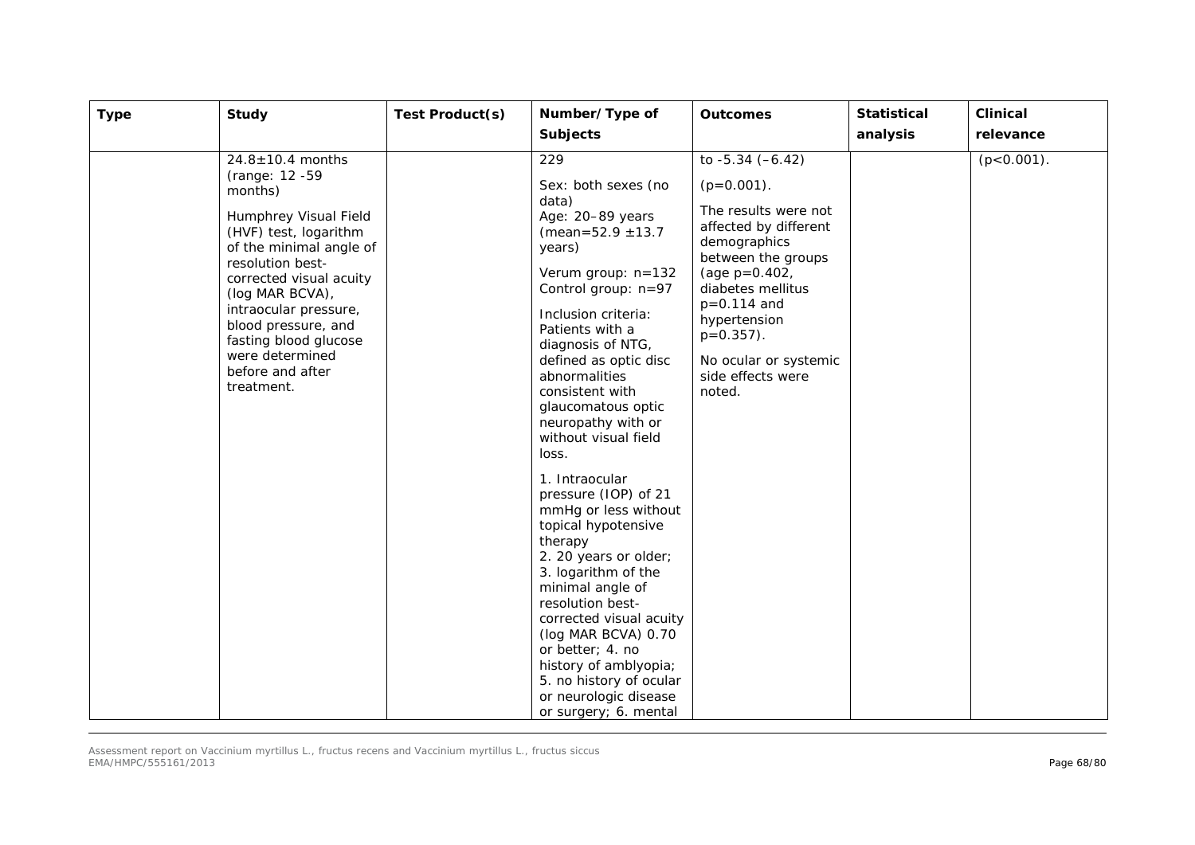| Type | Study | Test Product(s) | Number/Type of Subjects | Outcomes | Statistical analysis | Clinical relevance |
|---|---|---|---|---|---|---|
| | 24.8±10.4 months (range: 12 -59 months)<br><br>Humphrey Visual Field (HVF) test, logarithm of the minimal angle of resolution best-corrected visual acuity (log MAR BCVA), intraocular pressure, blood pressure, and fasting blood glucose were determined before and after treatment. | | 229<br><br>Sex: both sexes (no data)<br>Age: 20–89 years (mean=52.9 ±13.7 years)<br><br>Verum group: n=132<br>Control group: n=97<br><br>Inclusion criteria: Patients with a diagnosis of NTG, defined as optic disc abnormalities consistent with glaucomatous optic neuropathy with or without visual field loss.<br><br>1. Intraocular pressure (IOP) of 21 mmHg or less without topical hypotensive therapy<br>2. 20 years or older;<br>3. logarithm of the minimal angle of resolution best-corrected visual acuity (log MAR BCVA) 0.70 or better; 4. no history of amblyopia;<br>5. no history of ocular or neurologic disease or surgery; 6. mental | to -5.34 (–6.42)<br><br>(p=0.001).<br><br>The results were not affected by different demographics between the groups (age p=0.402, diabetes mellitus p=0.114 and hypertension p=0.357).<br><br>No ocular or systemic side effects were noted. | | (p<0.001). |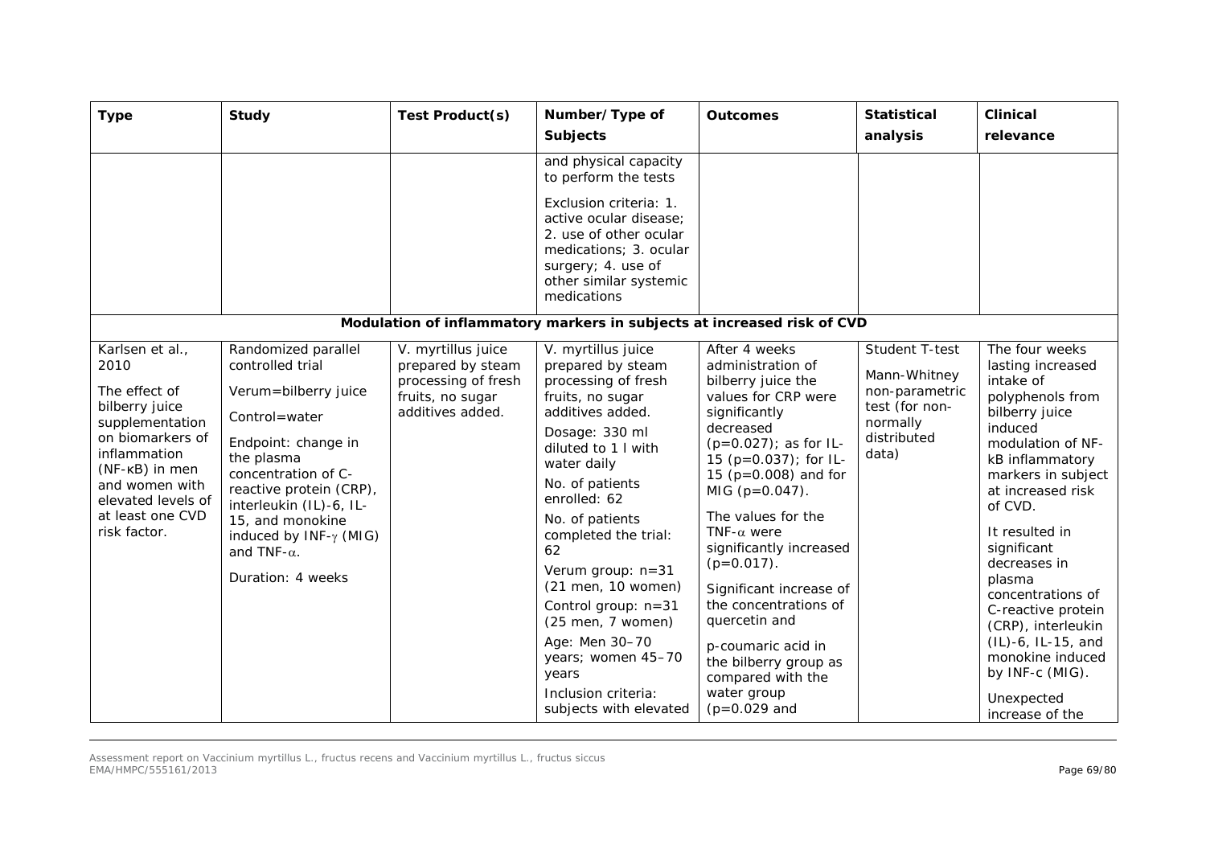| Type | Study | Test Product(s) | Number/Type of Subjects | Outcomes | Statistical analysis | Clinical relevance |
| --- | --- | --- | --- | --- | --- | --- |
| | | | and physical capacity to perform the tests<br><br>Exclusion criteria: 1. active ocular disease; 2. use of other ocular medications; 3. ocular surgery; 4. use of other similar systemic medications | | | |
| **Modulation of inflammatory markers in subjects at increased risk of CVD** | | | | | | |
| Karlsen et al., 2010<br><br>The effect of bilberry juice supplementation on biomarkers of inflammation (NF-κB) in men and women with elevated levels of at least one CVD risk factor. | Randomized parallel controlled trial<br><br>Verum=bilberry juice<br><br>Control=water<br><br>Endpoint: change in the plasma concentration of C-reactive protein (CRP), interleukin (IL)-6, IL-15, and monokine induced by INF-γ (MIG) and TNF-α.<br><br>Duration: 4 weeks | V. myrtillus juice prepared by steam processing of fresh fruits, no sugar additives added. | V. myrtillus juice prepared by steam processing of fresh fruits, no sugar additives added.<br><br>Dosage: 330 ml diluted to 1 l with water daily<br><br>No. of patients enrolled: 62<br><br>No. of patients completed the trial: 62<br><br>Verum group: n=31 (21 men, 10 women)<br><br>Control group: n=31 (25 men, 7 women)<br><br>Age: Men 30–70 years; women 45–70 years<br><br>Inclusion criteria: subjects with elevated | After 4 weeks administration of bilberry juice the values for CRP were significantly decreased ($p=0.027$); as for IL-15 ($p=0.037$); for IL-15 ($p=0.008$) and for MIG ($p=0.047$).<br><br>The values for the TNF-α were significantly increased ($p=0.017$).<br><br>Significant increase of the concentrations of quercetin and<br><br>p-coumaric acid in the bilberry group as compared with the water group ($p=0.029$ and | Student T-test<br><br>Mann-Whitney non-parametric test (for non-normally distributed data) | The four weeks lasting increased intake of polyphenols from bilberry juice induced modulation of NF-kB inflammatory markers in subject at increased risk of CVD.<br><br>It resulted in significant decreases in plasma concentrations of C-reactive protein (CRP), interleukin (IL)-6, IL-15, and monokine induced by INF-c (MIG).<br><br>Unexpected increase of the |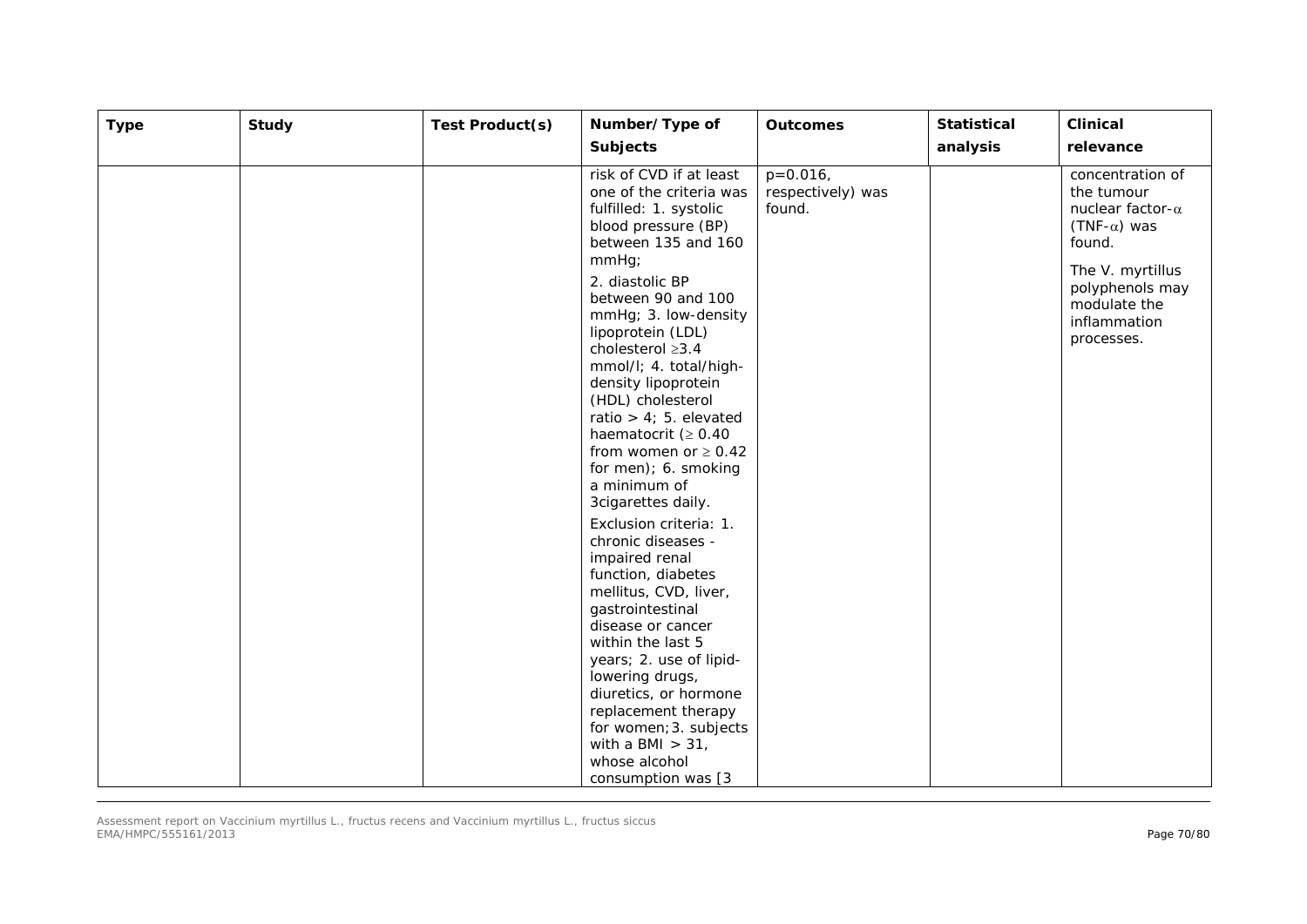| Type | Study | Test Product(s) | Number/ Type of Subjects | Outcomes | Statistical analysis | Clinical relevance |
|---|---|---|---|---|---|---|
| | | | risk of CVD if at least one of the criteria was fulfilled: 1. systolic blood pressure (BP) between 135 and 160 mmHg; 2. diastolic BP between 90 and 100 mmHg; 3. low-density lipoprotein (LDL) cholesterol ≥3.4 mmol/l; 4. total/high-density lipoprotein (HDL) cholesterol ratio > 4; 5. elevated haematocrit (≥ 0.40 from women or ≥ 0.42 for men); 6. smoking a minimum of 3cigarettes daily. Exclusion criteria: 1. chronic diseases - impaired renal function, diabetes mellitus, CVD, liver, gastrointestinal disease or cancer within the last 5 years; 2. use of lipid-lowering drugs, diuretics, or hormone replacement therapy for women; 3. subjects with a BMI > 31, whose alcohol consumption was [3 | $p=0.016$, respectively) was found. | | concentration of the tumour nuclear factor-α (TNF-α) was found. The V. myrtillus polyphenols may modulate the inflammation processes. |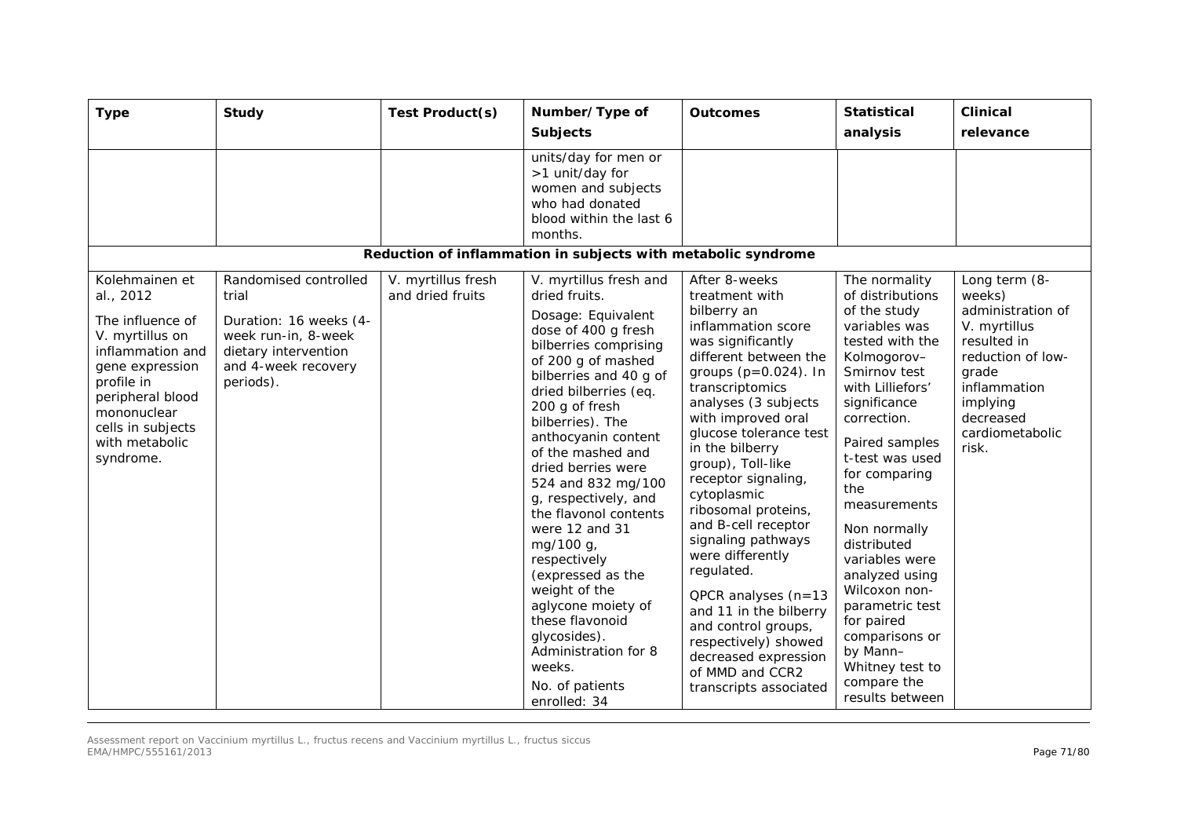| Type | Study | Test Product(s) | Number/Type of Subjects | Outcomes | Statistical analysis | Clinical relevance |
|---|---|---|---|---|---|---|
| | | | units/day for men or >1 unit/day for women and subjects who had donated blood within the last 6 months. | | | |
| **Reduction of inflammation in subjects with metabolic syndrome** | | | | | | |
| Kolehmainen et al., 2012<br><br>The influence of V. myrtillus on inflammation and gene expression profile in peripheral blood mononuclear cells in subjects with metabolic syndrome. | Randomised controlled trial<br><br>Duration: 16 weeks (4-week run-in, 8-week dietary intervention and 4-week recovery periods). | V. myrtillus fresh and dried fruits | V. myrtillus fresh and dried fruits.<br><br>Dosage: Equivalent dose of 400 g fresh bilberries comprising of 200 g of mashed bilberries and 40 g of dried bilberries (eq. 200 g of fresh bilberries). The anthocyanin content of the mashed and dried berries were 524 and 832 mg/100 g, respectively, and the flavonol contents were 12 and 31 mg/100 g, respectively (expressed as the weight of the aglycone moiety of these flavonoid glycosides). Administration for 8 weeks.<br><br>No. of patients enrolled: 34 | After 8-weeks treatment with bilberry an inflammation score was significantly different between the groups ($p=0.024$). In transcriptomics analyses (3 subjects with improved oral glucose tolerance test in the bilberry group), Toll-like receptor signaling, cytoplasmic ribosomal proteins, and B-cell receptor signaling pathways were differently regulated.<br><br>QPCR analyses (n=13 and 11 in the bilberry and control groups, respectively) showed decreased expression of MMD and CCR2 transcripts associated | The normality of distributions of the study variables was tested with the Kolmogorov–Smirnov test with Lilliefors' significance correction.<br><br>Paired samples t-test was used for comparing the measurements<br><br>Non normally distributed variables were analyzed using Wilcoxon non-parametric test for paired comparisons or by Mann–Whitney test to compare the results between | Long term (8-weeks) administration of V. myrtillus resulted in reduction of low-grade inflammation implying decreased cardiometabolic risk. |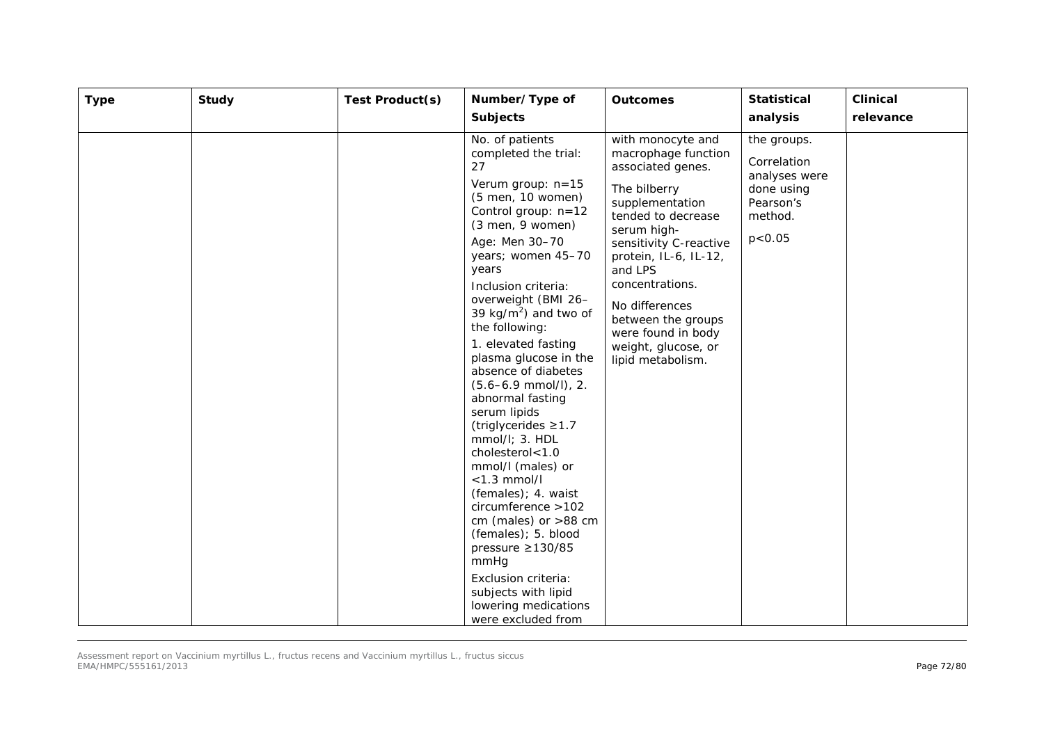| Type | Study | Test Product(s) | Number/Type of Subjects | Outcomes | Statistical analysis | Clinical relevance |
|---|---|---|---|---|---|---|
| | | | No. of patients completed the trial: 27<br><br>Verum group: n=15 (5 men, 10 women) Control group: n=12 (3 men, 9 women)<br><br>Age: Men 30–70 years; women 45–70 years<br><br>Inclusion criteria: overweight (BMI 26–39 kg/m$^2$) and two of the following:<br><br>1. elevated fasting plasma glucose in the absence of diabetes (5.6–6.9 mmol/l), 2. abnormal fasting serum lipids (triglycerides ≥1.7 mmol/l; 3. HDL cholesterol<1.0 mmol/l (males) or <1.3 mmol/l (females); 4. waist circumference >102 cm (males) or >88 cm (females); 5. blood pressure ≥130/85 mmHg<br><br>Exclusion criteria: subjects with lipid lowering medications were excluded from | with monocyte and macrophage function associated genes.<br><br>The bilberry supplementation tended to decrease serum high-sensitivity C-reactive protein, IL-6, IL-12, and LPS concentrations.<br><br>No differences between the groups were found in body weight, glucose, or lipid metabolism. | the groups.<br><br>Correlation analyses were done using Pearson's method.<br><br>$p<0.05$ | |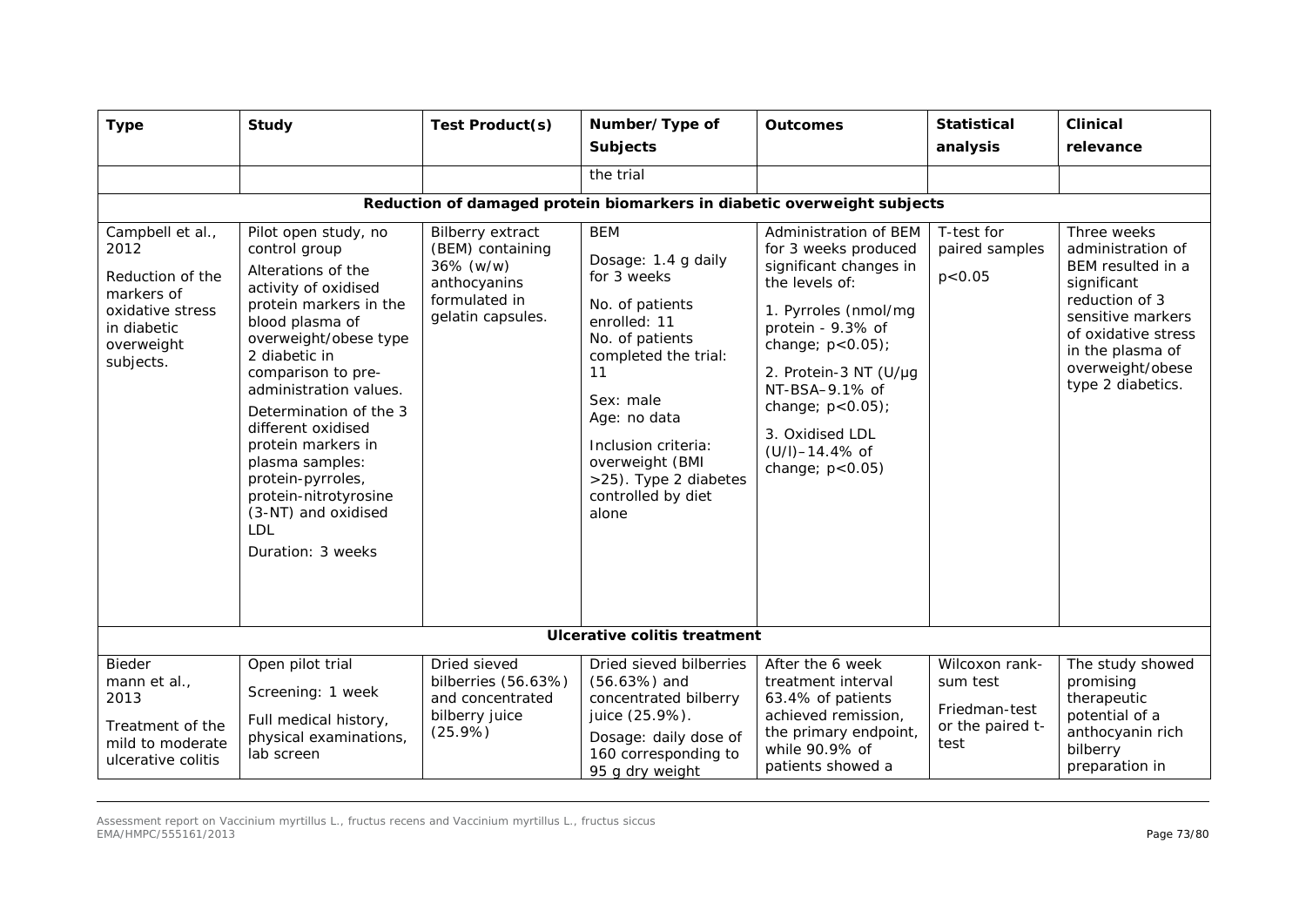| Type | Study | Test Product(s) | Number/Type of Subjects | Outcomes | Statistical analysis | Clinical relevance |
|---|---|---|---|---|---|---|
| | | | the trial | | | |
| **Reduction of damaged protein biomarkers in diabetic overweight subjects** | | | | | | |
| Campbell et al., 2012<br><br>Reduction of the markers of oxidative stress in diabetic overweight subjects. | Pilot open study, no control group<br><br>Alterations of the activity of oxidised protein markers in the blood plasma of overweight/obese type 2 diabetic in comparison to pre-administration values.<br><br>Determination of the 3 different oxidised protein markers in plasma samples: protein-pyrroles, protein-nitrotyrosine (3-NT) and oxidised LDL<br><br>Duration: 3 weeks | Bilberry extract (BEM) containing 36% (w/w) anthocyanins formulated in gelatin capsules. | BEM<br><br>Dosage: 1.4 g daily for 3 weeks<br><br>No. of patients enrolled: 11<br>No. of patients completed the trial: 11<br><br>Sex: male<br>Age: no data<br><br>Inclusion criteria: overweight (BMI >25). Type 2 diabetes controlled by diet alone | Administration of BEM for 3 weeks produced significant changes in the levels of:<br><br>1. Pyrroles (nmol/mg protein - 9.3% of change; $p<0.05$);<br><br>2. Protein-3 NT (U/μg NT-BSA–9.1% of change; $p<0.05$);<br><br>3. Oxidised LDL (U/l)–14.4% of change; $p<0.05$) | T-test for paired samples<br><br>$p<0.05$ | Three weeks administration of BEM resulted in a significant reduction of 3 sensitive markers of oxidative stress in the plasma of overweight/obese type 2 diabetics. |
| **Ulcerative colitis treatment** | | | | | | |
| Bieder mann et al., 2013<br><br>Treatment of the mild to moderate ulcerative colitis | Open pilot trial<br><br>Screening: 1 week<br><br>Full medical history, physical examinations, lab screen | Dried sieved bilberries (56.63%) and concentrated bilberry juice (25.9%) | Dried sieved bilberries (56.63%) and concentrated bilberry juice (25.9%).<br><br>Dosage: daily dose of 160 corresponding to 95 g dry weight | After the 6 week treatment interval 63.4% of patients achieved remission, the primary endpoint, while 90.9% of patients showed a | Wilcoxon rank-sum test<br><br>Friedman-test or the paired t-test | The study showed promising therapeutic potential of a anthocyanin rich bilberry preparation in |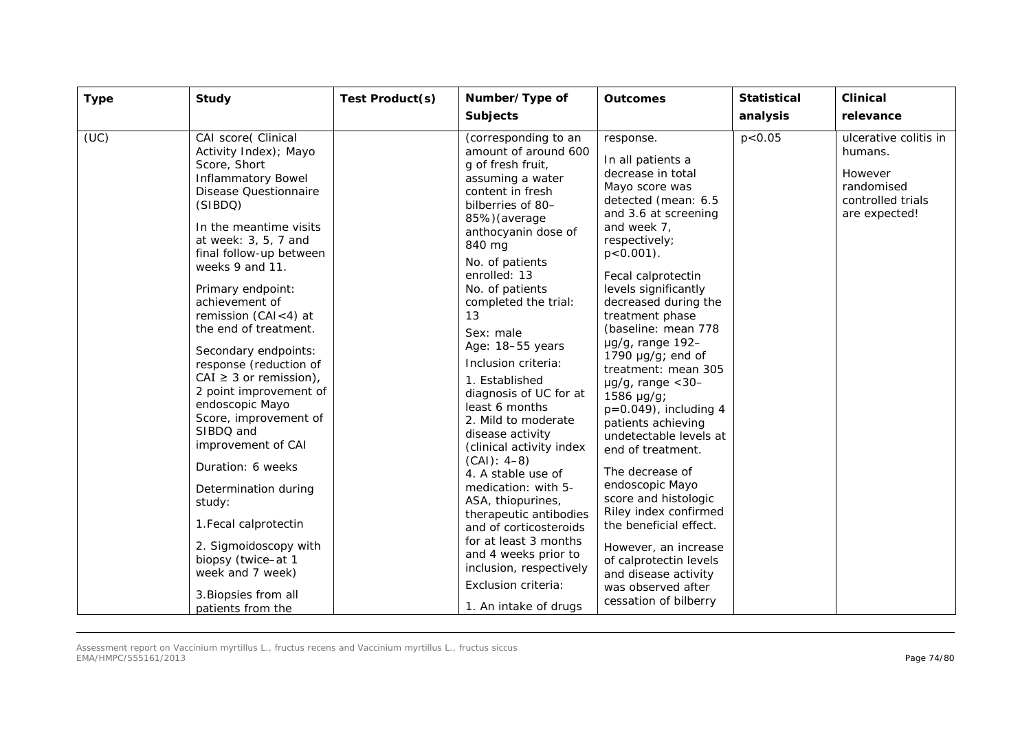| Type | Study | Test Product(s) | Number/Type of Subjects | Outcomes | Statistical analysis | Clinical relevance |
|---|---|---|---|---|---|---|
| (UC) | CAI score( Clinical Activity Index); Mayo Score, Short Inflammatory Bowel Disease Questionnaire (SIBDQ)<br><br>In the meantime visits at week: 3, 5, 7 and final follow-up between weeks 9 and 11.<br><br>Primary endpoint: achievement of remission (CAI<4) at the end of treatment.<br><br>Secondary endpoints: response (reduction of CAI ≥ 3 or remission), 2 point improvement of endoscopic Mayo Score, improvement of SIBDQ and improvement of CAI<br><br>Duration: 6 weeks<br><br>Determination during study:<br><br>1.Fecal calprotectin<br><br>2. Sigmoidoscopy with biopsy (twice–at 1 week and 7 week)<br><br>3.Biopsies from all patients from the | | (corresponding to an amount of around 600 g of fresh fruit, assuming a water content in fresh bilberries of 80–85%)(average anthocyanin dose of 840 mg<br><br>No. of patients enrolled: 13<br>No. of patients completed the trial: 13<br><br>Sex: male<br>Age: 18–55 years<br><br>Inclusion criteria:<br><br>1. Established diagnosis of UC for at least 6 months<br>2. Mild to moderate disease activity (clinical activity index (CAI): 4–8)<br>4. A stable use of medication: with 5-ASA, thiopurines, therapeutic antibodies and of corticosteroids for at least 3 months and 4 weeks prior to inclusion, respectively<br><br>Exclusion criteria:<br><br>1. An intake of drugs | response.<br><br>In all patients a decrease in total Mayo score was detected (mean: 6.5 and 3.6 at screening and week 7, respectively; p<0.001).<br><br>Fecal calprotectin levels significantly decreased during the treatment phase (baseline: mean 778 µg/g, range 192–1790 µg/g; end of treatment: mean 305 µg/g, range <30–1586 µg/g; p=0.049), including 4 patients achieving undetectable levels at end of treatment.<br><br>The decrease of endoscopic Mayo score and histologic Riley index confirmed the beneficial effect.<br><br>However, an increase of calprotectin levels and disease activity was observed after cessation of bilberry | p<0.05 | ulcerative colitis in humans.<br><br>However randomised controlled trials are expected! |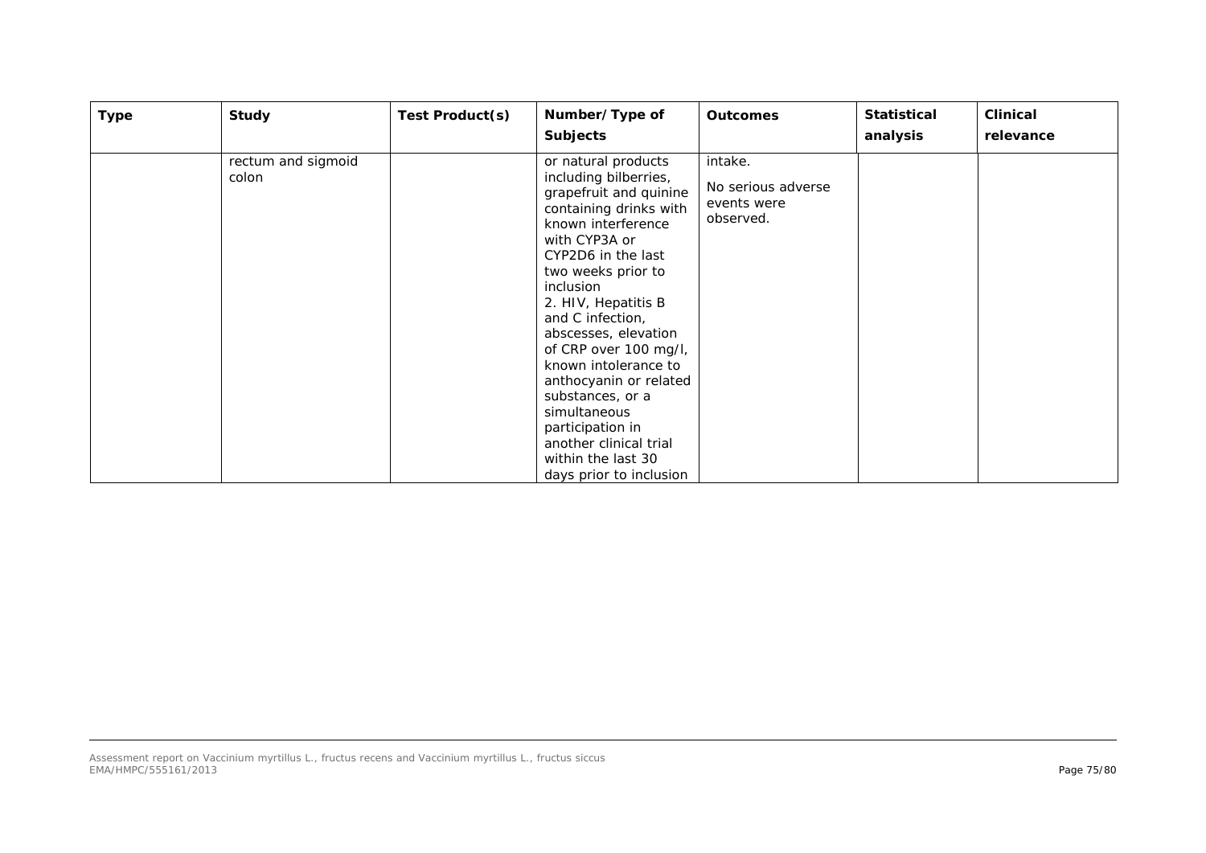| Type | Study | Test Product(s) | Number/Type of Subjects | Outcomes | Statistical analysis | Clinical relevance |
|---|---|---|---|---|---|---|
| | rectum and sigmoid colon | | or natural products including bilberries, grapefruit and quinine containing drinks with known interference with CYP3A or CYP2D6 in the last two weeks prior to inclusion<br>2. HIV, Hepatitis B and C infection, abscesses, elevation of CRP over 100 mg/l, known intolerance to anthocyanin or related substances, or a simultaneous participation in another clinical trial within the last 30 days prior to inclusion | intake.<br>No serious adverse events were observed. | | |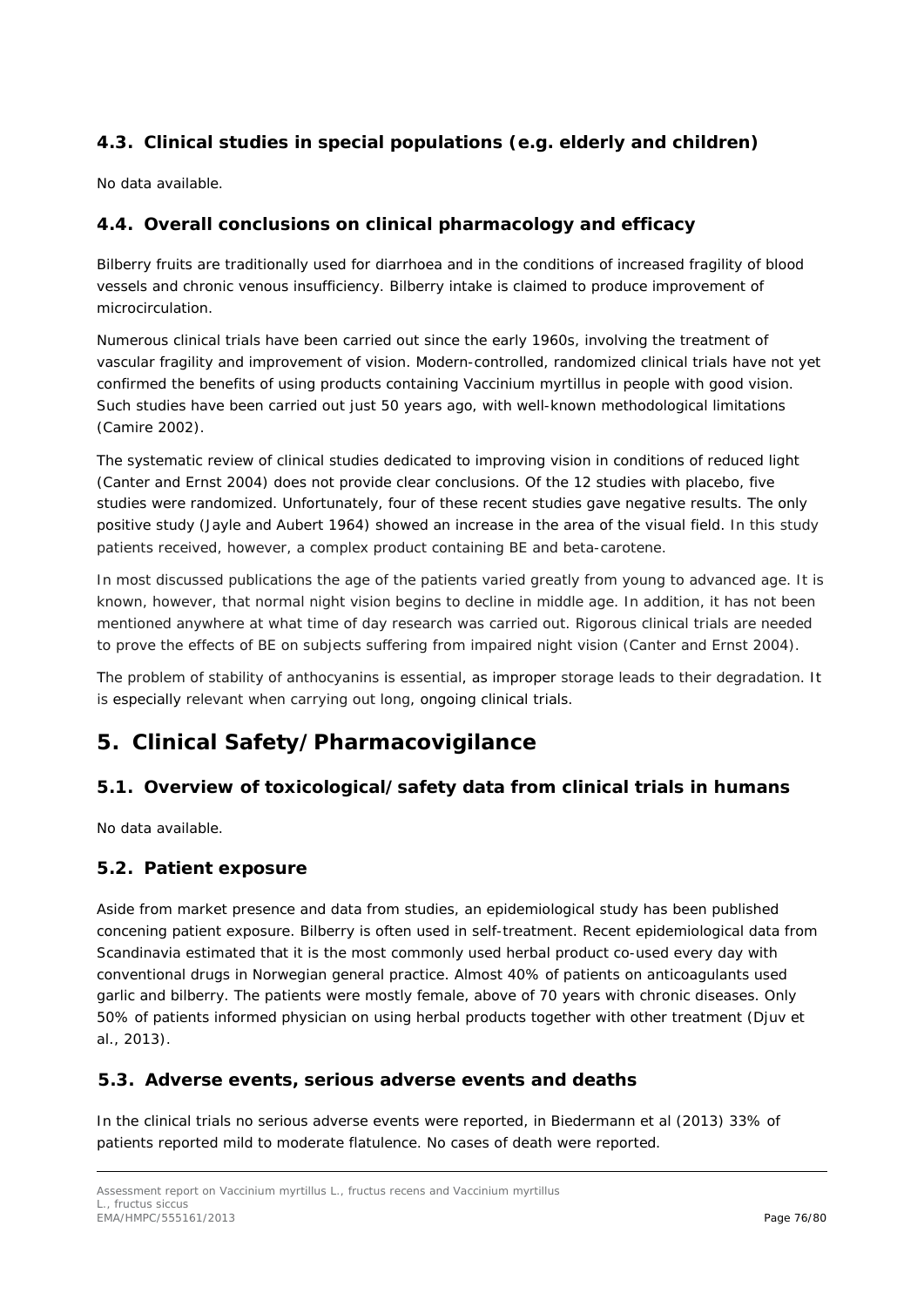### 4.3. Clinical studies in special populations (e.g. elderly and children)

No data available.

### 4.4. Overall conclusions on clinical pharmacology and efficacy

Bilberry fruits are traditionally used for diarrhoea and in the conditions of increased fragility of blood vessels and chronic venous insufficiency. Bilberry intake is claimed to produce improvement of microcirculation.

Numerous clinical trials have been carried out since the early 1960s, involving the treatment of vascular fragility and improvement of vision. Modern-controlled, randomized clinical trials have not yet confirmed the benefits of using products containing Vaccinium myrtillus in people with good vision. Such studies have been carried out just 50 years ago, with well-known methodological limitations (Camire 2002).

The systematic review of clinical studies dedicated to improving vision in conditions of reduced light (Canter and Ernst 2004) does not provide clear conclusions. Of the 12 studies with placebo, five studies were randomized. Unfortunately, four of these recent studies gave negative results. The only positive study (Jayle and Aubert 1964) showed an increase in the area of the visual field. In this study patients received, however, a complex product containing BE and beta-carotene.

In most discussed publications the age of the patients varied greatly from young to advanced age. It is known, however, that normal night vision begins to decline in middle age. In addition, it has not been mentioned anywhere at what time of day research was carried out. Rigorous clinical trials are needed to prove the effects of BE on subjects suffering from impaired night vision (Canter and Ernst 2004).

The problem of stability of anthocyanins is essential, as improper storage leads to their degradation. It is especially relevant when carrying out long, ongoing clinical trials.

## 5. Clinical Safety/Pharmacovigilance

### 5.1. Overview of toxicological/safety data from clinical trials in humans

No data available.

### 5.2. Patient exposure

Aside from market presence and data from studies, an epidemiological study has been published concening patient exposure. Bilberry is often used in self-treatment. Recent epidemiological data from Scandinavia estimated that it is the most commonly used herbal product co-used every day with conventional drugs in Norwegian general practice. Almost 40% of patients on anticoagulants used garlic and bilberry. The patients were mostly female, above of 70 years with chronic diseases. Only 50% of patients informed physician on using herbal products together with other treatment (Djuv et al., 2013).

### 5.3. Adverse events, serious adverse events and deaths

In the clinical trials no serious adverse events were reported, in Biedermann et al (2013) 33% of patients reported mild to moderate flatulence. No cases of death were reported.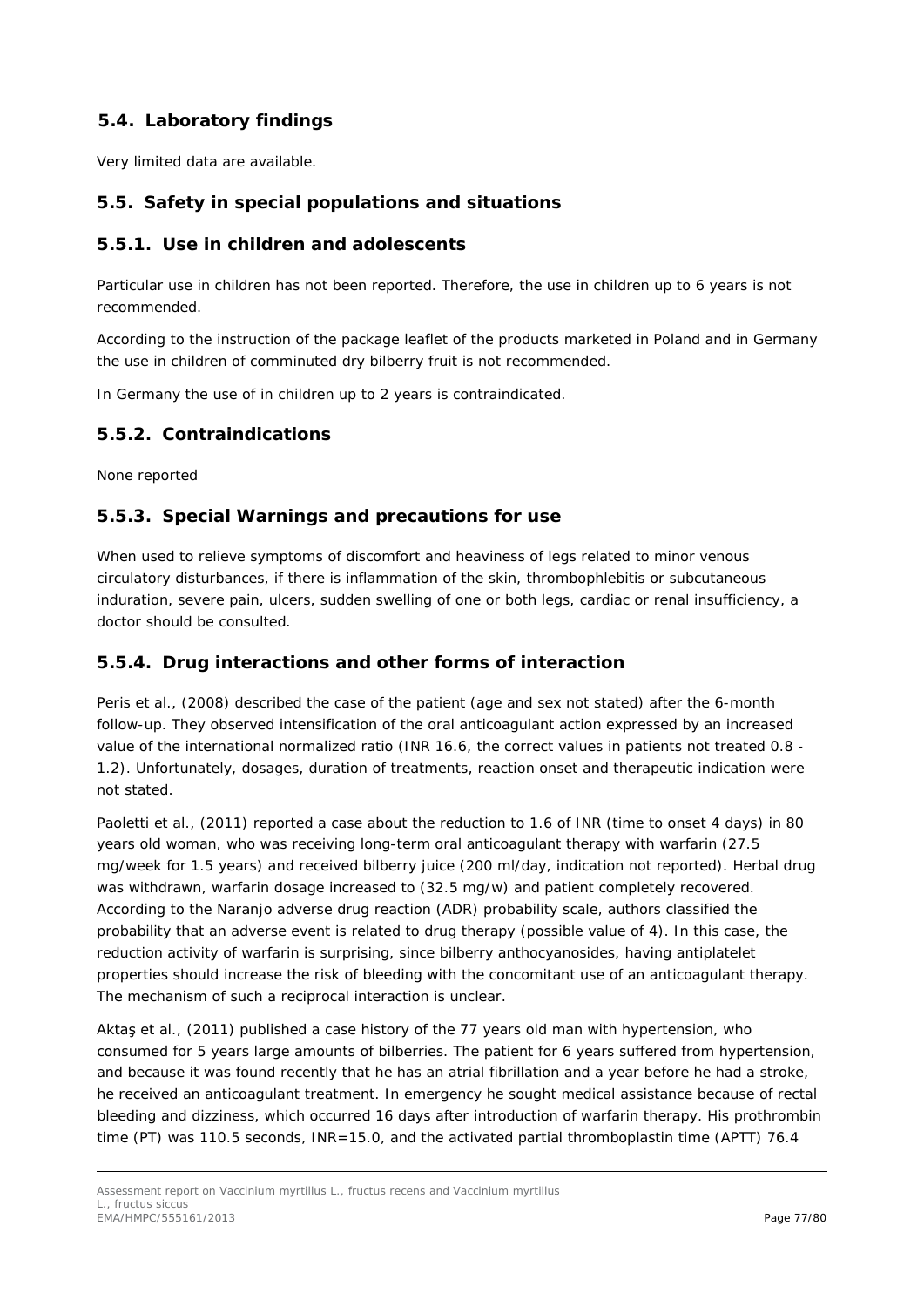## 5.4. Laboratory findings

Very limited data are available.

## 5.5. Safety in special populations and situations

### 5.5.1. Use in children and adolescents

Particular use in children has not been reported. Therefore, the use in children up to 6 years is not recommended.

According to the instruction of the package leaflet of the products marketed in Poland and in Germany the use in children of comminuted dry bilberry fruit is not recommended.

In Germany the use of in children up to 2 years is contraindicated.

### 5.5.2. Contraindications

None reported

### 5.5.3. Special Warnings and precautions for use

When used to relieve symptoms of discomfort and heaviness of legs related to minor venous circulatory disturbances, if there is inflammation of the skin, thrombophlebitis or subcutaneous induration, severe pain, ulcers, sudden swelling of one or both legs, cardiac or renal insufficiency, a doctor should be consulted.

### 5.5.4. Drug interactions and other forms of interaction

Peris et al., (2008) described the case of the patient (age and sex not stated) after the 6-month follow-up. They observed intensification of the oral anticoagulant action expressed by an increased value of the international normalized ratio (INR 16.6, the correct values in patients not treated 0.8 - 1.2). Unfortunately, dosages, duration of treatments, reaction onset and therapeutic indication were not stated.

Paoletti et al., (2011) reported a case about the reduction to 1.6 of INR (time to onset 4 days) in 80 years old woman, who was receiving long-term oral anticoagulant therapy with warfarin (27.5 mg/week for 1.5 years) and received bilberry juice (200 ml/day, indication not reported). Herbal drug was withdrawn, warfarin dosage increased to (32.5 mg/w) and patient completely recovered. According to the Naranjo adverse drug reaction (ADR) probability scale, authors classified the probability that an adverse event is related to drug therapy (possible value of 4). In this case, the reduction activity of warfarin is surprising, since bilberry anthocyanosides, having antiplatelet properties should increase the risk of bleeding with the concomitant use of an anticoagulant therapy. The mechanism of such a reciprocal interaction is unclear.

Aktaş et al., (2011) published a case history of the 77 years old man with hypertension, who consumed for 5 years large amounts of bilberries. The patient for 6 years suffered from hypertension, and because it was found recently that he has an atrial fibrillation and a year before he had a stroke, he received an anticoagulant treatment. In emergency he sought medical assistance because of rectal bleeding and dizziness, which occurred 16 days after introduction of warfarin therapy. His prothrombin time (PT) was 110.5 seconds, INR=15.0, and the activated partial thromboplastin time (APTT) 76.4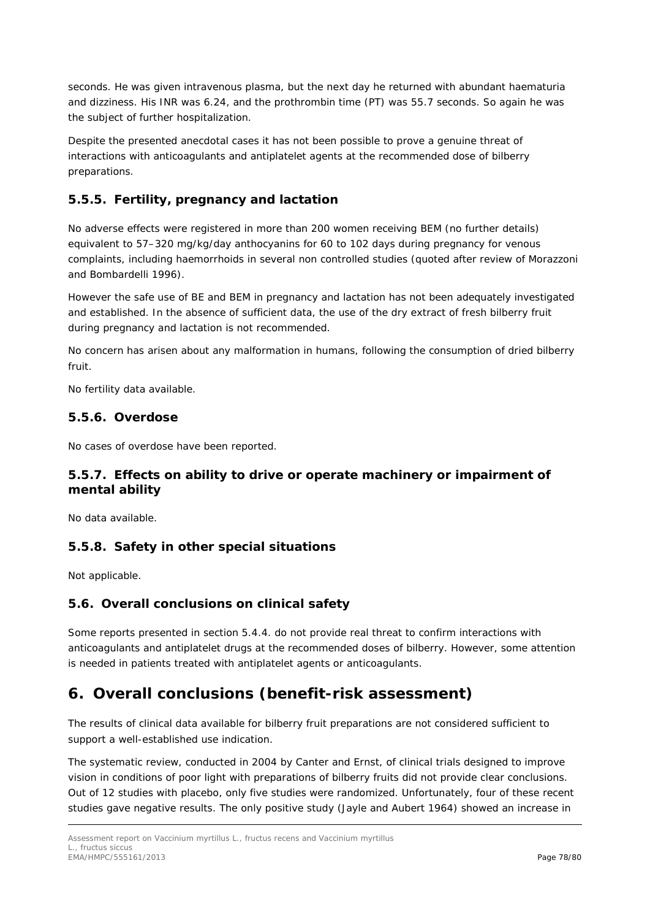seconds. He was given intravenous plasma, but the next day he returned with abundant haematuria and dizziness. His INR was 6.24, and the prothrombin time (PT) was 55.7 seconds. So again he was the subject of further hospitalization.

Despite the presented anecdotal cases it has not been possible to prove a genuine threat of interactions with anticoagulants and antiplatelet agents at the recommended dose of bilberry preparations.

### 5.5.5. Fertility, pregnancy and lactation

No adverse effects were registered in more than 200 women receiving BEM (no further details) equivalent to 57–320 mg/kg/day anthocyanins for 60 to 102 days during pregnancy for venous complaints, including haemorrhoids in several non controlled studies (quoted after review of Morazzoni and Bombardelli 1996).

However the safe use of BE and BEM in pregnancy and lactation has not been adequately investigated and established. In the absence of sufficient data, the use of the dry extract of fresh bilberry fruit during pregnancy and lactation is not recommended.

No concern has arisen about any malformation in humans, following the consumption of dried bilberry fruit.

No fertility data available.

### 5.5.6. Overdose

No cases of overdose have been reported.

### 5.5.7. Effects on ability to drive or operate machinery or impairment of mental ability

No data available.

### 5.5.8. Safety in other special situations

Not applicable.

## 5.6. Overall conclusions on clinical safety

Some reports presented in section 5.4.4. do not provide real threat to confirm interactions with anticoagulants and antiplatelet drugs at the recommended doses of bilberry. However, some attention is needed in patients treated with antiplatelet agents or anticoagulants.

# 6. Overall conclusions (benefit-risk assessment)

The results of clinical data available for bilberry fruit preparations are not considered sufficient to support a well-established use indication.

The systematic review, conducted in 2004 by Canter and Ernst, of clinical trials designed to improve vision in conditions of poor light with preparations of bilberry fruits did not provide clear conclusions. Out of 12 studies with placebo, only five studies were randomized. Unfortunately, four of these recent studies gave negative results. The only positive study (Jayle and Aubert 1964) showed an increase in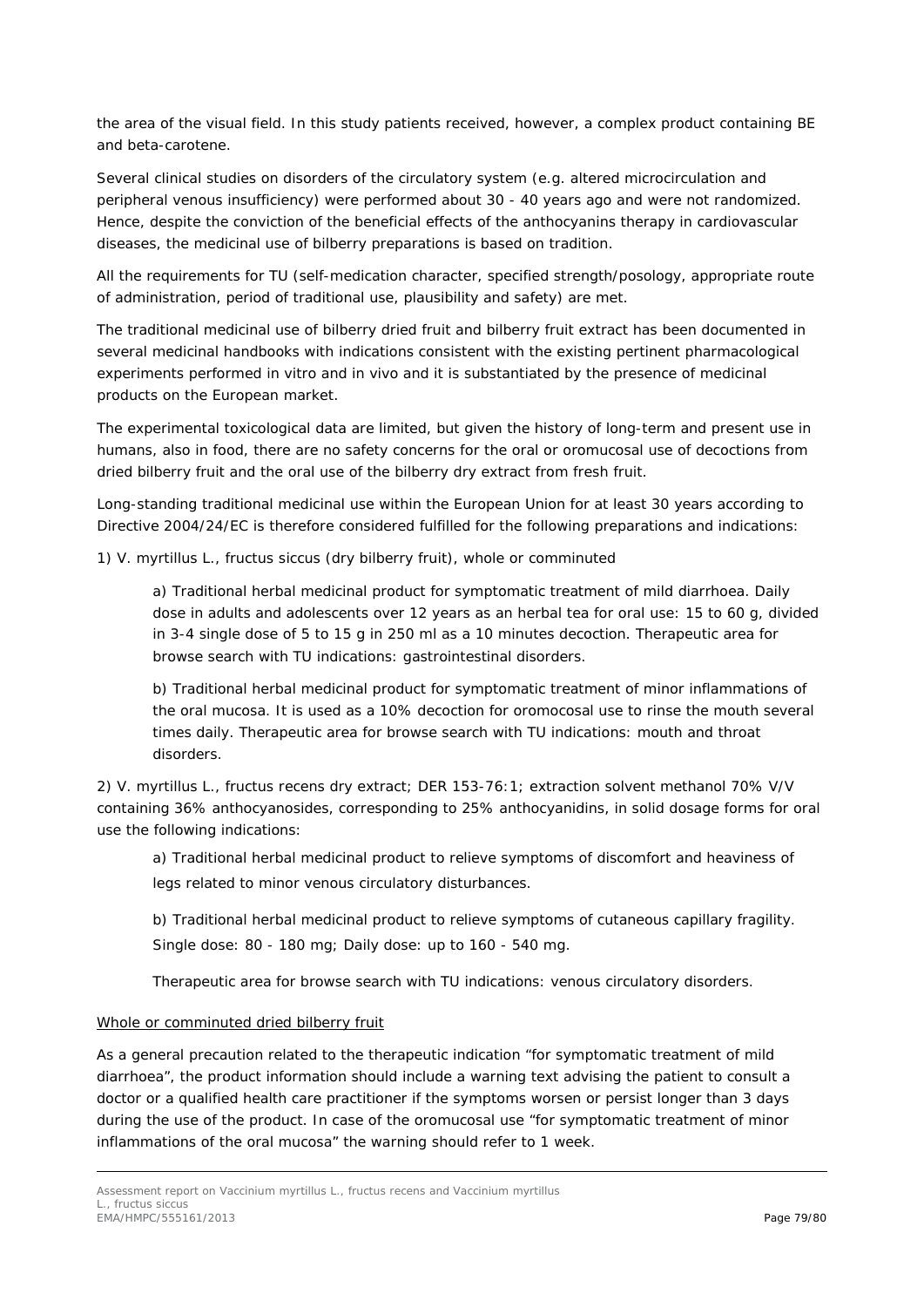the area of the visual field. In this study patients received, however, a complex product containing BE and beta-carotene.

Several clinical studies on disorders of the circulatory system (e.g. altered microcirculation and peripheral venous insufficiency) were performed about 30 - 40 years ago and were not randomized. Hence, despite the conviction of the beneficial effects of the anthocyanins therapy in cardiovascular diseases, the medicinal use of bilberry preparations is based on tradition.

All the requirements for TU (self-medication character, specified strength/posology, appropriate route of administration, period of traditional use, plausibility and safety) are met.

The traditional medicinal use of bilberry dried fruit and bilberry fruit extract has been documented in several medicinal handbooks with indications consistent with the existing pertinent pharmacological experiments performed in vitro and in vivo and it is substantiated by the presence of medicinal products on the European market.

The experimental toxicological data are limited, but given the history of long-term and present use in humans, also in food, there are no safety concerns for the oral or oromucosal use of decoctions from dried bilberry fruit and the oral use of the bilberry dry extract from fresh fruit.

Long-standing traditional medicinal use within the European Union for at least 30 years according to Directive 2004/24/EC is therefore considered fulfilled for the following preparations and indications:

1) *V. myrtillus* L., fructus siccus (dry bilberry fruit), whole or comminuted

> a) Traditional herbal medicinal product for symptomatic treatment of mild diarrhoea. Daily dose in adults and adolescents over 12 years as an herbal tea for oral use: 15 to 60 g, divided in 3-4 single dose of 5 to 15 g in 250 ml as a 10 minutes decoction. Therapeutic area for browse search with TU indications: gastrointestinal disorders.
>
> b) Traditional herbal medicinal product for symptomatic treatment of minor inflammations of the oral mucosa. It is used as a 10% decoction for oromocosal use to rinse the mouth several times daily. Therapeutic area for browse search with TU indications: mouth and throat disorders.

2) *V. myrtillus* L., fructus recens dry extract; DER 153-76:1; extraction solvent methanol 70% V/V containing 36% anthocyanosides, corresponding to 25% anthocyanidins, in solid dosage forms for oral use the following indications:

> a) Traditional herbal medicinal product to relieve symptoms of discomfort and heaviness of legs related to minor venous circulatory disturbances.
>
> b) Traditional herbal medicinal product to relieve symptoms of cutaneous capillary fragility. Single dose: 80 - 180 mg; Daily dose: up to 160 - 540 mg.
>
> Therapeutic area for browse search with TU indications: venous circulatory disorders.

<u>Whole or comminuted dried bilberry fruit</u>

As a general precaution related to the therapeutic indication "for symptomatic treatment of mild diarrhoea", the product information should include a warning text advising the patient to consult a doctor or a qualified health care practitioner if the symptoms worsen or persist longer than 3 days during the use of the product. In case of the oromucosal use "for symptomatic treatment of minor inflammations of the oral mucosa" the warning should refer to 1 week.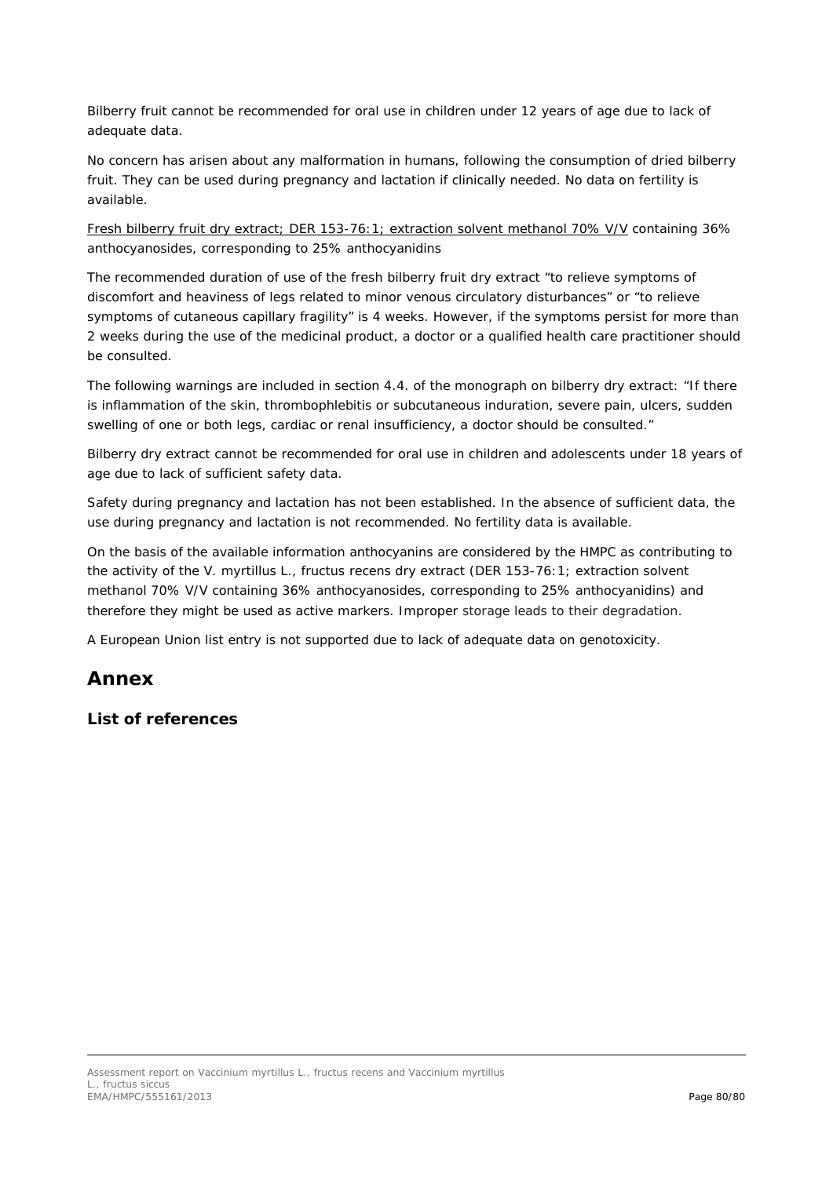Bilberry fruit cannot be recommended for oral use in children under 12 years of age due to lack of adequate data.

No concern has arisen about any malformation in humans, following the consumption of dried bilberry fruit. They can be used during pregnancy and lactation if clinically needed. No data on fertility is available.

<u>Fresh bilberry fruit dry extract; DER 153-76:1; extraction solvent methanol 70% V/V</u> containing 36% anthocyanosides, corresponding to 25% anthocyanidins

The recommended duration of use of the fresh bilberry fruit dry extract "to relieve symptoms of discomfort and heaviness of legs related to minor venous circulatory disturbances" or "to relieve symptoms of cutaneous capillary fragility" is 4 weeks. However, if the symptoms persist for more than 2 weeks during the use of the medicinal product, a doctor or a qualified health care practitioner should be consulted.

The following warnings are included in section 4.4. of the monograph on bilberry dry extract: "If there is inflammation of the skin, thrombophlebitis or subcutaneous induration, severe pain, ulcers, sudden swelling of one or both legs, cardiac or renal insufficiency, a doctor should be consulted."

Bilberry dry extract cannot be recommended for oral use in children and adolescents under 18 years of age due to lack of sufficient safety data.

Safety during pregnancy and lactation has not been established. In the absence of sufficient data, the use during pregnancy and lactation is not recommended. No fertility data is available.

On the basis of the available information anthocyanins are considered by the HMPC as contributing to the activity of the V. myrtillus L., fructus recens dry extract (DER 153-76:1; extraction solvent methanol 70% V/V containing 36% anthocyanosides, corresponding to 25% anthocyanidins) and therefore they might be used as active markers. Improper storage leads to their degradation.

A European Union list entry is not supported due to lack of adequate data on genotoxicity.

# Annex

## List of references